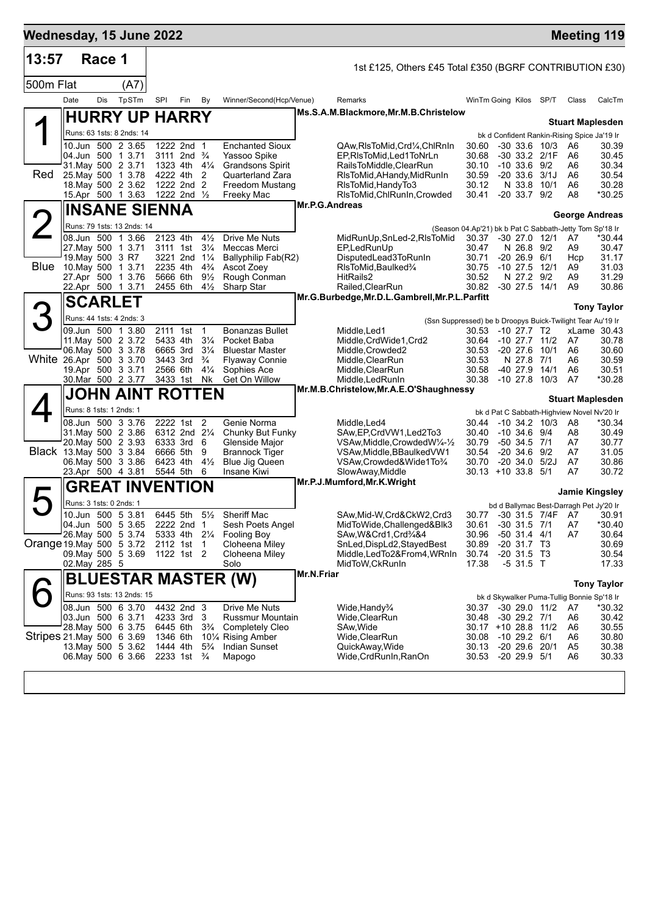# Wednesday, 15 June 2022 — Meeting 119

**13:57 Race 1** — 1st £125, Others £45 Total £350 (BGRF CONTRIBUTION £30)

**500m Flat (A7)**

| Date | Dis | TpSTm | SPI | Fin | By | Winner/Second(Hcp/Venue) | Remarks | WinTm | Going | Kilos | SP/T | Class | CalcTm |
|---|---|---|---|---|---|---|---|---|---|---|---|---|---|

## 1 (Red) HURRY UP HARRY

Ms.S.A.M.Blackmore,Mr.M.B.Christelow — **Stuart Maplesden**

Runs: 63 1sts: 8 2nds: 14 — bk d Confident Rankin-Rising Spice Ja'19 Ir

| Date | Dis | TpSTm | SPI | Fin | By | Winner/Second | Remarks | WinTm | Going | Kilos | SP/T | Class | CalcTm |
|---|---|---|---|---|---|---|---|---|---|---|---|---|---|
| 10.Jun | 500 | 2 3.65 | 1222 | 2nd | 1 | Enchanted Sioux | QAw,RlsToMid,Crd¼,ChlRnIn | 30.60 | -30 | 33.6 | 10/3 | A6 | 30.39 |
| 04.Jun | 500 | 1 3.71 | 3111 | 2nd | ¾ | Yassoo Spike | EP,RlsToMid,Led1ToNrLn | 30.68 | -30 | 33.2 | 2/1F | A6 | 30.45 |
| 31.May | 500 | 2 3.71 | 1323 | 4th | 4¼ | Grandsons Spirit | RailsToMiddle,ClearRun | 30.10 | -10 | 33.6 | 9/2 | A6 | 30.34 |
| 25.May | 500 | 1 3.78 | 4222 | 4th | 2 | Quarterland Zara | RlsToMid,AHandy,MidRunIn | 30.59 | -20 | 33.6 | 3/1J | A6 | 30.54 |
| 18.May | 500 | 2 3.62 | 1222 | 2nd | 2 | Freedom Mustang | RlsToMid,HandyTo3 | 30.12 | N | 33.8 | 10/1 | A6 | 30.28 |
| 15.Apr | 500 | 1 3.63 | 1222 | 2nd | ½ | Freeky Mac | RlsToMid,ChlRunIn,Crowded | 30.41 | -20 | 33.7 | 9/2 | A8 | *30.25 |

## 2 (Blue) INSANE SIENNA

Mr.P.G.Andreas — **George Andreas**

Runs: 79 1sts: 13 2nds: 14 — (Season 04.Ap'21) bk b Pat C Sabbath-Jetty Tom Sp'18 Ir

| Date | Dis | TpSTm | SPI | Fin | By | Winner/Second | Remarks | WinTm | Going | Kilos | SP/T | Class | CalcTm |
|---|---|---|---|---|---|---|---|---|---|---|---|---|---|
| 08.Jun | 500 | 1 3.66 | 2123 | 4th | 4½ | Drive Me Nuts | MidRunUp,SnLed-2,RlsToMid | 30.37 | -30 | 27.0 | 12/1 | A7 | *30.44 |
| 27.May | 500 | 1 3.71 | 3111 | 1st | 3¼ | Meccas Merci | EP,LedRunUp | 30.47 | N | 26.8 | 9/2 | A9 | 30.47 |
| 19.May | 500 | 3 R7 | 3221 | 2nd | 1¼ | Ballyphilip Fab(R2) | DisputedLead3ToRunIn | 30.71 | -20 | 26.9 | 6/1 | Hcp | 31.17 |
| 10.May | 500 | 1 3.71 | 2235 | 4th | 4¾ | Ascot Zoey | RlsToMid,Baulked¾ | 30.75 | -10 | 27.5 | 12/1 | A9 | 31.03 |
| 27.Apr | 500 | 1 3.76 | 5666 | 6th | 9½ | Rough Conman | HitRails2 | 30.52 | N | 27.2 | 9/2 | A9 | 31.29 |
| 22.Apr | 500 | 1 3.71 | 2455 | 6th | 4½ | Sharp Star | Railed,ClearRun | 30.82 | -30 | 27.5 | 14/1 | A9 | 30.86 |

## 3 (White) SCARLET

Mr.G.Burbedge,Mr.D.L.Gambrell,Mr.P.L.Parfitt — **Tony Taylor**

Runs: 44 1sts: 4 2nds: 3 — (Ssn Suppressed) be b Droopys Buick-Twilight Tear Au'19 Ir

| Date | Dis | TpSTm | SPI | Fin | By | Winner/Second | Remarks | WinTm | Going | Kilos | SP/T | Class | CalcTm |
|---|---|---|---|---|---|---|---|---|---|---|---|---|---|
| 09.Jun | 500 | 1 3.80 | 2111 | 1st | 1 | Bonanzas Bullet | Middle,Led1 | 30.53 | -10 | 27.7 | T2 | xLame | 30.43 |
| 11.May | 500 | 2 3.72 | 5433 | 4th | 3¼ | Pocket Baba | Middle,CrdWide1,Crd2 | 30.64 | -10 | 27.7 | 11/2 | A7 | 30.78 |
| 06.May | 500 | 3 3.78 | 6665 | 3rd | 3¼ | Bluestar Master | Middle,Crowded2 | 30.53 | -20 | 27.6 | 10/1 | A6 | 30.60 |
| 26.Apr | 500 | 3 3.70 | 3443 | 3rd | ¾ | Flyaway Connie | Middle,ClearRun | 30.53 | N | 27.8 | 7/1 | A6 | 30.59 |
| 19.Apr | 500 | 3 3.71 | 2566 | 6th | 4¼ | Sophies Ace | Middle,ClearRun | 30.58 | -40 | 27.9 | 14/1 | A6 | 30.51 |
| 30.Mar | 500 | 2 3.77 | 3433 | 1st | Nk | Get On Willow | Middle,LedRunIn | 30.38 | -10 | 27.8 | 10/3 | A7 | *30.28 |

## 4 (Black) JOHN AINT ROTTEN

Mr.M.B.Christelow,Mr.A.E.O'Shaughnessy — **Stuart Maplesden**

Runs: 8 1sts: 1 2nds: 1 — bk d Pat C Sabbath-Highview Novel Nv'20 Ir

| Date | Dis | TpSTm | SPI | Fin | By | Winner/Second | Remarks | WinTm | Going | Kilos | SP/T | Class | CalcTm |
|---|---|---|---|---|---|---|---|---|---|---|---|---|---|
| 08.Jun | 500 | 3 3.76 | 2222 | 1st | 2 | Genie Norma | Middle,Led4 | 30.44 | -10 | 34.2 | 10/3 | A8 | *30.34 |
| 31.May | 500 | 2 3.86 | 6312 | 2nd | 2¼ | Chunky But Funky | SAw,EP,CrdVW1,Led2To3 | 30.40 | -10 | 34.6 | 9/4 | A8 | 30.49 |
| 20.May | 500 | 2 3.93 | 6333 | 3rd | 6 | Glenside Major | VSAw,Middle,CrowdedW¼-½ | 30.79 | -50 | 34.5 | 7/1 | A7 | 30.77 |
| 13.May | 500 | 3 3.84 | 6666 | 5th | 9 | Brannock Tiger | VSAw,Middle,BBaulkedVW1 | 30.54 | -20 | 34.6 | 9/2 | A7 | 31.05 |
| 06.May | 500 | 3 3.86 | 6423 | 4th | 4½ | Blue Jig Queen | VSAw,Crowded&Wide1To¾ | 30.70 | -20 | 34.0 | 5/2J | A7 | 30.86 |
| 23.Apr | 500 | 4 3.81 | 5544 | 5th | 6 | Insane Kiwi | SlowAway,Middle | 30.13 | +10 | 33.8 | 5/1 | A7 | 30.72 |

## 5 (Orange) GREAT INVENTION

Mr.P.J.Mumford,Mr.K.Wright — **Jamie Kingsley**

Runs: 3 1sts: 0 2nds: 1 — bd d Ballymac Best-Darragh Pet Jy'20 Ir

| Date | Dis | TpSTm | SPI | Fin | By | Winner/Second | Remarks | WinTm | Going | Kilos | SP/T | Class | CalcTm |
|---|---|---|---|---|---|---|---|---|---|---|---|---|---|
| 10.Jun | 500 | 5 3.81 | 6445 | 5th | 5½ | Sheriff Mac | SAw,Mid-W,Crd&CkW2,Crd3 | 30.77 | -30 | 31.5 | 7/4F | A7 | 30.91 |
| 04.Jun | 500 | 5 3.65 | 2222 | 2nd | 1 | Sesh Poets Angel | MidToWide,Challenged&Blk3 | 30.61 | -30 | 31.5 | 7/1 | A7 | *30.40 |
| 26.May | 500 | 5 3.74 | 5333 | 4th | 2¼ | Fooling Boy | SAw,W&Crd1,Crd¾&4 | 30.96 | -50 | 31.4 | 4/1 | A7 | 30.64 |
| 19.May | 500 | 5 3.72 | 2112 | 1st | 1 | Cloheena Miley | SnLed,DispLd2,StayedBest | 30.89 | -20 | 31.7 | T3 | | 30.69 |
| 09.May | 500 | 5 3.69 | 1122 | 1st | 2 | Cloheena Miley | Middle,LedTo2&From4,WRnIn | 30.74 | -20 | 31.5 | T3 | | 30.54 |
| 02.May | 285 | 5 | | | | Solo | MidToW,CkRunIn | 17.38 | -5 | 31.5 | T | | 17.33 |

## 6 (Stripes) BLUESTAR MASTER (W)

Mr.N.Friar — **Tony Taylor**

Runs: 93 1sts: 13 2nds: 15 — bk d Skywalker Puma-Tullig Bonnie Sp'18 Ir

| Date | Dis | TpSTm | SPI | Fin | By | Winner/Second | Remarks | WinTm | Going | Kilos | SP/T | Class | CalcTm |
|---|---|---|---|---|---|---|---|---|---|---|---|---|---|
| 08.Jun | 500 | 6 3.70 | 4432 | 2nd | 3 | Drive Me Nuts | Wide,Handy¾ | 30.37 | -30 | 29.0 | 11/2 | A7 | *30.32 |
| 03.Jun | 500 | 6 3.71 | 4233 | 3rd | 3 | Russmur Mountain | Wide,ClearRun | 30.48 | -30 | 29.2 | 7/1 | A6 | 30.42 |
| 28.May | 500 | 6 3.75 | 6445 | 6th | 3¾ | Completely Cleo | SAw,Wide | 30.17 | +10 | 28.8 | 11/2 | A6 | 30.55 |
| 21.May | 500 | 6 3.69 | 1346 | 6th | 10¼ | Rising Amber | Wide,ClearRun | 30.08 | -10 | 29.2 | 6/1 | A6 | 30.80 |
| 13.May | 500 | 5 3.62 | 1444 | 4th | 5¾ | Indian Sunset | QuickAway,Wide | 30.13 | -20 | 29.6 | 20/1 | A5 | 30.38 |
| 06.May | 500 | 6 3.66 | 2233 | 1st | ¾ | Mapogo | Wide,CrdRunIn,RanOn | 30.53 | -20 | 29.9 | 5/1 | A6 | 30.33 |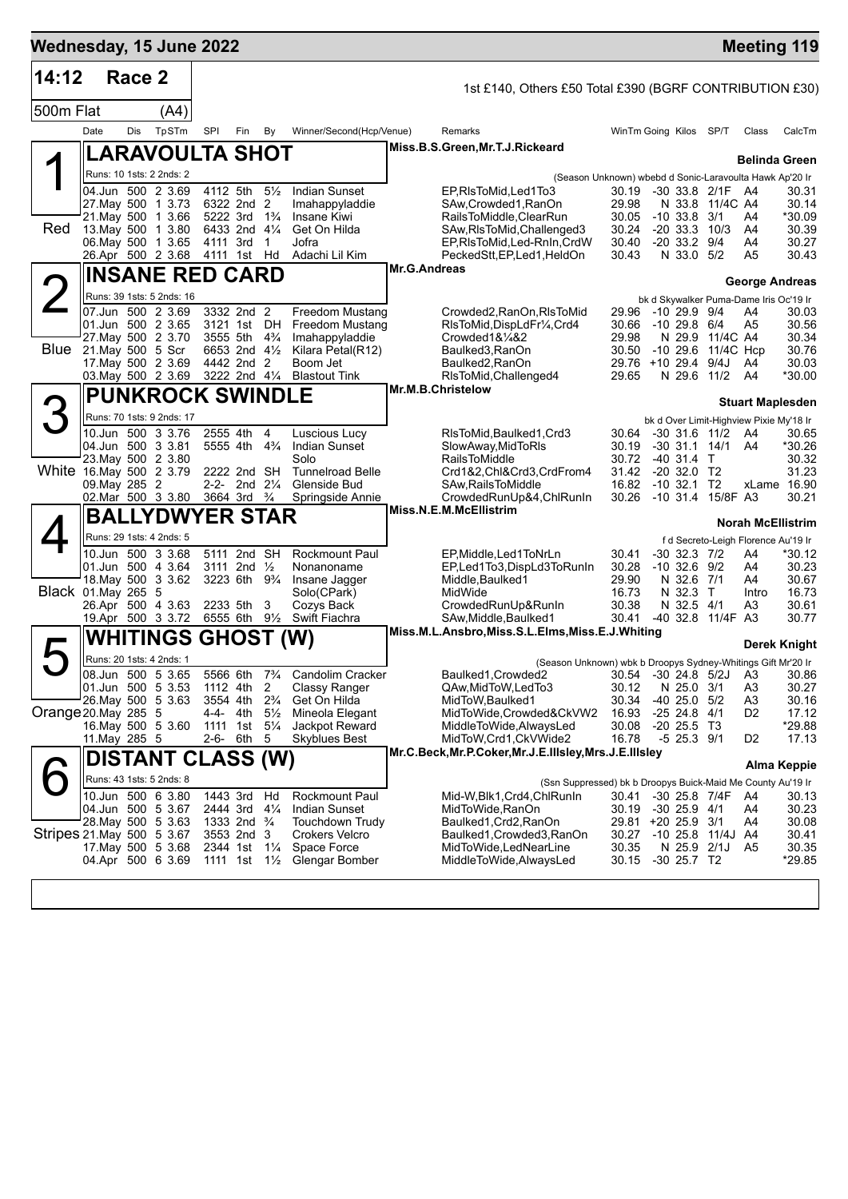## Wednesday, 15 June 2022 — Meeting 119

**14:12 Race 2** — 1st £140, Others £50 Total £390 (BGRF CONTRIBUTION £30)

**500m Flat (A4)**

| Date | Dis | TpSTm | SPI | Fin | By | Winner/Second(Hcp/Venue) | Remarks | WinTm | Going | Kilos | SP/T | Class | CalcTm |
|---|---|---|---|---|---|---|---|---|---|---|---|---|---|

### 1 — LARAVOULTA SHOT (Red)
Miss.B.S.Green,Mr.T.J.Rickeard — **Belinda Green**

Runs: 10 1sts: 2 2nds: 2 — (Season Unknown) wbebd d Sonic-Laravoulta Hawk Ap'20 Ir

| Date | Dis | TpSTm | SPI | Fin | By | Winner/Second(Hcp/Venue) | Remarks | WinTm | Going | Kilos | SP/T | Class | CalcTm |
|---|---|---|---|---|---|---|---|---|---|---|---|---|---|
| 04.Jun | 500 | 2 3.69 | 4112 | 5th | 5½ | Indian Sunset | EP,RlsToMid,Led1To3 | 30.19 | -30 | 33.8 | 2/1F | A4 | 30.31 |
| 27.May | 500 | 1 3.73 | 6322 | 2nd | 2 | Imahappyladdie | SAw,Crowded1,RanOn | 29.98 | N | 33.8 | 11/4C | A4 | 30.14 |
| 21.May | 500 | 1 3.66 | 5222 | 3rd | 1¾ | Insane Kiwi | RailsToMiddle,ClearRun | 30.05 | -10 | 33.8 | 3/1 | A4 | *30.09 |
| 13.May | 500 | 1 3.80 | 6433 | 2nd | 4¼ | Get On Hilda | SAw,RlsToMid,Challenged3 | 30.24 | -20 | 33.3 | 10/3 | A4 | 30.39 |
| 06.May | 500 | 1 3.65 | 4111 | 3rd | 1 | Jofra | EP,RlsToMid,Led-RnIn,CrdW | 30.40 | -20 | 33.2 | 9/4 | A4 | 30.27 |
| 26.Apr | 500 | 2 3.68 | 4111 | 1st | Hd | Adachi Lil Kim | PeckedStt,EP,Led1,HeldOn | 30.43 | N | 33.0 | 5/2 | A5 | 30.43 |

### 2 — INSANE RED CARD (Blue)
Mr.G.Andreas — **George Andreas**

Runs: 39 1sts: 5 2nds: 16 — bk d Skywalker Puma-Dame Iris Oc'19 Ir

| Date | Dis | TpSTm | SPI | Fin | By | Winner/Second(Hcp/Venue) | Remarks | WinTm | Going | Kilos | SP/T | Class | CalcTm |
|---|---|---|---|---|---|---|---|---|---|---|---|---|---|
| 07.Jun | 500 | 2 3.69 | 3332 | 2nd | 2 | Freedom Mustang | Crowded2,RanOn,RlsToMid | 29.96 | -10 | 29.9 | 9/4 | A4 | 30.03 |
| 01.Jun | 500 | 2 3.65 | 3121 | 1st | DH | Freedom Mustang | RlsToMid,DispLdFr¼,Crd4 | 30.66 | -10 | 29.8 | 6/4 | A5 | 30.56 |
| 27.May | 500 | 2 3.70 | 3555 | 5th | 4¾ | Imahappyladdie | Crowded1&¼&2 | 29.98 | N | 29.9 | 11/4C | A4 | 30.34 |
| 21.May | 500 | 5 Scr | 6653 | 2nd | 4½ | Kilara Petal(R12) | Baulked3,RanOn | 30.50 | -10 | 29.6 | 11/4C | Hcp | 30.76 |
| 17.May | 500 | 2 3.69 | 4442 | 2nd | 2 | Boom Jet | Baulked2,RanOn | 29.76 | +10 | 29.4 | 9/4J | A4 | 30.03 |
| 03.May | 500 | 2 3.69 | 3222 | 2nd | 4¼ | Blastout Tink | RlsToMid,Challenged4 | 29.65 | N | 29.6 | 11/2 | A4 | *30.00 |

### 3 — PUNKROCK SWINDLE (White)
Mr.M.B.Christelow — **Stuart Maplesden**

Runs: 70 1sts: 9 2nds: 17 — bk d Over Limit-Highview Pixie My'18 Ir

| Date | Dis | TpSTm | SPI | Fin | By | Winner/Second(Hcp/Venue) | Remarks | WinTm | Going | Kilos | SP/T | Class | CalcTm |
|---|---|---|---|---|---|---|---|---|---|---|---|---|---|
| 10.Jun | 500 | 3 3.76 | 2555 | 4th | 4 | Luscious Lucy | RlsToMid,Baulked1,Crd3 | 30.64 | -30 | 31.6 | 11/2 | A4 | 30.65 |
| 04.Jun | 500 | 3 3.81 | 5555 | 4th | 4¾ | Indian Sunset | SlowAway,MidToRls | 30.19 | -30 | 31.1 | 14/1 | A4 | *30.26 |
| 23.May | 500 | 2 3.80 | | | | Solo | RailsToMiddle | 30.72 | -40 | 31.4 | T | | 30.32 |
| 16.May | 500 | 2 3.79 | 2222 | 2nd | SH | Tunnelroad Belle | Crd1&2,Chl&Crd3,CrdFrom4 | 31.42 | -20 | 32.0 | T2 | | 31.23 |
| 09.May | 285 | 2 | 2-2- | 2nd | 2¼ | Glenside Bud | SAw,RailsToMiddle | 16.82 | -10 | 32.1 | T2 | xLame | 16.90 |
| 02.Mar | 500 | 3 3.80 | 3664 | 3rd | ¾ | Springside Annie | CrowdedRunUp&4,ChlRunIn | 30.26 | -10 | 31.4 | 15/8F | A3 | 30.21 |

### 4 — BALLYDWYER STAR (Black)
Miss.N.E.M.McEllistrim — **Norah McEllistrim**

Runs: 29 1sts: 4 2nds: 5 — f d Secreto-Leigh Florence Au'19 Ir

| Date | Dis | TpSTm | SPI | Fin | By | Winner/Second(Hcp/Venue) | Remarks | WinTm | Going | Kilos | SP/T | Class | CalcTm |
|---|---|---|---|---|---|---|---|---|---|---|---|---|---|
| 10.Jun | 500 | 3 3.68 | 5111 | 2nd | SH | Rockmount Paul | EP,Middle,Led1ToNrLn | 30.41 | -30 | 32.3 | 7/2 | A4 | *30.12 |
| 01.Jun | 500 | 4 3.64 | 3111 | 2nd | ½ | Nonanoname | EP,Led1To3,DispLd3ToRunIn | 30.28 | -10 | 32.6 | 9/2 | A4 | 30.23 |
| 18.May | 500 | 3 3.62 | 3223 | 6th | 9¾ | Insane Jagger | Middle,Baulked1 | 29.90 | N | 32.6 | 7/1 | A4 | 30.67 |
| 01.May | 265 | 5 | | | | Solo(CPark) | MidWide | 16.73 | N | 32.3 | T | Intro | 16.73 |
| 26.Apr | 500 | 4 3.63 | 2233 | 5th | 3 | Cozys Back | CrowdedRunUp&RunIn | 30.38 | N | 32.5 | 4/1 | A3 | 30.61 |
| 19.Apr | 500 | 3 3.72 | 6555 | 6th | 9½ | Swift Fiachra | SAw,Middle,Baulked1 | 30.41 | -40 | 32.8 | 11/4F | A3 | 30.77 |

### 5 — WHITINGS GHOST (W) (Orange)
Miss.M.L.Ansbro,Miss.S.L.Elms,Miss.E.J.Whiting — **Derek Knight**

Runs: 20 1sts: 4 2nds: 1 — (Season Unknown) wbk b Droopys Sydney-Whitings Gift Mr'20 Ir

| Date | Dis | TpSTm | SPI | Fin | By | Winner/Second(Hcp/Venue) | Remarks | WinTm | Going | Kilos | SP/T | Class | CalcTm |
|---|---|---|---|---|---|---|---|---|---|---|---|---|---|
| 08.Jun | 500 | 5 3.65 | 5566 | 6th | 7¾ | Candolim Cracker | Baulked1,Crowded2 | 30.54 | -30 | 24.8 | 5/2J | A3 | 30.86 |
| 01.Jun | 500 | 5 3.53 | 1112 | 4th | 2 | Classy Ranger | QAw,MidToW,LedTo3 | 30.12 | N | 25.0 | 3/1 | A3 | 30.27 |
| 26.May | 500 | 5 3.63 | 3554 | 4th | 2¾ | Get On Hilda | MidToW,Baulked1 | 30.34 | -40 | 25.0 | 5/2 | A3 | 30.16 |
| 20.May | 285 | 5 | 4-4- | 4th | 5½ | Mineola Elegant | MidToWide,Crowded&CkVW2 | 16.93 | -25 | 24.8 | 4/1 | D2 | 17.12 |
| 16.May | 500 | 5 3.60 | 1111 | 1st | 5¼ | Jackpot Reward | MiddleToWide,AlwaysLed | 30.08 | -20 | 25.5 | T3 | | *29.88 |
| 11.May | 285 | 5 | 2-6- | 6th | 5 | Skyblues Best | MidToW,Crd1,CkVWide2 | 16.78 | -5 | 25.3 | 9/1 | D2 | 17.13 |

### 6 — DISTANT CLASS (W) (Stripes)
Mr.C.Beck,Mr.P.Coker,Mr.J.E.Illsley,Mrs.J.E.Illsley — **Alma Keppie**

Runs: 43 1sts: 5 2nds: 8 — (Ssn Suppressed) bk b Droopys Buick-Maid Me County Au'19 Ir

| Date | Dis | TpSTm | SPI | Fin | By | Winner/Second(Hcp/Venue) | Remarks | WinTm | Going | Kilos | SP/T | Class | CalcTm |
|---|---|---|---|---|---|---|---|---|---|---|---|---|---|
| 10.Jun | 500 | 6 3.80 | 1443 | 3rd | Hd | Rockmount Paul | Mid-W,Blk1,Crd4,ChlRunIn | 30.41 | -30 | 25.8 | 7/4F | A4 | 30.13 |
| 04.Jun | 500 | 5 3.67 | 2444 | 3rd | 4¼ | Indian Sunset | MidToWide,RanOn | 30.19 | -30 | 25.9 | 4/1 | A4 | 30.23 |
| 28.May | 500 | 5 3.63 | 1333 | 2nd | ¾ | Touchdown Trudy | Baulked1,Crd2,RanOn | 29.81 | +20 | 25.9 | 3/1 | A4 | 30.08 |
| 21.May | 500 | 5 3.67 | 3553 | 2nd | 3 | Crokers Velcro | Baulked1,Crowded3,RanOn | 30.27 | -10 | 25.8 | 11/4J | A4 | 30.41 |
| 17.May | 500 | 5 3.68 | 2344 | 1st | 1¼ | Space Force | MidToWide,LedNearLine | 30.35 | N | 25.9 | 2/1J | A5 | 30.35 |
| 04.Apr | 500 | 6 3.69 | 1111 | 1st | 1½ | Glengar Bomber | MiddleToWide,AlwaysLed | 30.15 | -30 | 25.7 | T2 | | *29.85 |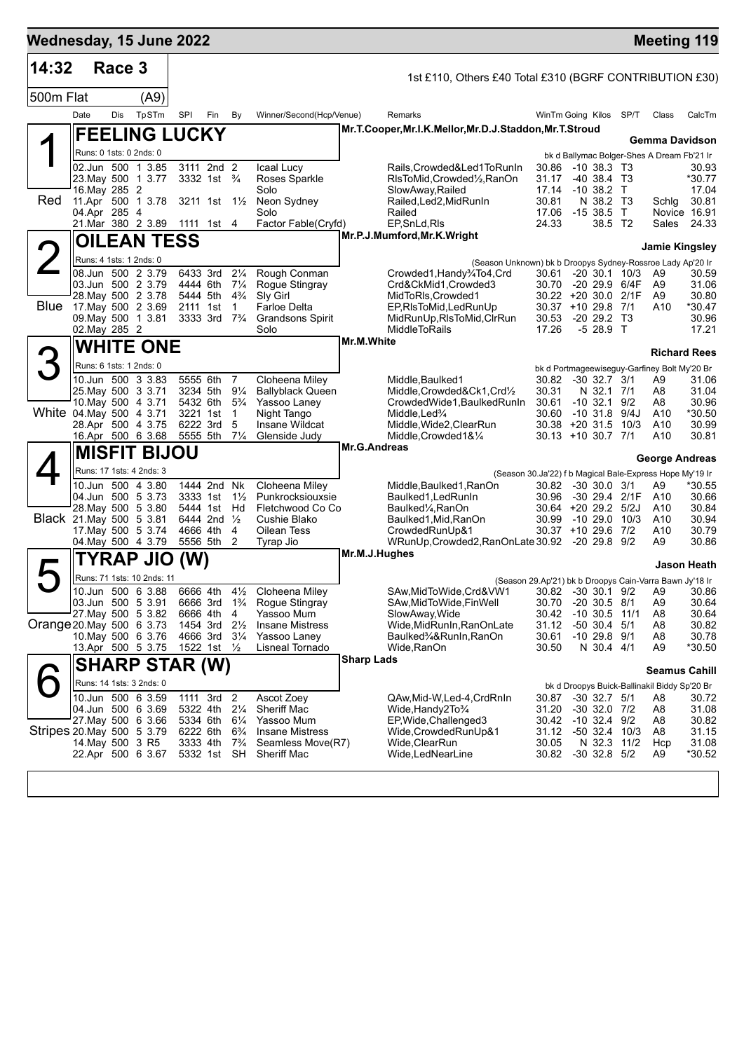# Wednesday, 15 June 2022 — Meeting 119

**14:32 Race 3** — 1st £110, Others £40 Total £310 (BGRF CONTRIBUTION £30)

**500m Flat (A9)**

## 1 FEELING LUCKY (Red)

Mr.T.Cooper,Mr.I.K.Mellor,Mr.D.J.Staddon,Mr.T.Stroud — **Gemma Davidson**

Runs: 0 1sts: 0 2nds: 0 — bk d Ballymac Bolger-Shes A Dream Fb'21 Ir

| Date | Dis | TpSTm | SPI | Fin | By | Winner/Second(Hcp/Venue) | Remarks | WinTm | Going | Kilos | SP/T | Class | CalcTm |
|---|---|---|---|---|---|---|---|---|---|---|---|---|---|
| 02.Jun | 500 | 1 3.85 | 3111 | 2nd | 2 | Icaal Lucy | Rails,Crowded&Led1ToRunIn | 30.86 | -10 | 38.3 | T3 | | 30.93 |
| 23.May | 500 | 1 3.77 | 3332 | 1st | ¾ | Roses Sparkle | RlsToMid,Crowded½,RanOn | 31.17 | -40 | 38.4 | T3 | | *30.77 |
| 16.May | 285 | 2 | | | | Solo | SlowAway,Railed | 17.14 | -10 | 38.2 | T | | 17.04 |
| 11.Apr | 500 | 1 3.78 | 3211 | 1st | 1½ | Neon Sydney | Railed,Led2,MidRunIn | 30.81 | N | 38.2 | T3 | Schlg | 30.81 |
| 04.Apr | 285 | 4 | | | | Solo | Railed | 17.06 | -15 | 38.5 | T | Novice | 16.91 |
| 21.Mar | 380 | 2 3.89 | 1111 | 1st | 4 | Factor Fable(Cryfd) | EP,SnLd,Rls | 24.33 | | 38.5 | T2 | Sales | 24.33 |

## 2 OILEAN TESS (Blue)

Mr.P.J.Mumford,Mr.K.Wright — **Jamie Kingsley**

Runs: 4 1sts: 1 2nds: 0 — (Season Unknown) bk b Droopys Sydney-Rossroe Lady Ap'20 Ir

| Date | Dis | TpSTm | SPI | Fin | By | Winner/Second(Hcp/Venue) | Remarks | WinTm | Going | Kilos | SP/T | Class | CalcTm |
|---|---|---|---|---|---|---|---|---|---|---|---|---|---|
| 08.Jun | 500 | 2 3.79 | 6433 | 3rd | 2¼ | Rough Conman | Crowded1,Handy¾To4,Crd | 30.61 | -20 | 30.1 | 10/3 | A9 | 30.59 |
| 03.Jun | 500 | 2 3.79 | 4444 | 6th | 7¼ | Rogue Stingray | Crd&CkMid1,Crowded3 | 30.70 | -20 | 29.9 | 6/4F | A9 | 31.06 |
| 28.May | 500 | 2 3.78 | 5444 | 5th | 4¾ | Sly Girl | MidToRls,Crowded1 | 30.22 | +20 | 30.0 | 2/1F | A9 | 30.80 |
| 17.May | 500 | 2 3.69 | 2111 | 1st | 1 | Farloe Delta | EP,RlsToMid,LedRunUp | 30.37 | +10 | 29.8 | 7/1 | A10 | *30.47 |
| 09.May | 500 | 1 3.81 | 3333 | 3rd | 7¾ | Grandsons Spirit | MidRunUp,RlsToMid,ClrRun | 30.53 | -20 | 29.2 | T3 | | 30.96 |
| 02.May | 285 | 2 | | | | Solo | MiddleToRails | 17.26 | -5 | 28.9 | T | | 17.21 |

## 3 WHITE ONE (White)

Mr.M.White — **Richard Rees**

Runs: 6 1sts: 1 2nds: 0 — bk d Portmageewiseguy-Garfiney Bolt My'20 Br

| Date | Dis | TpSTm | SPI | Fin | By | Winner/Second(Hcp/Venue) | Remarks | WinTm | Going | Kilos | SP/T | Class | CalcTm |
|---|---|---|---|---|---|---|---|---|---|---|---|---|---|
| 10.Jun | 500 | 3 3.83 | 5555 | 6th | 7 | Cloheena Miley | Middle,Baulked1 | 30.82 | -30 | 32.7 | 3/1 | A9 | 31.06 |
| 25.May | 500 | 3 3.71 | 3234 | 5th | 9¼ | Ballyblack Queen | Middle,Crowded&Ck1,Crd½ | 30.31 | N | 32.1 | 7/1 | A8 | 31.04 |
| 10.May | 500 | 4 3.71 | 5432 | 6th | 5¾ | Yassoo Laney | CrowdedWide1,BaulkedRunIn | 30.61 | -10 | 32.1 | 9/2 | A8 | 30.96 |
| 04.May | 500 | 4 3.71 | 3221 | 1st | 1 | Night Tango | Middle,Led¾ | 30.60 | -10 | 31.8 | 9/4J | A10 | *30.50 |
| 28.Apr | 500 | 4 3.75 | 6222 | 3rd | 5 | Insane Wildcat | Middle,Wide2,ClearRun | 30.38 | +20 | 31.5 | 10/3 | A10 | 30.99 |
| 16.Apr | 500 | 6 3.68 | 5555 | 5th | 7¼ | Glenside Judy | Middle,Crowded1&¼ | 30.13 | +10 | 30.7 | 7/1 | A10 | 30.81 |

## 4 MISFIT BIJOU (Black)

Mr.G.Andreas — **George Andreas**

Runs: 17 1sts: 4 2nds: 3 — (Season 30.Ja'22) f b Magical Bale-Express Hope My'19 Ir

| Date | Dis | TpSTm | SPI | Fin | By | Winner/Second(Hcp/Venue) | Remarks | WinTm | Going | Kilos | SP/T | Class | CalcTm |
|---|---|---|---|---|---|---|---|---|---|---|---|---|---|
| 10.Jun | 500 | 4 3.80 | 1444 | 2nd | Nk | Cloheena Miley | Middle,Baulked1,RanOn | 30.82 | -30 | 30.0 | 3/1 | A9 | *30.55 |
| 04.Jun | 500 | 5 3.73 | 3333 | 1st | 1½ | Punkrocksiouxsie | Baulked1,LedRunIn | 30.96 | -30 | 29.4 | 2/1F | A10 | 30.66 |
| 28.May | 500 | 5 3.80 | 5444 | 1st | Hd | Fletchwood Co Co | Baulked¼,RanOn | 30.64 | +20 | 29.2 | 5/2J | A10 | 30.84 |
| 21.May | 500 | 5 3.81 | 6444 | 2nd | ½ | Cushie Blako | Baulked1,Mid,RanOn | 30.99 | -10 | 29.0 | 10/3 | A10 | 30.94 |
| 17.May | 500 | 5 3.74 | 4666 | 4th | 4 | Oilean Tess | CrowdedRunUp&1 | 30.37 | +10 | 29.6 | 7/2 | A10 | 30.79 |
| 04.May | 500 | 4 3.79 | 5556 | 5th | 2 | Tyrap Jio | WRunUp,Crowded2,RanOnLate | 30.92 | -20 | 29.8 | 9/2 | A9 | 30.86 |

## 5 TYRAP JIO (W) (Orange)

Mr.M.J.Hughes — **Jason Heath**

Runs: 71 1sts: 10 2nds: 11 — (Season 29.Ap'21) bk b Droopys Cain-Varra Bawn Jy'18 Ir

| Date | Dis | TpSTm | SPI | Fin | By | Winner/Second(Hcp/Venue) | Remarks | WinTm | Going | Kilos | SP/T | Class | CalcTm |
|---|---|---|---|---|---|---|---|---|---|---|---|---|---|
| 10.Jun | 500 | 6 3.88 | 6666 | 4th | 4½ | Cloheena Miley | SAw,MidToWide,Crd&VW1 | 30.82 | -30 | 30.1 | 9/2 | A9 | 30.86 |
| 03.Jun | 500 | 5 3.91 | 6666 | 3rd | 1¾ | Rogue Stingray | SAw,MidToWide,FinWell | 30.70 | -20 | 30.5 | 8/1 | A9 | 30.64 |
| 27.May | 500 | 5 3.82 | 6666 | 4th | 4 | Yassoo Mum | SlowAway,Wide | 30.42 | -10 | 30.5 | 11/1 | A8 | 30.64 |
| 20.May | 500 | 6 3.73 | 1454 | 3rd | 2½ | Insane Mistress | Wide,MidRunIn,RanOnLate | 31.12 | -50 | 30.4 | 5/1 | A8 | 30.82 |
| 10.May | 500 | 6 3.76 | 4666 | 3rd | 3¼ | Yassoo Laney | Baulked¾&RunIn,RanOn | 30.61 | -10 | 29.8 | 9/1 | A8 | 30.78 |
| 13.Apr | 500 | 5 3.75 | 1522 | 1st | ½ | Lisneal Tornado | Wide,RanOn | 30.50 | N | 30.4 | 4/1 | A9 | *30.50 |

## 6 SHARP STAR (W) (Stripes)

Sharp Lads — **Seamus Cahill**

Runs: 14 1sts: 3 2nds: 0 — bk d Droopys Buick-Ballinakil Biddy Sp'20 Br

| Date | Dis | TpSTm | SPI | Fin | By | Winner/Second(Hcp/Venue) | Remarks | WinTm | Going | Kilos | SP/T | Class | CalcTm |
|---|---|---|---|---|---|---|---|---|---|---|---|---|---|
| 10.Jun | 500 | 6 3.59 | 1111 | 3rd | 2 | Ascot Zoey | QAw,Mid-W,Led-4,CrdRnIn | 30.87 | -30 | 32.7 | 5/1 | A8 | 30.72 |
| 04.Jun | 500 | 6 3.69 | 5322 | 4th | 2¼ | Sheriff Mac | Wide,Handy2To¾ | 31.20 | -30 | 32.0 | 7/2 | A8 | 31.08 |
| 27.May | 500 | 6 3.66 | 5334 | 6th | 6¼ | Yassoo Mum | EP,Wide,Challenged3 | 30.42 | -10 | 32.4 | 9/2 | A8 | 30.82 |
| 20.May | 500 | 5 3.79 | 6222 | 6th | 6¾ | Insane Mistress | Wide,CrowdedRunUp&1 | 31.12 | -50 | 32.4 | 10/3 | A8 | 31.15 |
| 14.May | 500 | 3 R5 | 3333 | 4th | 7¾ | Seamless Move(R7) | Wide,ClearRun | 30.05 | N | 32.3 | 11/2 | Hcp | 31.08 |
| 22.Apr | 500 | 6 3.67 | 5332 | 1st | SH | Sheriff Mac | Wide,LedNearLine | 30.82 | -30 | 32.8 | 5/2 | A9 | *30.52 |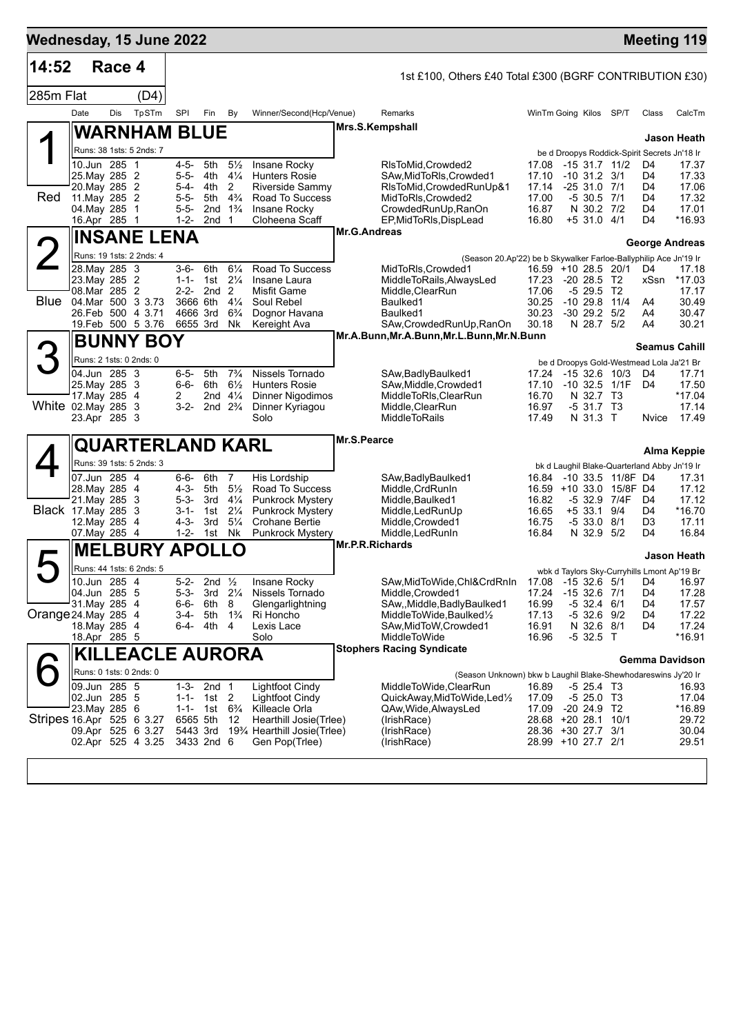# Wednesday, 15 June 2022 — Meeting 119

**14:52 Race 4** — 1st £100, Others £40 Total £300 (BGRF CONTRIBUTION £30)

**285m Flat (D4)**

| Date | Dis | TpSTm | SPl | Fin | By | Winner/Second(Hcp/Venue) | Remarks | WinTm | Going | Kilos | SP/T | Class | CalcTm |
|---|---|---|---|---|---|---|---|---|---|---|---|---|---|

## 1 WARNHAM BLUE — Red

Mrs.S.Kempshall — **Jason Heath**

Runs: 38 1sts: 5 2nds: 7 — be d Droopys Roddick-Spirit Secrets Jn'18 Ir

| Date | Dis | TpSTm | SPl | Fin | By | Winner/Second(Hcp/Venue) | Remarks | WinTm | Going | Kilos | SP/T | Class | CalcTm |
|---|---|---|---|---|---|---|---|---|---|---|---|---|---|
| 10.Jun | 285 | 1 | 4-5- | 5th | 5½ | Insane Rocky | RlsToMid,Crowded2 | 17.08 | -15 | 31.7 | 11/2 | D4 | 17.37 |
| 25.May | 285 | 2 | 5-5- | 4th | 4¼ | Hunters Rosie | SAw,MidToRls,Crowded1 | 17.10 | -10 | 31.2 | 3/1 | D4 | 17.33 |
| 20.May | 285 | 2 | 5-4- | 4th | 2 | Riverside Sammy | RlsToMid,CrowdedRunUp&1 | 17.14 | -25 | 31.0 | 7/1 | D4 | 17.06 |
| 11.May | 285 | 2 | 5-5- | 5th | 4¾ | Road To Success | MidToRls,Crowded2 | 17.00 | -5 | 30.5 | 7/1 | D4 | 17.32 |
| 04.May | 285 | 1 | 5-5- | 2nd | 1¾ | Insane Rocky | CrowdedRunUp,RanOn | 16.87 | N | 30.2 | 7/2 | D4 | 17.01 |
| 16.Apr | 285 | 1 | 1-2- | 2nd | 1 | Cloheena Scaff | EP,MidToRls,DispLead | 16.80 | +5 | 31.0 | 4/1 | D4 | *16.93 |

## 2 INSANE LENA — Blue

Mr.G.Andreas — **George Andreas**

Runs: 19 1sts: 2 2nds: 4 — (Season 20.Ap'22) be b Skywalker Farloe-Ballyphilip Ace Jn'19 Ir

| Date | Dis | TpSTm | SPl | Fin | By | Winner/Second(Hcp/Venue) | Remarks | WinTm | Going | Kilos | SP/T | Class | CalcTm |
|---|---|---|---|---|---|---|---|---|---|---|---|---|---|
| 28.May | 285 | 3 | 3-6- | 6th | 6¼ | Road To Success | MidToRls,Crowded1 | 16.59 | +10 | 28.5 | 20/1 | D4 | 17.18 |
| 23.May | 285 | 2 | 1-1- | 1st | 2¼ | Insane Laura | MiddleToRails,AlwaysLed | 17.23 | -20 | 28.5 | T2 | xSsn | *17.03 |
| 08.Mar | 285 | 2 | 2-2- | 2nd | 2 | Misfit Game | Middle,ClearRun | 17.06 | -5 | 29.5 | T2 | | 17.17 |
| 04.Mar | 500 | 3 3.73 | 3666 | 6th | 4¼ | Soul Rebel | Baulked1 | 30.25 | -10 | 29.8 | 11/4 | A4 | 30.49 |
| 26.Feb | 500 | 4 3.71 | 4666 | 3rd | 6¾ | Dognor Havana | Baulked1 | 30.23 | -30 | 29.2 | 5/2 | A4 | 30.47 |
| 19.Feb | 500 | 5 3.76 | 6655 | 3rd | Nk | Kereight Ava | SAw,CrowdedRunUp,RanOn | 30.18 | N | 28.7 | 5/2 | A4 | 30.21 |

## 3 BUNNY BOY — White

Mr.A.Bunn,Mr.A.Bunn,Mr.L.Bunn,Mr.N.Bunn — **Seamus Cahill**

Runs: 2 1sts: 0 2nds: 0 — be d Droopys Gold-Westmead Lola Ja'21 Br

| Date | Dis | TpSTm | SPl | Fin | By | Winner/Second(Hcp/Venue) | Remarks | WinTm | Going | Kilos | SP/T | Class | CalcTm |
|---|---|---|---|---|---|---|---|---|---|---|---|---|---|
| 04.Jun | 285 | 3 | 6-5- | 5th | 7¾ | Nissels Tornado | SAw,BadlyBaulked1 | 17.24 | -15 | 32.6 | 10/3 | D4 | 17.71 |
| 25.May | 285 | 3 | 6-6- | 6th | 6½ | Hunters Rosie | SAw,Middle,Crowded1 | 17.10 | -10 | 32.5 | 1/1F | D4 | 17.50 |
| 17.May | 285 | 4 | 2 | 2nd | 4¼ | Dinner Nigodimos | MiddleToRls,ClearRun | 16.70 | N | 32.7 | T3 | | *17.04 |
| 02.May | 285 | 3 | 3-2- | 2nd | 2¾ | Dinner Kyriagou | Middle,ClearRun | 16.97 | -5 | 31.7 | T3 | | 17.14 |
| 23.Apr | 285 | 3 | | | | Solo | MiddleToRails | 17.49 | N | 31.3 | T | Nvice | 17.49 |

## 4 QUARTERLAND KARL — Black

Mr.S.Pearce — **Alma Keppie**

Runs: 39 1sts: 5 2nds: 3 — bk d Laughil Blake-Quarterland Abby Jn'19 Ir

| Date | Dis | TpSTm | SPl | Fin | By | Winner/Second(Hcp/Venue) | Remarks | WinTm | Going | Kilos | SP/T | Class | CalcTm |
|---|---|---|---|---|---|---|---|---|---|---|---|---|---|
| 07.Jun | 285 | 4 | 6-6- | 6th | 7 | His Lordship | SAw,BadlyBaulked1 | 16.84 | -10 | 33.5 | 11/8F | D4 | 17.31 |
| 28.May | 285 | 4 | 4-3- | 5th | 5½ | Road To Success | Middle,CrdRunIn | 16.59 | +10 | 33.0 | 15/8F | D4 | 17.12 |
| 21.May | 285 | 3 | 5-3- | 3rd | 4½ | Punkrock Mystery | Middle,Baulked1 | 16.82 | -5 | 32.9 | 7/4F | D4 | 17.12 |
| 17.May | 285 | 3 | 3-1- | 1st | 2¼ | Punkrock Mystery | Middle,LedRunUp | 16.65 | +5 | 33.1 | 9/4 | D4 | *16.70 |
| 12.May | 285 | 4 | 4-3- | 3rd | 5¼ | Crohane Bertie | Middle,Crowded1 | 16.75 | -5 | 33.0 | 8/1 | D3 | 17.11 |
| 07.May | 285 | 4 | 1-2- | 1st | Nk | Punkrock Mystery | Middle,LedRunIn | 16.84 | N | 32.9 | 5/2 | D4 | 16.84 |

## 5 MELBURY APOLLO — Orange

Mr.P.R.Richards — **Jason Heath**

Runs: 44 1sts: 6 2nds: 5 — wbk d Taylors Sky-Curryhills Lmont Ap'19 Br

| Date | Dis | TpSTm | SPl | Fin | By | Winner/Second(Hcp/Venue) | Remarks | WinTm | Going | Kilos | SP/T | Class | CalcTm |
|---|---|---|---|---|---|---|---|---|---|---|---|---|---|
| 10.Jun | 285 | 4 | 5-2- | 2nd | ½ | Insane Rocky | SAw,MidToWide,Chl&CrdRnIn | 17.08 | -15 | 32.6 | 5/1 | D4 | 16.97 |
| 04.Jun | 285 | 5 | 5-3- | 3rd | 2¼ | Nissels Tornado | Middle,Crowded1 | 17.24 | -15 | 32.6 | 7/1 | D4 | 17.28 |
| 31.May | 285 | 4 | 6-6- | 6th | 8 | Glengarlightning | SAw,,Middle,BadlyBaulked1 | 16.99 | -5 | 32.4 | 6/1 | D4 | 17.57 |
| 24.May | 285 | 4 | 3-4- | 5th | 1¾ | Ri Honcho | MiddleToWide,Baulked½ | 17.13 | -5 | 32.6 | 9/2 | D4 | 17.22 |
| 18.May | 285 | 4 | 6-4- | 4th | 4 | Lexis Lace | SAw,MidToW,Crowded1 | 16.91 | N | 32.6 | 8/1 | D4 | 17.24 |
| 18.Apr | 285 | 5 | | | | Solo | MiddleToWide | 16.96 | -5 | 32.5 | T | | *16.91 |

## 6 KILLEACLE AURORA — Stripes

Stophers Racing Syndicate — **Gemma Davidson**

Runs: 0 1sts: 0 2nds: 0 — (Season Unknown) bkw b Laughil Blake-Shewhodareswins Jy'20 Ir

| Date | Dis | TpSTm | SPl | Fin | By | Winner/Second(Hcp/Venue) | Remarks | WinTm | Going | Kilos | SP/T | Class | CalcTm |
|---|---|---|---|---|---|---|---|---|---|---|---|---|---|
| 09.Jun | 285 | 5 | 1-3- | 2nd | 1 | Lightfoot Cindy | MiddleToWide,ClearRun | 16.89 | -5 | 25.4 | T3 | | 16.93 |
| 02.Jun | 285 | 5 | 1-1- | 1st | 2 | Lightfoot Cindy | QuickAway,MidToWide,Led½ | 17.09 | -5 | 25.0 | T3 | | 17.04 |
| 23.May | 285 | 6 | 1-1- | 1st | 6¾ | Killeacle Orla | QAw,Wide,AlwaysLed | 17.09 | -20 | 24.9 | T2 | | *16.89 |
| 16.Apr | 525 | 6 3.27 | 6565 | 5th | 12 | Hearthill Josie(Trlee) | (IrishRace) | 28.68 | +20 | 28.1 | 10/1 | | 29.72 |
| 09.Apr | 525 | 6 3.27 | 5443 | 3rd | 19¾ | Hearthill Josie(Trlee) | (IrishRace) | 28.36 | +30 | 27.7 | 3/1 | | 30.04 |
| 02.Apr | 525 | 4 3.25 | 3433 | 2nd | 6 | Gen Pop(Trlee) | (IrishRace) | 28.99 | +10 | 27.7 | 2/1 | | 29.51 |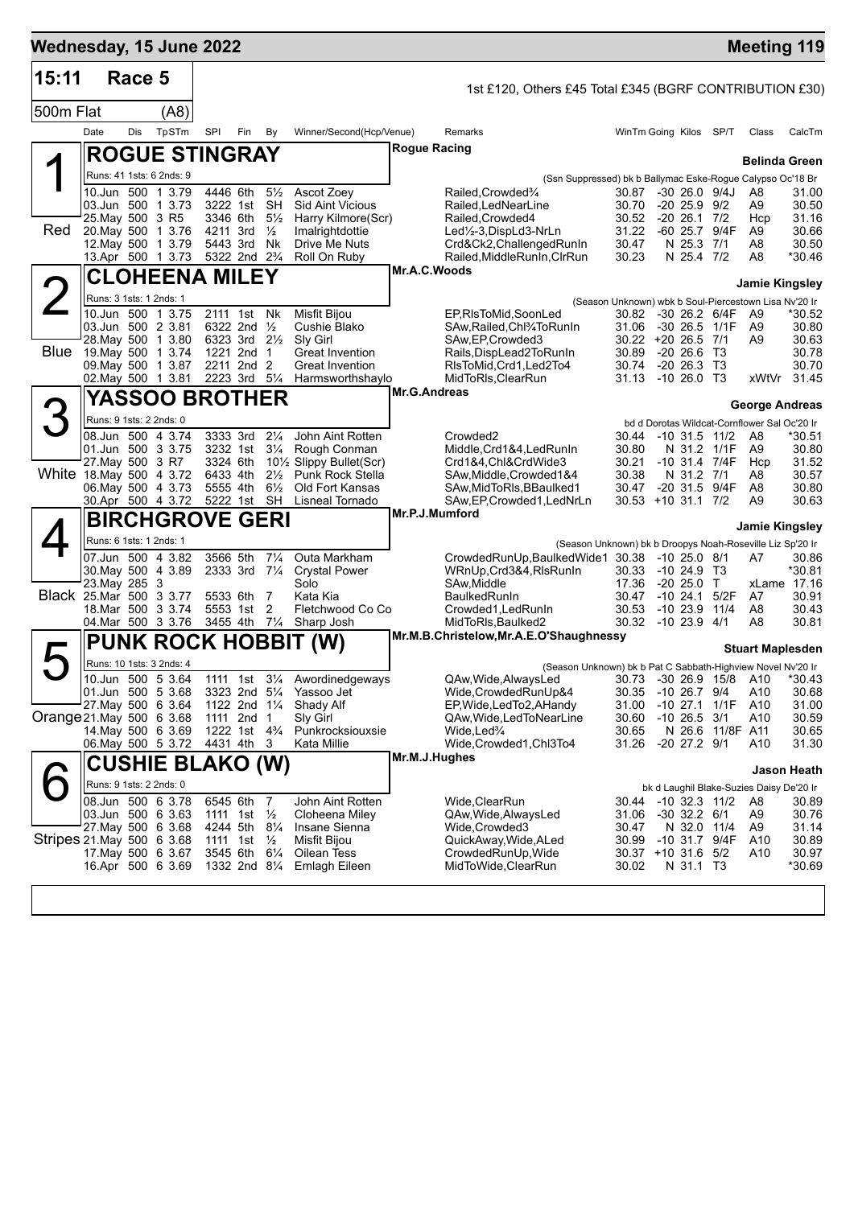# Wednesday, 15 June 2022 — Meeting 119

**15:11 Race 5** — 1st £120, Others £45 Total £345 (BGRF CONTRIBUTION £30)

**500m Flat (A8)**

| Date | Dis | TpSTm | SPl | Fin | By | Winner/Second(Hcp/Venue) | Remarks | WinTm | Going | Kilos | SP/T | Class | CalcTm |
|---|---|---|---|---|---|---|---|---|---|---|---|---|---|

## 1 — ROGUE STINGRAY (Red)
Rogue Racing — Belinda Green
Runs: 41 1sts: 6 2nds: 9 — (Ssn Suppressed) bk b Ballymac Eske-Rogue Calypso Oc'18 Br

| Date | Dis | TpSTm | SPl | Fin | By | Winner/Second(Hcp/Venue) | Remarks | WinTm | Going | Kilos | SP/T | Class | CalcTm |
|---|---|---|---|---|---|---|---|---|---|---|---|---|---|
| 10.Jun | 500 | 1 3.79 | 4446 | 6th | 5½ | Ascot Zoey | Railed,Crowded¾ | 30.87 | -30 | 26.0 | 9/4J | A8 | 31.00 |
| 03.Jun | 500 | 1 3.73 | 3222 | 1st | SH | Sid Aint Vicious | Railed,LedNearLine | 30.70 | -20 | 25.9 | 9/2 | A9 | 30.50 |
| 25.May | 500 | 3 R5 | 3346 | 6th | 5½ | Harry Kilmore(Scr) | Railed,Crowded4 | 30.52 | -20 | 26.1 | 7/2 | Hcp | 31.16 |
| 20.May | 500 | 1 3.76 | 4211 | 3rd | ½ | Imalrightdottie | Led½-3,DispLd3-NrLn | 31.22 | -60 | 25.7 | 9/4F | A9 | 30.66 |
| 12.May | 500 | 1 3.79 | 5443 | 3rd | Nk | Drive Me Nuts | Crd&Ck2,ChallengedRunIn | 30.47 | N | 25.3 | 7/1 | A8 | 30.50 |
| 13.Apr | 500 | 1 3.73 | 5322 | 2nd | 2¾ | Roll On Ruby | Railed,MiddleRunIn,ClrRun | 30.23 | N | 25.4 | 7/2 | A8 | *30.46 |

## 2 — CLOHEENA MILEY (Blue)
Mr.A.C.Woods — Jamie Kingsley
Runs: 3 1sts: 1 2nds: 1 — (Season Unknown) wbk b Soul-Piercestown Lisa Nv'20 Ir

| Date | Dis | TpSTm | SPl | Fin | By | Winner/Second(Hcp/Venue) | Remarks | WinTm | Going | Kilos | SP/T | Class | CalcTm |
|---|---|---|---|---|---|---|---|---|---|---|---|---|---|
| 10.Jun | 500 | 1 3.75 | 2111 | 1st | Nk | Misfit Bijou | EP,RlsToMid,SoonLed | 30.82 | -30 | 26.2 | 6/4F | A9 | *30.52 |
| 03.Jun | 500 | 2 3.81 | 6322 | 2nd | ½ | Cushie Blako | SAw,Railed,Chl¾ToRunIn | 31.06 | -30 | 26.5 | 1/1F | A9 | 30.80 |
| 28.May | 500 | 1 3.80 | 6323 | 3rd | 2½ | Sly Girl | SAw,EP,Crowded3 | 30.22 | +20 | 26.5 | 7/1 | A9 | 30.63 |
| 19.May | 500 | 1 3.74 | 1221 | 2nd | 1 | Great Invention | Rails,DispLead2ToRunIn | 30.89 | -20 | 26.6 | T3 | | 30.78 |
| 09.May | 500 | 1 3.87 | 2211 | 2nd | 2 | Great Invention | RlsToMid,Crd1,Led2To4 | 30.74 | -20 | 26.3 | T3 | | 30.70 |
| 02.May | 500 | 1 3.81 | 2223 | 3rd | 5¼ | Harmsworthshaylo | MidToRls,ClearRun | 31.13 | -10 | 26.0 | T3 | xWtVr | 31.45 |

## 3 — YASSOO BROTHER (White)
Mr.G.Andreas — George Andreas
Runs: 9 1sts: 2 2nds: 0 — bd d Dorotas Wildcat-Cornflower Sal Oc'20 Ir

| Date | Dis | TpSTm | SPl | Fin | By | Winner/Second(Hcp/Venue) | Remarks | WinTm | Going | Kilos | SP/T | Class | CalcTm |
|---|---|---|---|---|---|---|---|---|---|---|---|---|---|
| 08.Jun | 500 | 4 3.74 | 3333 | 3rd | 2¼ | John Aint Rotten | Crowded2 | 30.44 | -10 | 31.5 | 11/2 | A8 | *30.51 |
| 01.Jun | 500 | 3 3.75 | 3232 | 1st | 3¼ | Rough Conman | Middle,Crd1&4,LedRunIn | 30.80 | N | 31.2 | 1/1F | A9 | 30.80 |
| 27.May | 500 | 3 R7 | 3324 | 6th | 10½ | Slippy Bullet(Scr) | Crd1&4,Chl&CrdWide3 | 30.21 | -10 | 31.4 | 7/4F | Hcp | 31.52 |
| 18.May | 500 | 4 3.72 | 6433 | 4th | 2½ | Punk Rock Stella | SAw,Middle,Crowded1&4 | 30.38 | N | 31.2 | 7/1 | A8 | 30.57 |
| 06.May | 500 | 4 3.73 | 5555 | 4th | 6½ | Old Fort Kansas | SAw,MidToRls,BBaulked1 | 30.47 | -20 | 31.5 | 9/4F | A8 | 30.80 |
| 30.Apr | 500 | 4 3.72 | 5222 | 1st | SH | Lisneal Tornado | SAw,EP,Crowded1,LedNrLn | 30.53 | +10 | 31.1 | 7/2 | A9 | 30.63 |

## 4 — BIRCHGROVE GERI (Black)
Mr.P.J.Mumford — Jamie Kingsley
Runs: 6 1sts: 1 2nds: 1 — (Season Unknown) bk b Droopys Noah-Roseville Liz Sp'20 Ir

| Date | Dis | TpSTm | SPl | Fin | By | Winner/Second(Hcp/Venue) | Remarks | WinTm | Going | Kilos | SP/T | Class | CalcTm |
|---|---|---|---|---|---|---|---|---|---|---|---|---|---|
| 07.Jun | 500 | 4 3.82 | 3566 | 5th | 7¼ | Outa Markham | CrowdedRunUp,BaulkedWide1 | 30.38 | -10 | 25.0 | 8/1 | A7 | 30.86 |
| 30.May | 500 | 4 3.89 | 2333 | 3rd | 7¼ | Crystal Power | WRnUp,Crd3&4,RlsRunIn | 30.33 | -10 | 24.9 | T3 | | *30.81 |
| 23.May | 285 | 3 | | | | Solo | SAw,Middle | 17.36 | -20 | 25.0 | T | xLame | 17.16 |
| 25.Mar | 500 | 3 3.77 | 5533 | 6th | 7 | Kata Kia | BaulkedRunIn | 30.47 | -10 | 24.1 | 5/2F | A7 | 30.91 |
| 18.Mar | 500 | 3 3.74 | 5553 | 1st | 2 | Fletchwood Co Co | Crowded1,LedRunIn | 30.53 | -10 | 23.9 | 11/4 | A8 | 30.43 |
| 04.Mar | 500 | 3 3.76 | 3455 | 4th | 7¼ | Sharp Josh | MidToRls,Baulked2 | 30.32 | -10 | 23.9 | 4/1 | A8 | 30.81 |

## 5 — PUNK ROCK HOBBIT (W) (Orange)
Mr.M.B.Christelow,Mr.A.E.O'Shaughnessy — Stuart Maplesden
Runs: 10 1sts: 3 2nds: 4 — (Season Unknown) bk b Pat C Sabbath-Highview Novel Nv'20 Ir

| Date | Dis | TpSTm | SPl | Fin | By | Winner/Second(Hcp/Venue) | Remarks | WinTm | Going | Kilos | SP/T | Class | CalcTm |
|---|---|---|---|---|---|---|---|---|---|---|---|---|---|
| 10.Jun | 500 | 5 3.64 | 1111 | 1st | 3¼ | Awordinedgeways | QAw,Wide,AlwaysLed | 30.73 | -30 | 26.9 | 15/8 | A10 | *30.43 |
| 01.Jun | 500 | 5 3.68 | 3323 | 2nd | 5¼ | Yassoo Jet | Wide,CrowdedRunUp&4 | 30.35 | -10 | 26.7 | 9/4 | A10 | 30.68 |
| 27.May | 500 | 6 3.64 | 1122 | 2nd | 1¼ | Shady Alf | EP,Wide,LedTo2,AHandy | 31.00 | -10 | 27.1 | 1/1F | A10 | 31.00 |
| 21.May | 500 | 6 3.68 | 1111 | 2nd | 1 | Sly Girl | QAw,Wide,LedToNearLine | 30.60 | -10 | 26.5 | 3/1 | A10 | 30.59 |
| 14.May | 500 | 6 3.69 | 1222 | 1st | 4¾ | Punkrocksiouxsie | Wide,Led¾ | 30.65 | N | 26.6 | 11/8F | A11 | 30.65 |
| 06.May | 500 | 5 3.72 | 4431 | 4th | 3 | Kata Millie | Wide,Crowded1,Chl3To4 | 31.26 | -20 | 27.2 | 9/1 | A10 | 31.30 |

## 6 — CUSHIE BLAKO (W) (Stripes)
Mr.M.J.Hughes — Jason Heath
Runs: 9 1sts: 2 2nds: 0 — bk d Laughil Blake-Suzies Daisy De'20 Ir

| Date | Dis | TpSTm | SPl | Fin | By | Winner/Second(Hcp/Venue) | Remarks | WinTm | Going | Kilos | SP/T | Class | CalcTm |
|---|---|---|---|---|---|---|---|---|---|---|---|---|---|
| 08.Jun | 500 | 6 3.78 | 6545 | 6th | 7 | John Aint Rotten | Wide,ClearRun | 30.44 | -10 | 32.3 | 11/2 | A8 | 30.89 |
| 03.Jun | 500 | 6 3.63 | 1111 | 1st | ½ | Cloheena Miley | QAw,Wide,AlwaysLed | 31.06 | -30 | 32.2 | 6/1 | A9 | 30.76 |
| 27.May | 500 | 6 3.68 | 4244 | 5th | 8¼ | Insane Sienna | Wide,Crowded3 | 30.47 | N | 32.0 | 11/4 | A9 | 31.14 |
| 21.May | 500 | 6 3.68 | 1111 | 1st | ½ | Misfit Bijou | QuickAway,Wide,ALed | 30.99 | -10 | 31.7 | 9/4F | A10 | 30.89 |
| 17.May | 500 | 6 3.67 | 3545 | 6th | 6¼ | Oilean Tess | CrowdedRunUp,Wide | 30.37 | +10 | 31.6 | 5/2 | A10 | 30.97 |
| 16.Apr | 500 | 6 3.69 | 1332 | 2nd | 8¼ | Emlagh Eileen | MidToWide,ClearRun | 30.02 | N | 31.1 | T3 | | *30.69 |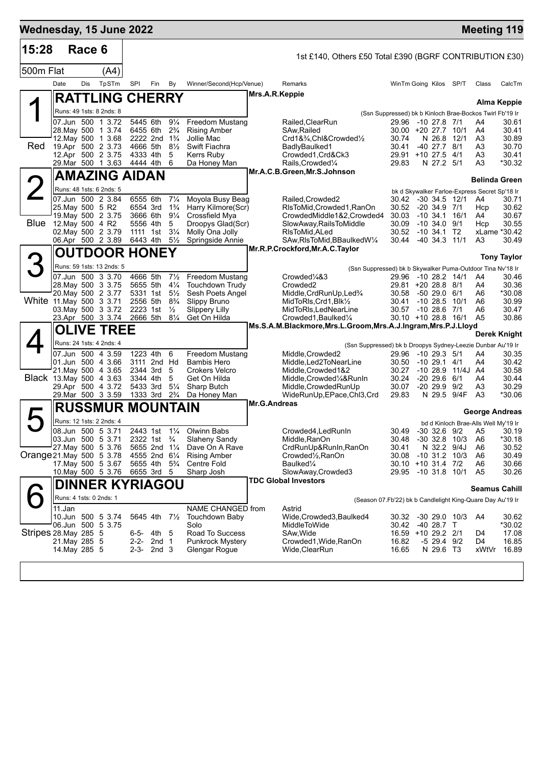# Wednesday, 15 June 2022

## Meeting 119

**15:28** Race 6

1st £140, Others £50 Total £390 (BGRF CONTRIBUTION £30)

500m Flat (A4)

| Date | Dis | TpSTm | SPI | Fin | By | Winner/Second(Hcp/Venue) | Remarks | WinTm | Going | Kilos | SP/T | Class | CalcTm |
|---|---|---|---|---|---|---|---|---|---|---|---|---|---|

### 1 RATTLING CHERRY — Red

Mrs.A.R.Keppie — **Alma Keppie**

Runs: 49 1sts: 8 2nds: 8 — (Ssn Suppressed) bk b Kinloch Brae-Bockos Twirl Fb'19 Ir

| Date | Dis | TpSTm | SPI | Fin | By | Winner/Second(Hcp/Venue) | Remarks | WinTm | Going | Kilos | SP/T | Class | CalcTm |
|---|---|---|---|---|---|---|---|---|---|---|---|---|---|
| 07.Jun | 500 | 1 3.72 | 5445 | 6th | 9¼ | Freedom Mustang | Railed,ClearRun | 29.96 | -10 | 27.8 | 7/1 | A4 | 30.61 |
| 28.May | 500 | 1 3.74 | 6455 | 6th | 2¾ | Rising Amber | SAw,Railed | 30.00 | +20 | 27.7 | 10/1 | A4 | 30.41 |
| 12.May | 500 | 1 3.68 | 2222 | 2nd | 1¾ | Jollie Mac | Crd1&¾,Chl&Crowded½ | 30.74 | N | 26.8 | 12/1 | A3 | 30.89 |
| 19.Apr | 500 | 2 3.73 | 4666 | 5th | 8½ | Swift Fiachra | BadlyBaulked1 | 30.41 | -40 | 27.7 | 8/1 | A3 | 30.70 |
| 12.Apr | 500 | 2 3.75 | 4333 | 4th | 5 | Kerrs Ruby | Crowded1,Crd&Ck3 | 29.91 | +10 | 27.5 | 4/1 | A3 | 30.41 |
| 29.Mar | 500 | 1 3.63 | 4444 | 4th | 6 | Da Honey Man | Rails,Crowded¼ | 29.83 | N | 27.2 | 5/1 | A3 | *30.32 |

### 2 AMAZING AIDAN — Blue

Mr.A.C.B.Green,Mr.S.Johnson — **Belinda Green**

Runs: 48 1sts: 6 2nds: 5 — bk d Skywalker Farloe-Express Secret Sp'18 Ir

| Date | Dis | TpSTm | SPI | Fin | By | Winner/Second(Hcp/Venue) | Remarks | WinTm | Going | Kilos | SP/T | Class | CalcTm |
|---|---|---|---|---|---|---|---|---|---|---|---|---|---|
| 07.Jun | 500 | 2 3.84 | 6555 | 6th | 7¼ | Moyola Busy Beag | Railed,Crowded2 | 30.42 | -30 | 34.5 | 12/1 | A4 | 30.71 |
| 25.May | 500 | 5 R2 | 6554 | 3rd | 1¾ | Harry Kilmore(Scr) | RlsToMid,Crowded1,RanOn | 30.52 | -20 | 34.9 | 7/1 | Hcp | 30.62 |
| 19.May | 500 | 2 3.75 | 3666 | 6th | 9¼ | Crossfield Mya | CrowdedMiddle1&2,Crowded4 | 30.03 | -10 | 34.1 | 16/1 | A4 | 30.67 |
| 12.May | 500 | 4 R2 | 5556 | 4th | 5 | Droopys Glad(Scr) | SlowAway,RailsToMiddle | 30.09 | -10 | 34.0 | 9/1 | Hcp | 30.55 |
| 02.May | 500 | 2 3.79 | 1111 | 1st | 3¼ | Molly Ona Jolly | RlsToMid,ALed | 30.52 | -10 | 34.1 | T2 | xLame | *30.42 |
| 06.Apr | 500 | 2 3.89 | 6443 | 4th | 5½ | Springside Annie | SAw,RlsToMid,BBaulkedW¼ | 30.44 | -40 | 34.3 | 11/1 | A3 | 30.49 |

### 3 OUTDOOR HONEY — White

Mr.R.P.Crockford,Mr.A.C.Taylor — **Tony Taylor**

Runs: 59 1sts: 13 2nds: 5 — (Ssn Suppressed) bk b Skywalker Puma-Outdoor Tina Nv'18 Ir

| Date | Dis | TpSTm | SPI | Fin | By | Winner/Second(Hcp/Venue) | Remarks | WinTm | Going | Kilos | SP/T | Class | CalcTm |
|---|---|---|---|---|---|---|---|---|---|---|---|---|---|
| 07.Jun | 500 | 3 3.70 | 4666 | 5th | 7½ | Freedom Mustang | Crowded¼&3 | 29.96 | -10 | 28.2 | 14/1 | A4 | 30.46 |
| 28.May | 500 | 3 3.75 | 5655 | 5th | 4¼ | Touchdown Trudy | Crowded2 | 29.81 | +20 | 28.8 | 8/1 | A4 | 30.36 |
| 20.May | 500 | 2 3.77 | 5331 | 1st | 5½ | Sesh Poets Angel | Middle,CrdRunUp,Led¾ | 30.58 | -50 | 29.0 | 6/1 | A6 | *30.08 |
| 11.May | 500 | 3 3.71 | 2556 | 5th | 8¾ | Slippy Bruno | MidToRls,Crd1,Blk½ | 30.41 | -10 | 28.5 | 10/1 | A6 | 30.99 |
| 03.May | 500 | 3 3.72 | 2223 | 1st | ½ | Slippery Lilly | MidToRls,LedNearLine | 30.57 | -10 | 28.6 | 7/1 | A6 | 30.47 |
| 23.Apr | 500 | 3 3.74 | 2666 | 5th | 8¼ | Get On Hilda | Crowded1,Baulked¼ | 30.10 | +10 | 28.8 | 16/1 | A5 | 30.86 |

### 4 OLIVE TREE — Black

Ms.S.A.M.Blackmore,Mrs.L.Groom,Mrs.A.J.Ingram,Mrs.P.J.Lloyd — **Derek Knight**

Runs: 24 1sts: 4 2nds: 4 — (Ssn Suppressed) bk b Droopys Sydney-Leezie Dunbar Au'19 Ir

| Date | Dis | TpSTm | SPI | Fin | By | Winner/Second(Hcp/Venue) | Remarks | WinTm | Going | Kilos | SP/T | Class | CalcTm |
|---|---|---|---|---|---|---|---|---|---|---|---|---|---|
| 07.Jun | 500 | 4 3.59 | 1223 | 4th | 6 | Freedom Mustang | Middle,Crowded2 | 29.96 | -10 | 29.3 | 5/1 | A4 | 30.35 |
| 01.Jun | 500 | 4 3.66 | 3111 | 2nd | Hd | Bambis Hero | Middle,Led2ToNearLine | 30.50 | -10 | 29.1 | 4/1 | A4 | 30.42 |
| 21.May | 500 | 4 3.65 | 2344 | 3rd | 5 | Crokers Velcro | Middle,Crowded1&2 | 30.27 | -10 | 28.9 | 11/4J | A4 | 30.58 |
| 13.May | 500 | 4 3.63 | 3344 | 4th | 5 | Get On Hilda | Middle,Crowded¼&RunIn | 30.24 | -20 | 29.6 | 6/1 | A4 | 30.44 |
| 29.Apr | 500 | 4 3.72 | 5433 | 3rd | 5¼ | Sharp Butch | Middle,CrowdedRunUp | 30.07 | -20 | 29.9 | 9/2 | A3 | 30.29 |
| 29.Mar | 500 | 3 3.59 | 1333 | 3rd | 2¾ | Da Honey Man | WideRunUp,EPace,Chl3,Crd | 29.83 | N | 29.5 | 9/4F | A3 | *30.06 |

### 5 RUSSMUR MOUNTAIN — Orange

Mr.G.Andreas — **George Andreas**

Runs: 12 1sts: 2 2nds: 4 — bd d Kinloch Brae-Alls Well My'19 Ir

| Date | Dis | TpSTm | SPI | Fin | By | Winner/Second(Hcp/Venue) | Remarks | WinTm | Going | Kilos | SP/T | Class | CalcTm |
|---|---|---|---|---|---|---|---|---|---|---|---|---|---|
| 08.Jun | 500 | 5 3.71 | 2443 | 1st | 1¼ | Olwinn Babs | Crowded4,LedRunIn | 30.49 | -30 | 32.6 | 9/2 | A5 | 30.19 |
| 03.Jun | 500 | 5 3.71 | 2322 | 1st | ¾ | Slaheny Sandy | Middle,RanOn | 30.48 | -30 | 32.8 | 10/3 | A6 | *30.18 |
| 27.May | 500 | 5 3.76 | 5655 | 2nd | 1¼ | Dave On A Rave | CrdRunUp&RunIn,RanOn | 30.41 | N | 32.2 | 9/4J | A6 | 30.52 |
| 21.May | 500 | 5 3.78 | 4555 | 2nd | 6¼ | Rising Amber | Crowded½,RanOn | 30.08 | -10 | 31.2 | 10/3 | A6 | 30.49 |
| 17.May | 500 | 5 3.67 | 5655 | 4th | 5¾ | Centre Fold | Baulked¼ | 30.10 | +10 | 31.4 | 7/2 | A6 | 30.66 |
| 10.May | 500 | 5 3.76 | 6655 | 3rd | 5 | Sharp Josh | SlowAway,Crowded3 | 29.95 | -10 | 31.8 | 10/1 | A5 | 30.26 |

### 6 DINNER KYRIAGOU — Stripes

TDC Global Investors — **Seamus Cahill**

Runs: 4 1sts: 0 2nds: 1 — (Season 07.Fb'22) bk b Candlelight King-Quare Day Au'19 Ir

| Date | Dis | TpSTm | SPI | Fin | By | Winner/Second(Hcp/Venue) | Remarks | WinTm | Going | Kilos | SP/T | Class | CalcTm |
|---|---|---|---|---|---|---|---|---|---|---|---|---|---|
| 11.Jan | | | | | | NAME CHANGED from | Astrid | | | | | | |
| 10.Jun | 500 | 5 3.74 | 5645 | 4th | 7½ | Touchdown Baby | Wide,Crowded3,Baulked4 | 30.32 | -30 | 29.0 | 10/3 | A4 | 30.62 |
| 06.Jun | 500 | 5 3.75 | | | | Solo | MiddleToWide | 30.42 | -40 | 28.7 | T | | *30.02 |
| 28.May | 285 | 5 | 6-5- | 4th | 5 | Road To Success | SAw,Wide | 16.59 | +10 | 29.2 | 2/1 | D4 | 17.08 |
| 21.May | 285 | 5 | 2-2- | 2nd | 1 | Punkrock Mystery | Crowded1,Wide,RanOn | 16.82 | -5 | 29.4 | 9/2 | D4 | 16.85 |
| 14.May | 285 | 5 | 2-3- | 2nd | 3 | Glengar Rogue | Wide,ClearRun | 16.65 | N | 29.6 | T3 | xWtVr | 16.89 |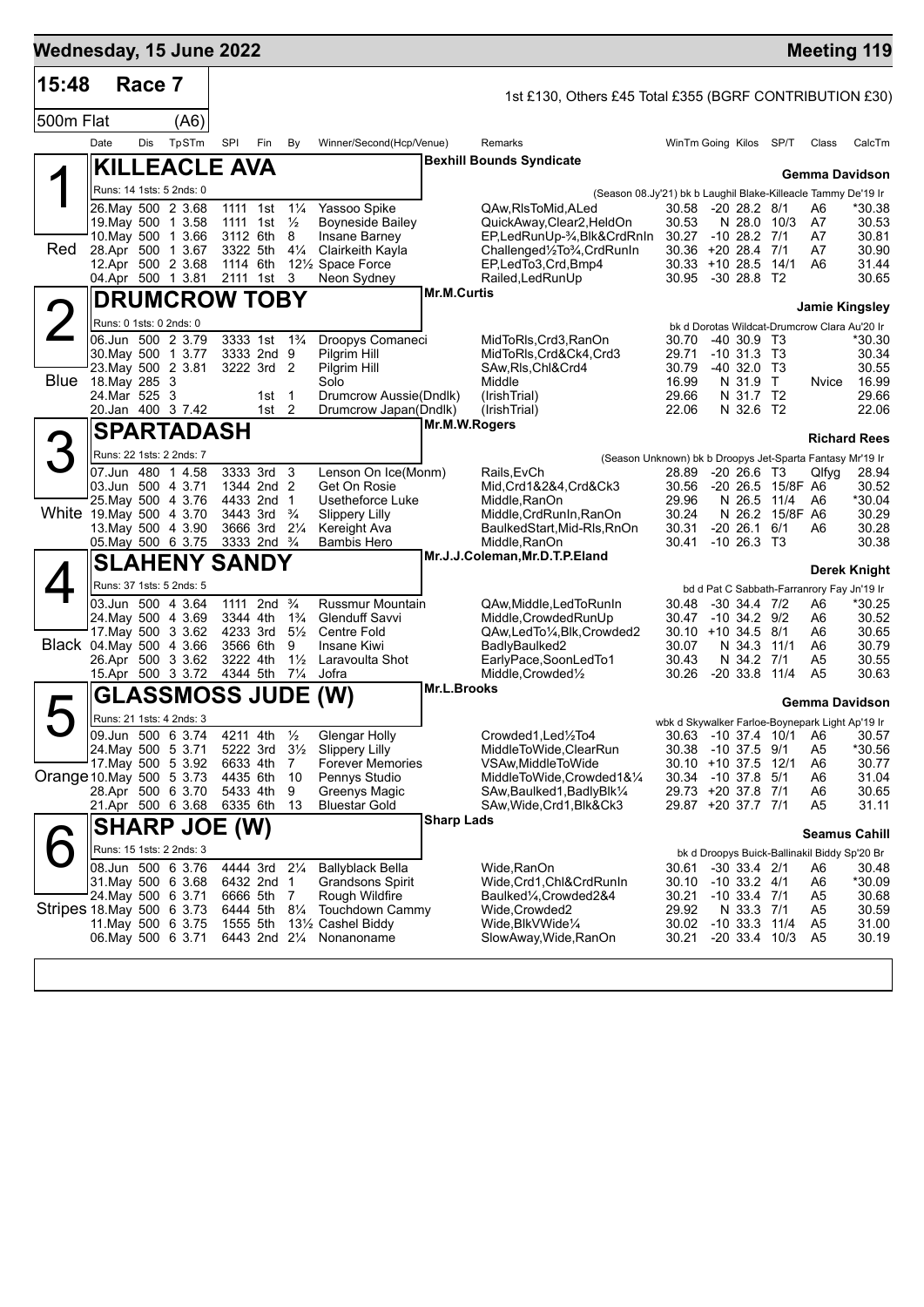# Wednesday, 15 June 2022 — Meeting 119

## 15:48 Race 7 — 500m Flat (A6)

1st £130, Others £45 Total £355 (BGRF CONTRIBUTION £30)

| Date | Dis | TpSTm | SPl | Fin | By | Winner/Second(Hcp/Venue) | Remarks | WinTm | Going | Kilos | SP/T | Class | CalcTm |
|---|---|---|---|---|---|---|---|---|---|---|---|---|---|

### 1 (Red) KILLEACLE AVA — Bexhill Bounds Syndicate — Gemma Davidson

Runs: 14 1sts: 5 2nds: 0 — (Season 08.Jy'21) bk b Laughil Blake-Killeacle Tammy De'19 Ir

| Date | Dis | TpSTm | SPl | Fin | By | Winner/Second(Hcp/Venue) | Remarks | WinTm | Going | Kilos | SP/T | Class | CalcTm |
|---|---|---|---|---|---|---|---|---|---|---|---|---|---|
| 26.May | 500 | 2 3.68 | 1111 | 1st | 1¼ | Yassoo Spike | QAw,RlsToMid,ALed | 30.58 | -20 | 28.2 | 8/1 | A6 | *30.38 |
| 19.May | 500 | 1 3.58 | 1111 | 1st | ½ | Boyneside Bailey | QuickAway,Clear2,HeldOn | 30.53 | N | 28.0 | 10/3 | A7 | 30.53 |
| 10.May | 500 | 1 3.66 | 3112 | 6th | 8 | Insane Barney | EP,LedRunUp-¾,Blk&CrdRnIn | 30.27 | -10 | 28.2 | 7/1 | A7 | 30.81 |
| 28.Apr | 500 | 1 3.67 | 3322 | 5th | 4¼ | Clairkeith Kayla | Challenged½To¾,CrdRunIn | 30.36 | +20 | 28.4 | 7/1 | A7 | 30.90 |
| 12.Apr | 500 | 2 3.68 | 1114 | 6th | 12½ | Space Force | EP,LedTo3,Crd,Bmp4 | 30.33 | +10 | 28.5 | 14/1 | A6 | 31.44 |
| 04.Apr | 500 | 1 3.81 | 2111 | 1st | 3 | Neon Sydney | Railed,LedRunUp | 30.95 | -30 | 28.8 | T2 | | 30.65 |

### 2 (Blue) DRUMCROW TOBY — Mr.M.Curtis — Jamie Kingsley

Runs: 0 1sts: 0 2nds: 0 — bk d Dorotas Wildcat-Drumcrow Clara Au'20 Ir

| Date | Dis | TpSTm | SPl | Fin | By | Winner/Second(Hcp/Venue) | Remarks | WinTm | Going | Kilos | SP/T | Class | CalcTm |
|---|---|---|---|---|---|---|---|---|---|---|---|---|---|
| 06.Jun | 500 | 2 3.79 | 3333 | 1st | 1¾ | Droopys Comaneci | MidToRls,Crd3,RanOn | 30.70 | -40 | 30.9 | T3 | | *30.30 |
| 30.May | 500 | 1 3.77 | 3333 | 2nd | 9 | Pilgrim Hill | MidToRls,Crd&Ck4,Crd3 | 29.71 | -10 | 31.3 | T3 | | 30.34 |
| 23.May | 500 | 2 3.81 | 3222 | 3rd | 2 | Pilgrim Hill | SAw,Rls,Chl&Crd4 | 30.79 | -40 | 32.0 | T3 | | 30.55 |
| 18.May | 285 | 3 | | | | Solo | Middle | 16.99 | N | 31.9 | T | Nvice | 16.99 |
| 24.Mar | 525 | 3 | | 1st | 1 | Drumcrow Aussie(Dndlk) | (IrishTrial) | 29.66 | N | 31.7 | T2 | | 29.66 |
| 20.Jan | 400 | 3 7.42 | | 1st | 2 | Drumcrow Japan(Dndlk) | (IrishTrial) | 22.06 | N | 32.6 | T2 | | 22.06 |

### 3 (White) SPARTADASH — Mr.M.W.Rogers — Richard Rees

Runs: 22 1sts: 2 2nds: 7 — (Season Unknown) bk b Droopys Jet-Sparta Fantasy Mr'19 Ir

| Date | Dis | TpSTm | SPl | Fin | By | Winner/Second(Hcp/Venue) | Remarks | WinTm | Going | Kilos | SP/T | Class | CalcTm |
|---|---|---|---|---|---|---|---|---|---|---|---|---|---|
| 07.Jun | 480 | 1 4.58 | 3333 | 3rd | 3 | Lenson On Ice(Monm) | Rails,EvCh | 28.89 | -20 | 26.6 | T3 | Qlfyg | 28.94 |
| 03.Jun | 500 | 4 3.71 | 1344 | 2nd | 2 | Get On Rosie | Mid,Crd1&2&4,Crd&Ck3 | 30.56 | -20 | 26.5 | 15/8F | A6 | 30.52 |
| 25.May | 500 | 4 3.76 | 4433 | 2nd | 1 | Usetheforce Luke | Middle,RanOn | 29.96 | N | 26.5 | 11/4 | A6 | *30.04 |
| 19.May | 500 | 4 3.70 | 3443 | 3rd | ¾ | Slippery Lilly | Middle,CrdRunIn,RanOn | 30.24 | N | 26.2 | 15/8F | A6 | 30.29 |
| 13.May | 500 | 4 3.90 | 3666 | 3rd | 2¼ | Kereight Ava | BaulkedStart,Mid-Rls,RnOn | 30.31 | -20 | 26.1 | 6/1 | A6 | 30.28 |
| 05.May | 500 | 6 3.75 | 3333 | 2nd | ¾ | Bambis Hero | Middle,RanOn | 30.41 | -10 | 26.3 | T3 | | 30.38 |

### 4 (Black) SLAHENY SANDY — Mr.J.J.Coleman,Mr.D.T.P.Eland — Derek Knight

Runs: 37 1sts: 5 2nds: 5 — bd d Pat C Sabbath-Farranrory Fay Jn'19 Ir

| Date | Dis | TpSTm | SPl | Fin | By | Winner/Second(Hcp/Venue) | Remarks | WinTm | Going | Kilos | SP/T | Class | CalcTm |
|---|---|---|---|---|---|---|---|---|---|---|---|---|---|
| 03.Jun | 500 | 4 3.64 | 1111 | 2nd | ¾ | Russmur Mountain | QAw,Middle,LedToRunIn | 30.48 | -30 | 34.4 | 7/2 | A6 | *30.25 |
| 24.May | 500 | 4 3.69 | 3344 | 4th | 1¾ | Glenduff Savvi | Middle,CrowdedRunUp | 30.47 | -10 | 34.2 | 9/2 | A6 | 30.52 |
| 17.May | 500 | 3 3.62 | 4233 | 3rd | 5½ | Centre Fold | QAw,LedTo¼,Blk,Crowded2 | 30.10 | +10 | 34.5 | 8/1 | A6 | 30.65 |
| 04.May | 500 | 4 3.66 | 3566 | 6th | 9 | Insane Kiwi | BadlyBaulked2 | 30.07 | N | 34.3 | 11/1 | A6 | 30.79 |
| 26.Apr | 500 | 3 3.62 | 3222 | 4th | 1½ | Laravoulta Shot | EarlyPace,SoonLedTo1 | 30.43 | N | 34.2 | 7/1 | A5 | 30.55 |
| 15.Apr | 500 | 3 3.72 | 4344 | 5th | 7¼ | Jofra | Middle,Crowded½ | 30.26 | -20 | 33.8 | 11/4 | A5 | 30.63 |

### 5 (Orange) GLASSMOSS JUDE (W) — Mr.L.Brooks — Gemma Davidson

Runs: 21 1sts: 4 2nds: 3 — wbk d Skywalker Farloe-Boynepark Light Ap'19 Ir

| Date | Dis | TpSTm | SPl | Fin | By | Winner/Second(Hcp/Venue) | Remarks | WinTm | Going | Kilos | SP/T | Class | CalcTm |
|---|---|---|---|---|---|---|---|---|---|---|---|---|---|
| 09.Jun | 500 | 6 3.74 | 4211 | 4th | ½ | Glengar Holly | Crowded1,Led½To4 | 30.63 | -10 | 37.4 | 10/1 | A6 | 30.57 |
| 24.May | 500 | 5 3.71 | 5222 | 3rd | 3½ | Slippery Lilly | MiddleToWide,ClearRun | 30.38 | -10 | 37.5 | 9/1 | A5 | *30.56 |
| 17.May | 500 | 5 3.92 | 6633 | 4th | 7 | Forever Memories | VSAw,MiddleToWide | 30.10 | +10 | 37.5 | 12/1 | A6 | 30.77 |
| 10.May | 500 | 5 3.73 | 4435 | 6th | 10 | Pennys Studio | MiddleToWide,Crowded1&¼ | 30.34 | -10 | 37.8 | 5/1 | A6 | 31.04 |
| 28.Apr | 500 | 6 3.70 | 5433 | 4th | 9 | Greenys Magic | SAw,Baulked1,BadlyBlk¼ | 29.73 | +20 | 37.8 | 7/1 | A6 | 30.65 |
| 21.Apr | 500 | 6 3.68 | 6335 | 6th | 13 | Bluestar Gold | SAw,Wide,Crd1,Blk&Ck3 | 29.87 | +20 | 37.7 | 7/1 | A5 | 31.11 |

### 6 (Stripes) SHARP JOE (W) — Sharp Lads — Seamus Cahill

Runs: 15 1sts: 2 2nds: 3 — bk d Droopys Buick-Ballinakil Biddy Sp'20 Br

| Date | Dis | TpSTm | SPl | Fin | By | Winner/Second(Hcp/Venue) | Remarks | WinTm | Going | Kilos | SP/T | Class | CalcTm |
|---|---|---|---|---|---|---|---|---|---|---|---|---|---|
| 08.Jun | 500 | 6 3.76 | 4444 | 3rd | 2¼ | Ballyblack Bella | Wide,RanOn | 30.61 | -30 | 33.4 | 2/1 | A6 | 30.48 |
| 31.May | 500 | 6 3.68 | 6432 | 2nd | 1 | Grandsons Spirit | Wide,Crd1,Chl&CrdRunIn | 30.10 | -10 | 33.2 | 4/1 | A6 | *30.09 |
| 24.May | 500 | 6 3.71 | 6666 | 5th | 7 | Rough Wildfire | Baulked¼,Crowded2&4 | 30.21 | -10 | 33.4 | 7/1 | A5 | 30.68 |
| 18.May | 500 | 6 3.73 | 6444 | 5th | 8¼ | Touchdown Cammy | Wide,Crowded2 | 29.92 | N | 33.3 | 7/1 | A5 | 30.59 |
| 11.May | 500 | 6 3.75 | 1555 | 5th | 13½ | Cashel Biddy | Wide,BlkVWide¼ | 30.02 | -10 | 33.3 | 11/4 | A5 | 31.00 |
| 06.May | 500 | 6 3.71 | 6443 | 2nd | 2¼ | Nonanoname | SlowAway,Wide,RanOn | 30.21 | -20 | 33.4 | 10/3 | A5 | 30.19 |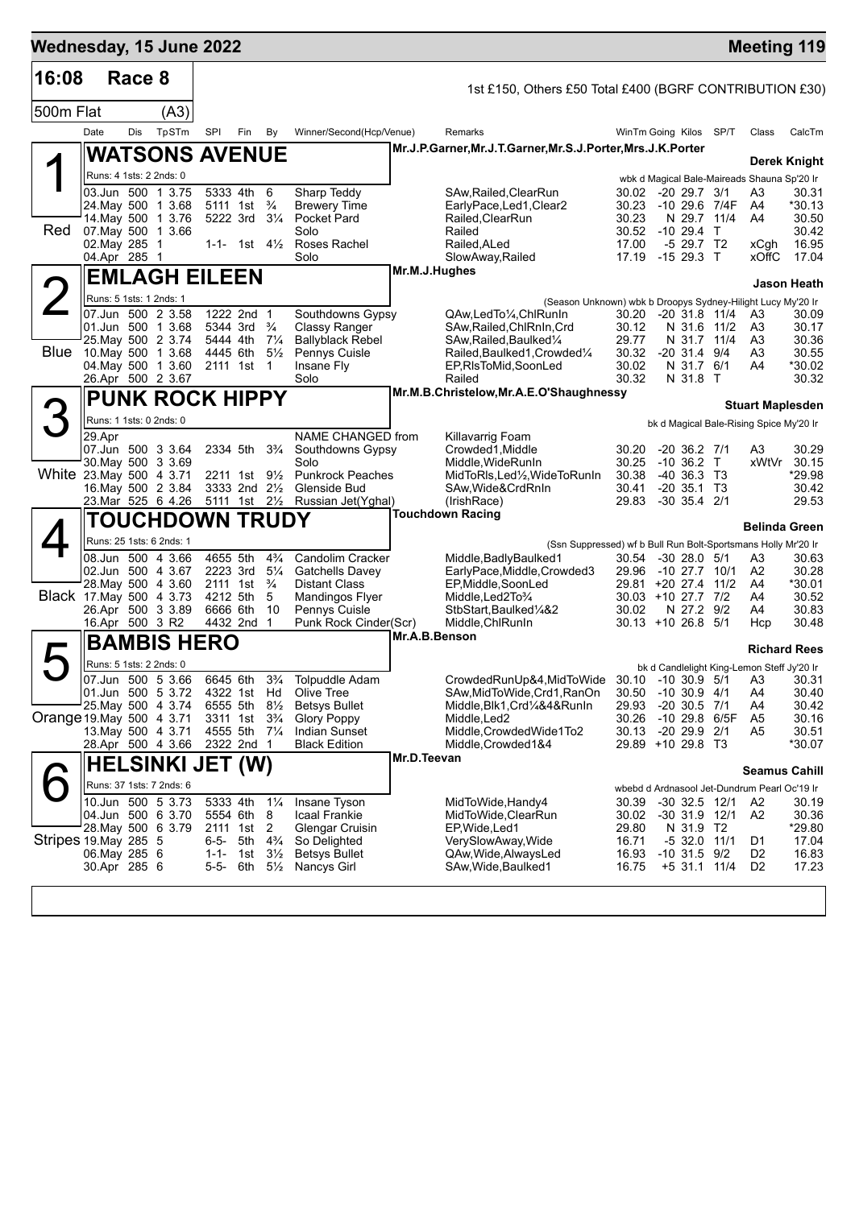## Wednesday, 15 June 2022 — Meeting 119

**16:08 Race 8** — 500m Flat (A3)

1st £150, Others £50 Total £400 (BGRF CONTRIBUTION £30)

| Date | Dis | TpSTm | SPI | Fin | By | Winner/Second(Hcp/Venue) | Remarks | WinTm | Going | Kilos | SP/T | Class | CalcTm |
|---|---|---|---|---|---|---|---|---|---|---|---|---|---|

### 1 Red — WATSONS AVENUE
Mr.J.P.Garner,Mr.J.T.Garner,Mr.S.J.Porter,Mrs.J.K.Porter — **Derek Knight**

Runs: 4 1sts: 2 2nds: 0 — wbk d Magical Bale-Maireads Shauna Sp'20 Ir

| Date | Dis | TpSTm | SPI | Fin | By | Winner/Second(Hcp/Venue) | Remarks | WinTm | Going | Kilos | SP/T | Class | CalcTm |
|---|---|---|---|---|---|---|---|---|---|---|---|---|---|
| 03.Jun | 500 | 1 3.75 | 5333 | 4th | 6 | Sharp Teddy | SAw,Railed,ClearRun | 30.02 | -20 | 29.7 | 3/1 | A3 | 30.31 |
| 24.May | 500 | 1 3.68 | 5111 | 1st | ¾ | Brewery Time | EarlyPace,Led1,Clear2 | 30.23 | -10 | 29.6 | 7/4F | A4 | *30.13 |
| 14.May | 500 | 1 3.76 | 5222 | 3rd | 3¼ | Pocket Pard | Railed,ClearRun | 30.23 | N | 29.7 | 11/4 | A4 | 30.50 |
| 07.May | 500 | 1 3.66 | | | | Solo | Railed | 30.52 | -10 | 29.4 | T | | 30.42 |
| 02.May | 285 | 1 | 1-1- | 1st | 4½ | Roses Rachel | Railed,ALed | 17.00 | -5 | 29.7 | T2 | xCgh | 16.95 |
| 04.Apr | 285 | 1 | | | | Solo | SlowAway,Railed | 17.19 | -15 | 29.3 | T | xOffC | 17.04 |

### 2 Blue — EMLAGH EILEEN
Mr.M.J.Hughes — **Jason Heath**

Runs: 5 1sts: 1 2nds: 1 — (Season Unknown) wbk b Droopys Sydney-Hilight Lucy My'20 Ir

| Date | Dis | TpSTm | SPI | Fin | By | Winner/Second(Hcp/Venue) | Remarks | WinTm | Going | Kilos | SP/T | Class | CalcTm |
|---|---|---|---|---|---|---|---|---|---|---|---|---|---|
| 07.Jun | 500 | 2 3.58 | 1222 | 2nd | 1 | Southdowns Gypsy | QAw,LedTo¼,ChlRunIn | 30.20 | -20 | 31.8 | 11/4 | A3 | 30.09 |
| 01.Jun | 500 | 1 3.68 | 5344 | 3rd | ¾ | Classy Ranger | SAw,Railed,ChlRnIn,Crd | 30.12 | N | 31.6 | 11/2 | A3 | 30.17 |
| 25.May | 500 | 2 3.74 | 5444 | 4th | 7¼ | Ballyblack Rebel | SAw,Railed,Baulked¼ | 29.77 | N | 31.7 | 11/4 | A3 | 30.36 |
| 10.May | 500 | 1 3.68 | 4445 | 6th | 5½ | Pennys Cuisle | Railed,Baulked1,Crowded¼ | 30.32 | -20 | 31.4 | 9/4 | A3 | 30.55 |
| 04.May | 500 | 1 3.60 | 2111 | 1st | 1 | Insane Fly | EP,RlsToMid,SoonLed | 30.02 | N | 31.7 | 6/1 | A4 | *30.02 |
| 26.Apr | 500 | 2 3.67 | | | | Solo | Railed | 30.32 | N | 31.8 | T | | 30.32 |

### 3 White — PUNK ROCK HIPPY
Mr.M.B.Christelow,Mr.A.E.O'Shaughnessy — **Stuart Maplesden**

Runs: 1 1sts: 0 2nds: 0 — bk d Magical Bale-Rising Spice My'20 Ir

| Date | Dis | TpSTm | SPI | Fin | By | Winner/Second(Hcp/Venue) | Remarks | WinTm | Going | Kilos | SP/T | Class | CalcTm |
|---|---|---|---|---|---|---|---|---|---|---|---|---|---|
| 29.Apr | | | | | | NAME CHANGED from | Killavarrig Foam | | | | | | |
| 07.Jun | 500 | 3 3.64 | 2334 | 5th | 3¾ | Southdowns Gypsy | Crowded1,Middle | 30.20 | -20 | 36.2 | 7/1 | A3 | 30.29 |
| 30.May | 500 | 3 3.69 | | | | Solo | Middle,WideRunIn | 30.25 | -10 | 36.2 | T | xWtVr | 30.15 |
| 23.May | 500 | 4 3.71 | 2211 | 1st | 9½ | Punkrock Peaches | MidToRls,Led½,WideToRunIn | 30.38 | -40 | 36.3 | T3 | | *29.98 |
| 16.May | 500 | 2 3.84 | 3333 | 2nd | 2½ | Glenside Bud | SAw,Wide&CrdRnIn | 30.41 | -20 | 35.1 | T3 | | 30.42 |
| 23.Mar | 525 | 6 4.26 | 5111 | 1st | 2½ | Russian Jet(Yghal) | (IrishRace) | 29.83 | -30 | 35.4 | 2/1 | | 29.53 |

### 4 Black — TOUCHDOWN TRUDY
Touchdown Racing — **Belinda Green**

Runs: 25 1sts: 6 2nds: 1 — (Ssn Suppressed) wf b Bull Run Bolt-Sportsmans Holly Mr'20 Ir

| Date | Dis | TpSTm | SPI | Fin | By | Winner/Second(Hcp/Venue) | Remarks | WinTm | Going | Kilos | SP/T | Class | CalcTm |
|---|---|---|---|---|---|---|---|---|---|---|---|---|---|
| 08.Jun | 500 | 4 3.66 | 4655 | 5th | 4¾ | Candolim Cracker | Middle,BadlyBaulked1 | 30.54 | -30 | 28.0 | 5/1 | A3 | 30.63 |
| 02.Jun | 500 | 4 3.67 | 2223 | 3rd | 5¼ | Gatchells Davey | EarlyPace,Middle,Crowded3 | 29.96 | -10 | 27.7 | 10/1 | A2 | 30.28 |
| 28.May | 500 | 4 3.60 | 2111 | 1st | ¾ | Distant Class | EP,Middle,SoonLed | 29.81 | +20 | 27.4 | 11/2 | A4 | *30.01 |
| 17.May | 500 | 4 3.73 | 4212 | 5th | 5 | Mandingos Flyer | Middle,Led2To¾ | 30.03 | +10 | 27.7 | 7/2 | A4 | 30.52 |
| 26.Apr | 500 | 3 3.89 | 6666 | 6th | 10 | Pennys Cuisle | StbStart,Baulked¼&2 | 30.02 | N | 27.2 | 9/2 | A4 | 30.83 |
| 16.Apr | 500 | 3 R2 | 4432 | 2nd | 1 | Punk Rock Cinder(Scr) | Middle,ChlRunIn | 30.13 | +10 | 26.8 | 5/1 | Hcp | 30.48 |

### 5 Orange — BAMBIS HERO
Mr.A.B.Benson — **Richard Rees**

Runs: 5 1sts: 2 2nds: 0 — bk d Candlelight King-Lemon Steff Jy'20 Ir

| Date | Dis | TpSTm | SPI | Fin | By | Winner/Second(Hcp/Venue) | Remarks | WinTm | Going | Kilos | SP/T | Class | CalcTm |
|---|---|---|---|---|---|---|---|---|---|---|---|---|---|
| 07.Jun | 500 | 5 3.66 | 6645 | 6th | 3¾ | Tolpuddle Adam | CrowdedRunUp&4,MidToWide | 30.10 | -10 | 30.9 | 5/1 | A3 | 30.31 |
| 01.Jun | 500 | 5 3.72 | 4322 | 1st | Hd | Olive Tree | SAw,MidToWide,Crd1,RanOn | 30.50 | -10 | 30.9 | 4/1 | A4 | 30.40 |
| 25.May | 500 | 4 3.74 | 6555 | 5th | 8½ | Betsys Bullet | Middle,Blk1,Crd¼&4&RunIn | 29.93 | -20 | 30.5 | 7/1 | A4 | 30.42 |
| 19.May | 500 | 4 3.71 | 3311 | 1st | 3¾ | Glory Poppy | Middle,Led2 | 30.26 | -10 | 29.8 | 6/5F | A5 | 30.16 |
| 13.May | 500 | 4 3.71 | 4555 | 5th | 7¼ | Indian Sunset | Middle,CrowdedWide1To2 | 30.13 | -20 | 29.9 | 2/1 | A5 | 30.51 |
| 28.Apr | 500 | 4 3.66 | 2322 | 2nd | 1 | Black Edition | Middle,Crowded1&4 | 29.89 | +10 | 29.8 | T3 | | *30.07 |

### 6 Stripes — HELSINKI JET (W)
Mr.D.Teevan — **Seamus Cahill**

Runs: 37 1sts: 7 2nds: 6 — wbebd d Ardnasool Jet-Dundrum Pearl Oc'19 Ir

| Date | Dis | TpSTm | SPI | Fin | By | Winner/Second(Hcp/Venue) | Remarks | WinTm | Going | Kilos | SP/T | Class | CalcTm |
|---|---|---|---|---|---|---|---|---|---|---|---|---|---|
| 10.Jun | 500 | 5 3.73 | 5333 | 4th | 1¼ | Insane Tyson | MidToWide,Handy4 | 30.39 | -30 | 32.5 | 12/1 | A2 | 30.19 |
| 04.Jun | 500 | 6 3.70 | 5554 | 6th | 8 | Izaal Frankie | MidToWide,ClearRun | 30.02 | -30 | 31.9 | 12/1 | A2 | 30.36 |
| 28.May | 500 | 6 3.79 | 2111 | 1st | 2 | Glengar Cruisin | EP,Wide,Led1 | 29.80 | N | 31.9 | T2 | | *29.80 |
| 19.May | 285 | 5 | 6-5- | 5th | 4¾ | So Delighted | VerySlowAway,Wide | 16.71 | -5 | 32.0 | 11/1 | D1 | 17.04 |
| 06.May | 285 | 6 | 1-1- | 1st | 3½ | Betsys Bullet | QAw,Wide,AlwaysLed | 16.93 | -10 | 31.5 | 9/2 | D2 | 16.83 |
| 30.Apr | 285 | 6 | 5-5- | 6th | 5½ | Nancys Girl | SAw,Wide,Baulked1 | 16.75 | +5 | 31.1 | 11/4 | D2 | 17.23 |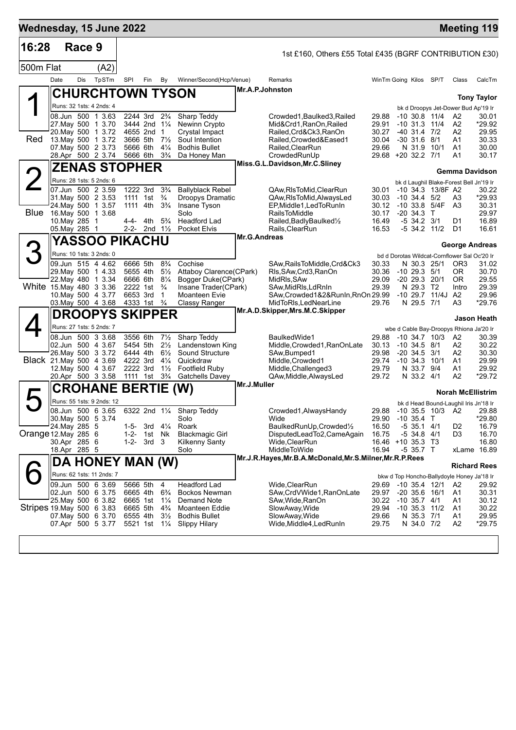# Wednesday, 15 June 2022 — Meeting 119

## 16:28 Race 9 — 500m Flat (A2)

1st £160, Others £55 Total £435 (BGRF CONTRIBUTION £30)

| Date | Dis | TpSTm | SPI | Fin | By | Winner/Second(Hcp/Venue) | Remarks | WinTm | Going | Kilos | SP/T | Class | CalcTm |
|---|---|---|---|---|---|---|---|---|---|---|---|---|---|

### 1 — CHURCHTOWN TYSON (Red)
Mr.A.P.Johnston — **Tony Taylor**
Runs: 32 1sts: 4 2nds: 4 — bk d Droopys Jet-Dower Bud Ap'19 Ir

| Date | Dis | TpSTm | SPI | Fin | By | Winner/Second(Hcp/Venue) | Remarks | WinTm | Going | Kilos | SP/T | Class | CalcTm |
|---|---|---|---|---|---|---|---|---|---|---|---|---|---|
| 08.Jun | 500 | 1 3.63 | 2244 | 3rd | 2¾ | Sharp Teddy | Crowded1,Baulked3,Railed | 29.88 | -10 | 30.8 | 11/4 | A2 | 30.01 |
| 27.May | 500 | 1 3.70 | 3444 | 2nd | 1¼ | Newinn Crypto | Mid&Crd1,RanOn,Railed | 29.91 | -10 | 31.3 | 11/4 | A2 | *29.92 |
| 20.May | 500 | 1 3.72 | 4655 | 2nd | 1 | Crystal Impact | Railed,Crd&Ck3,RanOn | 30.27 | -40 | 31.4 | 7/2 | A2 | 29.95 |
| 13.May | 500 | 1 3.72 | 3666 | 5th | 7½ | Soul Intention | Railed,Crowded&Eased1 | 30.04 | -30 | 31.6 | 8/1 | A1 | 30.33 |
| 07.May | 500 | 2 3.73 | 5666 | 6th | 4¼ | Bodhis Bullet | Railed,ClearRun | 29.66 | N | 31.9 | 10/1 | A1 | 30.00 |
| 28.Apr | 500 | 2 3.74 | 5666 | 6th | 3¾ | Da Honey Man | CrowdedRunUp | 29.68 | +20 | 32.2 | 7/1 | A1 | 30.17 |

### 2 — ZENAS STOPHER (Blue)
Miss.G.L.Davidson,Mr.C.Sliney — **Gemma Davidson**
Runs: 28 1sts: 5 2nds: 6 — bk d Laughil Blake-Forest Bell Jn'19 Ir

| Date | Dis | TpSTm | SPI | Fin | By | Winner/Second(Hcp/Venue) | Remarks | WinTm | Going | Kilos | SP/T | Class | CalcTm |
|---|---|---|---|---|---|---|---|---|---|---|---|---|---|
| 07.Jun | 500 | 2 3.59 | 1222 | 3rd | 3¾ | Ballyblack Rebel | QAw,RlsToMid,ClearRun | 30.01 | -10 | 34.3 | 13/8F | A2 | 30.22 |
| 31.May | 500 | 2 3.53 | 1111 | 1st | ¾ | Droopys Dramatic | QAw,RlsToMid,AlwaysLed | 30.03 | -10 | 34.4 | 5/2 | A3 | *29.93 |
| 24.May | 500 | 1 3.57 | 1111 | 4th | 3¾ | Insane Tyson | EP,Middle1,LedToRunIn | 30.12 | -10 | 33.8 | 5/4F | A3 | 30.31 |
| 16.May | 500 | 1 3.68 | | | | Solo | RailsToMiddle | 30.17 | -20 | 34.3 | T | | 29.97 |
| 10.May | 285 | 1 | 4-4- | 4th | 5¾ | Headford Lad | Railed,BadlyBaulked½ | 16.49 | -5 | 34.2 | 3/1 | D1 | 16.89 |
| 05.May | 285 | 1 | 2-2- | 2nd | 1½ | Pocket Elvis | Rails,ClearRun | 16.53 | -5 | 34.2 | 11/2 | D1 | 16.61 |

### 3 — YASSOO PIKACHU (White)
Mr.G.Andreas — **George Andreas**
Runs: 10 1sts: 3 2nds: 0 — bd d Dorotas Wildcat-Cornflower Sal Oc'20 Ir

| Date | Dis | TpSTm | SPI | Fin | By | Winner/Second(Hcp/Venue) | Remarks | WinTm | Going | Kilos | SP/T | Class | CalcTm |
|---|---|---|---|---|---|---|---|---|---|---|---|---|---|
| 09.Jun | 515 | 4 4.62 | 6666 | 5th | 8¾ | Cochise | SAw,RailsToMiddle,Crd&Ck3 | 30.33 | N | 30.3 | 25/1 | OR3 | 31.02 |
| 29.May | 500 | 1 4.33 | 5655 | 4th | 5½ | Attaboy Clarence(CPark) | Rls,SAw,Crd3,RanOn | 30.36 | -10 | 29.3 | 5/1 | OR | 30.70 |
| 22.May | 480 | 1 3.34 | 6666 | 6th | 8¼ | Bogger Duke(CPark) | MidRls,SAw | 29.09 | -20 | 29.3 | 20/1 | OR | 29.55 |
| 15.May | 480 | 3 3.36 | 2222 | 1st | ¾ | Insane Trader(CPark) | SAw,MidRls,LdRnIn | 29.39 | N | 29.3 | T2 | Intro | 29.39 |
| 10.May | 500 | 4 3.77 | 6653 | 3rd | 1 | Moanteen Evie | SAw,Crowded1&2&RunIn,RnOn | 29.99 | -10 | 29.7 | 11/4J | A2 | 29.96 |
| 03.May | 500 | 4 3.68 | 4333 | 1st | ¾ | Classy Ranger | MidToRls,LedNearLine | 29.76 | N | 29.5 | 7/1 | A3 | *29.76 |

### 4 — DROOPYS SKIPPER (Black)
Mr.A.D.Skipper,Mrs.M.C.Skipper — **Jason Heath**
Runs: 27 1sts: 5 2nds: 7 — wbe d Cable Bay-Droopys Rhiona Ja'20 Ir

| Date | Dis | TpSTm | SPI | Fin | By | Winner/Second(Hcp/Venue) | Remarks | WinTm | Going | Kilos | SP/T | Class | CalcTm |
|---|---|---|---|---|---|---|---|---|---|---|---|---|---|
| 08.Jun | 500 | 3 3.68 | 3556 | 6th | 7½ | Sharp Teddy | BaulkedWide1 | 29.88 | -10 | 34.7 | 10/3 | A2 | 30.39 |
| 02.Jun | 500 | 4 3.67 | 5454 | 5th | 2½ | Landenstown King | Middle,Crowded1,RanOnLate | 30.13 | -10 | 34.5 | 8/1 | A2 | 30.22 |
| 26.May | 500 | 3 3.72 | 6444 | 4th | 6½ | Sound Structure | SAw,Bumped1 | 29.98 | -20 | 34.5 | 3/1 | A2 | 30.30 |
| 21.May | 500 | 4 3.69 | 4222 | 3rd | 4¼ | Quickdraw | Middle,Crowded1 | 29.74 | -10 | 34.3 | 10/1 | A1 | 29.99 |
| 12.May | 500 | 4 3.67 | 2222 | 3rd | 1½ | Footfield Ruby | Middle,Challenged3 | 29.79 | N | 33.7 | 9/4 | A1 | 29.92 |
| 20.Apr | 500 | 3 3.58 | 1111 | 1st | 3¾ | Gatchells Davey | QAw,Middle,AlwaysLed | 29.72 | N | 33.2 | 4/1 | A2 | *29.72 |

### 5 — CROHANE BERTIE (W) (Orange)
Mr.J.Muller — **Norah McEllistrim**
Runs: 55 1sts: 9 2nds: 12 — bk d Head Bound-Laughil Iris Jn'18 Ir

| Date | Dis | TpSTm | SPI | Fin | By | Winner/Second(Hcp/Venue) | Remarks | WinTm | Going | Kilos | SP/T | Class | CalcTm |
|---|---|---|---|---|---|---|---|---|---|---|---|---|---|
| 08.Jun | 500 | 6 3.65 | 6322 | 2nd | 1¼ | Sharp Teddy | Crowded1,AlwaysHandy | 29.88 | -10 | 35.5 | 10/3 | A2 | 29.88 |
| 30.May | 500 | 5 3.74 | | | | Solo | Wide | 29.90 | -10 | 35.4 | T | | *29.80 |
| 24.May | 285 | 5 | 1-5- | 3rd | 4¼ | Roark | BaulkedRunUp,Crowded½ | 16.50 | -5 | 35.1 | 4/1 | D2 | 16.79 |
| 12.May | 285 | 6 | 1-2- | 1st | Nk | Blackmagic Girl | DisputedLeadTo2,CameAgain | 16.75 | -5 | 34.8 | 4/1 | D3 | 16.70 |
| 30.Apr | 285 | 6 | 1-2- | 3rd | 3 | Kilkenny Santy | Wide,ClearRun | 16.46 | +10 | 35.3 | T3 | | 16.80 |
| 18.Apr | 285 | 5 | | | | Solo | MiddleToWide | 16.94 | -5 | 35.7 | T | xLame | 16.89 |

### 6 — DA HONEY MAN (W) (Stripes)
Mr.J.R.Hayes,Mr.B.A.McDonald,Mr.S.Milner,Mr.R.P.Rees — **Richard Rees**
Runs: 62 1sts: 11 2nds: 7 — bkw d Top Honcho-Ballydoyle Honey Ja'18 Ir

| Date | Dis | TpSTm | SPI | Fin | By | Winner/Second(Hcp/Venue) | Remarks | WinTm | Going | Kilos | SP/T | Class | CalcTm |
|---|---|---|---|---|---|---|---|---|---|---|---|---|---|
| 09.Jun | 500 | 6 3.69 | 5666 | 5th | 4 | Headford Lad | Wide,ClearRun | 29.69 | -10 | 35.4 | 12/1 | A2 | 29.92 |
| 02.Jun | 500 | 6 3.75 | 6665 | 4th | 6¾ | Bockos Newman | SAw,CrdVWide1,RanOnLate | 29.97 | -20 | 35.6 | 16/1 | A1 | 30.31 |
| 25.May | 500 | 6 3.82 | 6665 | 1st | 1¼ | Demand Note | SAw,Wide,RanOn | 30.22 | -10 | 35.7 | 4/1 | A1 | 30.12 |
| 19.May | 500 | 6 3.83 | 6665 | 5th | 4¾ | Moanteen Eddie | SlowAway,Wide | 29.94 | -10 | 35.3 | 11/2 | A1 | 30.22 |
| 07.May | 500 | 6 3.70 | 6555 | 4th | 3½ | Bodhis Bullet | SlowAway,Wide | 29.66 | N | 35.3 | 7/1 | A1 | 29.95 |
| 07.Apr | 500 | 5 3.77 | 5521 | 1st | 1¼ | Slippy Hilary | Wide,Middle4,LedRunIn | 29.75 | N | 34.0 | 7/2 | A2 | *29.75 |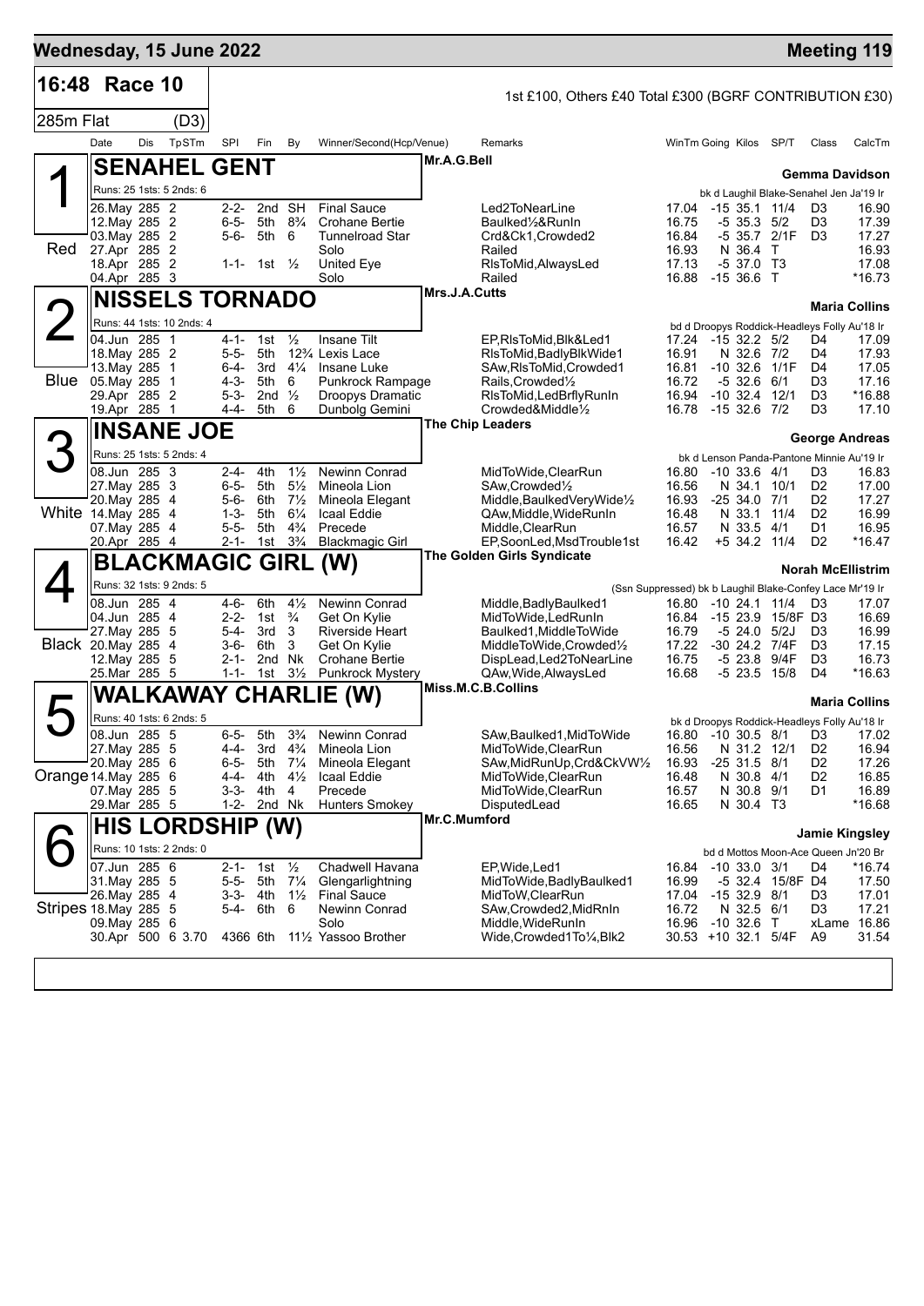## Wednesday, 15 June 2022 — Meeting 119

**16:48 Race 10** — 1st £100, Others £40 Total £300 (BGRF CONTRIBUTION £30)

**285m Flat (D3)**

| Date | Dis | TpSTm | SPI | Fin | By | Winner/Second(Hcp/Venue) | Remarks | WinTm | Going | Kilos | SP/T | Class | CalcTm |
|---|---|---|---|---|---|---|---|---|---|---|---|---|---|

### 1 (Red) SENAHEL GENT — Mr.A.G.Bell — Gemma Davidson

Runs: 25 1sts: 5 2nds: 6 — bk d Laughil Blake-Senahel Jen Ja'19 Ir

| Date | Dis | TpSTm | SPI | Fin | By | Winner/Second(Hcp/Venue) | Remarks | WinTm | Going | Kilos | SP/T | Class | CalcTm |
|---|---|---|---|---|---|---|---|---|---|---|---|---|---|
| 26.May | 285 | 2 | 2-2- | 2nd | SH | Final Sauce | Led2ToNearLine | 17.04 | -15 | 35.1 | 11/4 | D3 | 16.90 |
| 12.May | 285 | 2 | 6-5- | 5th | 8¾ | Crohane Bertie | Baulked½&RunIn | 16.75 | -5 | 35.3 | 5/2 | D3 | 17.39 |
| 03.May | 285 | 2 | 5-6- | 5th | 6 | Tunnelroad Star | Crd&Ck1,Crowded2 | 16.84 | -5 | 35.7 | 2/1F | D3 | 17.27 |
| 27.Apr | 285 | 2 | | | | Solo | Railed | 16.93 | N | 36.4 | T | | 16.93 |
| 18.Apr | 285 | 2 | 1-1- | 1st | ½ | United Eye | RlsToMid,AlwaysLed | 17.13 | -5 | 37.0 | T3 | | 17.08 |
| 04.Apr | 285 | 3 | | | | Solo | Railed | 16.88 | -15 | 36.6 | T | | *16.73 |

### 2 (Blue) NISSELS TORNADO — Mrs.J.A.Cutts — Maria Collins

Runs: 44 1sts: 10 2nds: 4 — bd d Droopys Roddick-Headleys Folly Au'18 Ir

| Date | Dis | TpSTm | SPI | Fin | By | Winner/Second(Hcp/Venue) | Remarks | WinTm | Going | Kilos | SP/T | Class | CalcTm |
|---|---|---|---|---|---|---|---|---|---|---|---|---|---|
| 04.Jun | 285 | 1 | 4-1- | 1st | ½ | Insane Tilt | EP,RlsToMid,Blk&Led1 | 17.24 | -15 | 32.2 | 5/2 | D4 | 17.09 |
| 18.May | 285 | 2 | 5-5- | 5th | 12¾ | Lexis Lace | RlsToMid,BadlyBlkWide1 | 16.91 | N | 32.6 | 7/2 | D4 | 17.93 |
| 13.May | 285 | 1 | 6-4- | 3rd | 4¼ | Insane Luke | SAw,RlsToMid,Crowded1 | 16.81 | -10 | 32.6 | 1/1F | D4 | 17.05 |
| 05.May | 285 | 1 | 4-3- | 5th | 6 | Punkrock Rampage | Rails,Crowded½ | 16.72 | -5 | 32.6 | 6/1 | D3 | 17.16 |
| 29.Apr | 285 | 2 | 5-3- | 2nd | ½ | Droopys Dramatic | RlsToMid,LedBrflyRunIn | 16.94 | -10 | 32.4 | 12/1 | D3 | *16.88 |
| 19.Apr | 285 | 1 | 4-4- | 5th | 6 | Dunbolg Gemini | Crowded&Middle½ | 16.78 | -15 | 32.6 | 7/2 | D3 | 17.10 |

### 3 (White) INSANE JOE — The Chip Leaders — George Andreas

Runs: 25 1sts: 5 2nds: 4 — bk d Lenson Panda-Pantone Minnie Au'19 Ir

| Date | Dis | TpSTm | SPI | Fin | By | Winner/Second(Hcp/Venue) | Remarks | WinTm | Going | Kilos | SP/T | Class | CalcTm |
|---|---|---|---|---|---|---|---|---|---|---|---|---|---|
| 08.Jun | 285 | 3 | 2-4- | 4th | 1½ | Newinn Conrad | MidToWide,ClearRun | 16.80 | -10 | 33.6 | 4/1 | D3 | 16.83 |
| 27.May | 285 | 3 | 6-5- | 5th | 5½ | Mineola Lion | SAw,Crowded½ | 16.56 | N | 34.1 | 10/1 | D2 | 17.00 |
| 20.May | 285 | 4 | 5-6- | 6th | 7½ | Mineola Elegant | Middle,BaulkedVeryWide½ | 16.93 | -25 | 34.0 | 7/1 | D2 | 17.27 |
| 14.May | 285 | 4 | 1-3- | 5th | 6¼ | Icaal Eddie | QAw,Middle,WideRunIn | 16.48 | N | 33.1 | 11/4 | D2 | 16.99 |
| 07.May | 285 | 4 | 5-5- | 5th | 4¾ | Precede | Middle,ClearRun | 16.57 | N | 33.5 | 4/1 | D1 | 16.95 |
| 20.Apr | 285 | 4 | 2-1- | 1st | 3¾ | Blackmagic Girl | EP,SoonLed,MsdTrouble1st | 16.42 | +5 | 34.2 | 11/4 | D2 | *16.47 |

### 4 (Black) BLACKMAGIC GIRL (W) — The Golden Girls Syndicate — Norah McEllistrim

Runs: 32 1sts: 9 2nds: 5 — (Ssn Suppressed) bk b Laughil Blake-Confey Lace Mr'19 Ir

| Date | Dis | TpSTm | SPI | Fin | By | Winner/Second(Hcp/Venue) | Remarks | WinTm | Going | Kilos | SP/T | Class | CalcTm |
|---|---|---|---|---|---|---|---|---|---|---|---|---|---|
| 08.Jun | 285 | 4 | 4-6- | 6th | 4½ | Newinn Conrad | Middle,BadlyBaulked1 | 16.80 | -10 | 24.1 | 11/4 | D3 | 17.07 |
| 04.Jun | 285 | 4 | 2-2- | 1st | ¾ | Get On Kylie | MidToWide,LedRunIn | 16.84 | -15 | 23.9 | 15/8F | D3 | 16.69 |
| 27.May | 285 | 5 | 5-4- | 3rd | 3 | Riverside Heart | Baulked1,MiddleToWide | 16.79 | -5 | 24.0 | 5/2J | D3 | 16.99 |
| 20.May | 285 | 4 | 3-6- | 6th | 3 | Get On Kylie | MiddleToWide,Crowded½ | 17.22 | -30 | 24.2 | 7/4F | D3 | 17.15 |
| 12.May | 285 | 5 | 2-1- | 2nd | Nk | Crohane Bertie | DispLead,Led2ToNearLine | 16.75 | -5 | 23.8 | 9/4F | D3 | 16.73 |
| 25.Mar | 285 | 5 | 1-1- | 1st | 3½ | Punkrock Mystery | QAw,Wide,AlwaysLed | 16.68 | -5 | 23.5 | 15/8 | D4 | *16.63 |

### 5 (Orange) WALKAWAY CHARLIE (W) — Miss.M.C.B.Collins — Maria Collins

Runs: 40 1sts: 6 2nds: 5 — bk d Droopys Roddick-Headleys Folly Au'18 Ir

| Date | Dis | TpSTm | SPI | Fin | By | Winner/Second(Hcp/Venue) | Remarks | WinTm | Going | Kilos | SP/T | Class | CalcTm |
|---|---|---|---|---|---|---|---|---|---|---|---|---|---|
| 08.Jun | 285 | 5 | 6-5- | 5th | 3¾ | Newinn Conrad | SAw,Baulked1,MidToWide | 16.80 | -10 | 30.5 | 8/1 | D3 | 17.02 |
| 27.May | 285 | 5 | 4-4- | 3rd | 4¾ | Mineola Lion | MidToWide,ClearRun | 16.56 | N | 31.2 | 12/1 | D2 | 16.94 |
| 20.May | 285 | 6 | 6-5- | 5th | 7¼ | Mineola Elegant | SAw,MidRunUp,Crd&CkVW½ | 16.93 | -25 | 31.5 | 8/1 | D2 | 17.26 |
| 14.May | 285 | 6 | 4-4- | 4th | 4½ | Icaal Eddie | MidToWide,ClearRun | 16.48 | N | 30.8 | 4/1 | D2 | 16.85 |
| 07.May | 285 | 5 | 3-3- | 4th | 4 | Precede | MidToWide,ClearRun | 16.57 | N | 30.8 | 9/1 | D1 | 16.89 |
| 29.Mar | 285 | 5 | 1-2- | 2nd | Nk | Hunters Smokey | DisputedLead | 16.65 | N | 30.4 | T3 | | *16.68 |

### 6 (Stripes) HIS LORDSHIP (W) — Mr.C.Mumford — Jamie Kingsley

Runs: 10 1sts: 2 2nds: 0 — bd d Mottos Moon-Ace Queen Jn'20 Br

| Date | Dis | TpSTm | SPI | Fin | By | Winner/Second(Hcp/Venue) | Remarks | WinTm | Going | Kilos | SP/T | Class | CalcTm |
|---|---|---|---|---|---|---|---|---|---|---|---|---|---|
| 07.Jun | 285 | 6 | 2-1- | 1st | ½ | Chadwell Havana | EP,Wide,Led1 | 16.84 | -10 | 33.0 | 3/1 | D4 | *16.74 |
| 31.May | 285 | 5 | 5-5- | 5th | 7¼ | Glengarlightning | MidToWide,BadlyBaulked1 | 16.99 | -5 | 32.4 | 15/8F | D4 | 17.50 |
| 26.May | 285 | 4 | 3-3- | 4th | 1½ | Final Sauce | MidToW,ClearRun | 17.04 | -15 | 32.9 | 8/1 | D3 | 17.01 |
| 18.May | 285 | 5 | 5-4- | 6th | 6 | Newinn Conrad | SAw,Crowded2,MidRnIn | 16.72 | N | 32.5 | 6/1 | D3 | 17.21 |
| 09.May | 285 | 6 | | | | Solo | Middle,WideRunIn | 16.96 | -10 | 32.6 | T | xLame | 16.86 |
| 30.Apr | 500 | 6 3.70 | 4366 | 6th | 11½ | Yassoo Brother | Wide,Crowded1To¼,Blk2 | 30.53 | +10 | 32.1 | 5/4F | A9 | 31.54 |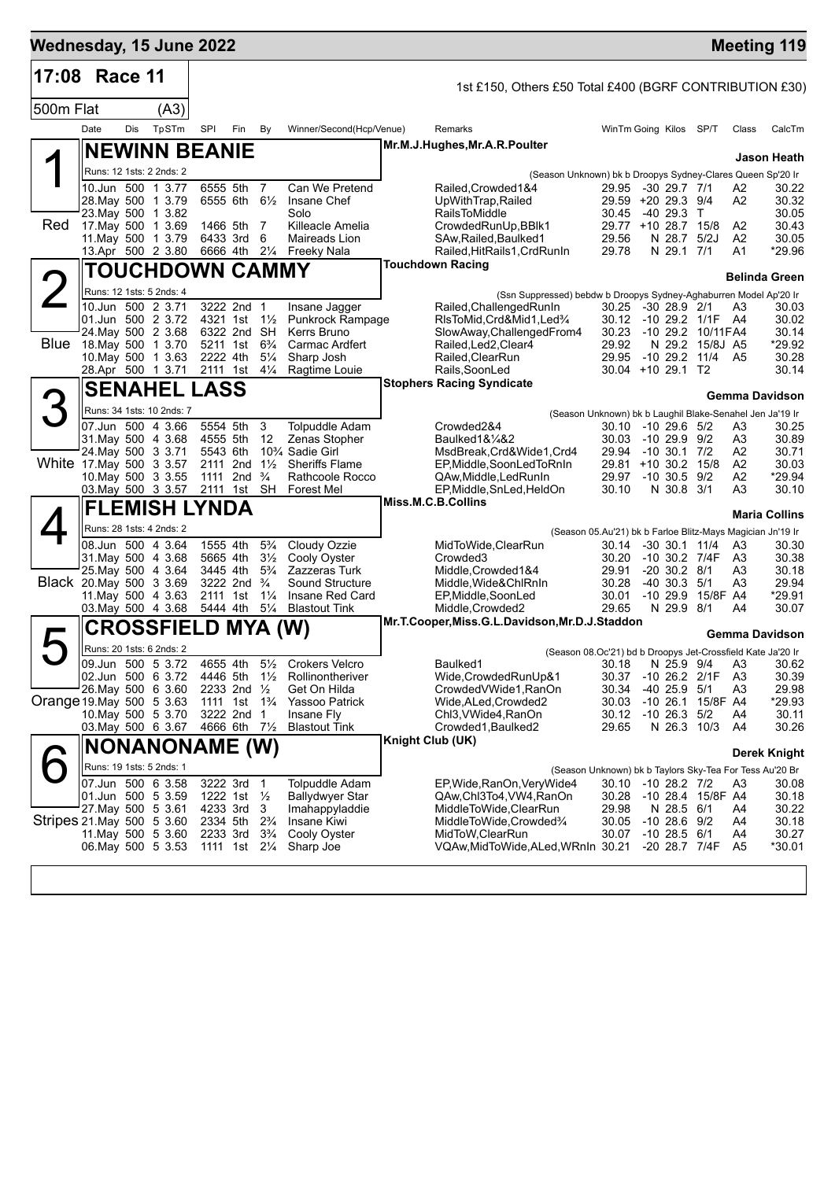**Wednesday, 15 June 2022** — **Meeting 119**

## 17:08 Race 11

1st £150, Others £50 Total £400 (BGRF CONTRIBUTION £30)

500m Flat (A3)

| Date | Dis | TpSTm | SPI | Fin | By | Winner/Second(Hcp/Venue) | Remarks | WinTm | Going | Kilos | SP/T | Class | CalcTm |
|---|---|---|---|---|---|---|---|---|---|---|---|---|---|

### 1 Red — NEWINN BEANIE
Mr.M.J.Hughes,Mr.A.R.Poulter — **Jason Heath**

Runs: 12 1sts: 2 2nds: 2 — (Season Unknown) bk b Droopys Sydney-Clares Queen Sp'20 Ir

| Date | Dis | TpSTm | SPI | Fin | By | Winner/Second(Hcp/Venue) | Remarks | WinTm | Going | Kilos | SP/T | Class | CalcTm |
|---|---|---|---|---|---|---|---|---|---|---|---|---|---|
| 10.Jun | 500 | 1 3.77 | 6555 | 5th | 7 | Can We Pretend | Railed,Crowded1&4 | 29.95 | -30 | 29.7 | 7/1 | A2 | 30.22 |
| 28.May | 500 | 1 3.79 | 6555 | 6th | 6½ | Insane Chef | UpWithTrap,Railed | 29.59 | +20 | 29.3 | 9/4 | A2 | 30.32 |
| 23.May | 500 | 1 3.82 | | | | Solo | RailsToMiddle | 30.45 | -40 | 29.3 | T | | 30.05 |
| 17.May | 500 | 1 3.69 | 1466 | 5th | 7 | Killeacle Amelia | CrowdedRunUp,BBlk1 | 29.77 | +10 | 28.7 | 15/8 | A2 | 30.43 |
| 11.May | 500 | 1 3.79 | 6433 | 3rd | 6 | Maireads Lion | SAw,Railed,Baulked1 | 29.56 | N | 28.7 | 5/2J | A2 | 30.05 |
| 13.Apr | 500 | 2 3.80 | 6666 | 4th | 2¼ | Freeky Nala | Railed,HitRails1,CrdRunIn | 29.78 | N | 29.1 | 7/1 | A1 | *29.96 |

### 2 Blue — TOUCHDOWN CAMMY
Touchdown Racing — **Belinda Green**

Runs: 12 1sts: 5 2nds: 4 — (Ssn Suppressed) bebdw b Droopys Sydney-Aghaburren Model Ap'20 Ir

| Date | Dis | TpSTm | SPI | Fin | By | Winner/Second(Hcp/Venue) | Remarks | WinTm | Going | Kilos | SP/T | Class | CalcTm |
|---|---|---|---|---|---|---|---|---|---|---|---|---|---|
| 10.Jun | 500 | 2 3.71 | 3222 | 2nd | 1 | Insane Jagger | Railed,ChallengedRunIn | 30.25 | -30 | 28.9 | 2/1 | A3 | 30.03 |
| 01.Jun | 500 | 2 3.72 | 4321 | 1st | 1½ | Punkrock Rampage | RlsToMid,Crd&Mid1,Led¾ | 30.12 | -10 | 29.2 | 1/1F | A4 | 30.02 |
| 24.May | 500 | 2 3.68 | 6322 | 2nd | SH | Kerrs Bruno | SlowAway,ChallengedFrom4 | 30.23 | -10 | 29.2 | 10/11F | A4 | 30.14 |
| 18.May | 500 | 1 3.70 | 5211 | 1st | 6¾ | Carmac Ardfert | Railed,Led2,Clear4 | 29.92 | N | 29.2 | 15/8J | A5 | *29.92 |
| 10.May | 500 | 1 3.63 | 2222 | 4th | 5¼ | Sharp Josh | Railed,ClearRun | 29.95 | -10 | 29.2 | 11/4 | A5 | 30.28 |
| 28.Apr | 500 | 1 3.71 | 2111 | 1st | 4¼ | Ragtime Louie | Rails,SoonLed | 30.04 | +10 | 29.1 | T2 | | 30.14 |

### 3 White — SENAHEL LASS
Stophers Racing Syndicate — **Gemma Davidson**

Runs: 34 1sts: 10 2nds: 7 — (Season Unknown) bk b Laughil Blake-Senahel Jen Ja'19 Ir

| Date | Dis | TpSTm | SPI | Fin | By | Winner/Second(Hcp/Venue) | Remarks | WinTm | Going | Kilos | SP/T | Class | CalcTm |
|---|---|---|---|---|---|---|---|---|---|---|---|---|---|
| 07.Jun | 500 | 4 3.66 | 5554 | 5th | 3 | Tolpuddle Adam | Crowded2&4 | 30.10 | -10 | 29.6 | 5/2 | A3 | 30.25 |
| 31.May | 500 | 4 3.68 | 4555 | 5th | 12 | Zenas Stopher | Baulked1&¼&2 | 30.03 | -10 | 29.9 | 9/2 | A3 | 30.89 |
| 24.May | 500 | 3 3.71 | 5543 | 6th | 10¾ | Sadie Girl | MsdBreak,Crd&Wide1,Crd4 | 29.94 | -10 | 30.1 | 7/2 | A2 | 30.71 |
| 17.May | 500 | 3 3.57 | 2111 | 2nd | 1½ | Sheriffs Flame | EP,Middle,SoonLedToRnIn | 29.81 | +10 | 30.2 | 15/8 | A2 | 30.03 |
| 10.May | 500 | 3 3.55 | 1111 | 2nd | ¾ | Rathcoole Rocco | QAw,Middle,LedRunIn | 29.97 | -10 | 30.5 | 9/2 | A2 | *29.94 |
| 03.May | 500 | 3 3.57 | 2111 | 1st | SH | Forest Mel | EP,Middle,SnLed,HeldOn | 30.10 | N | 30.8 | 3/1 | A3 | 30.10 |

### 4 Black — FLEMISH LYNDA
Miss.M.C.B.Collins — **Maria Collins**

Runs: 28 1sts: 4 2nds: 2 — (Season 05.Au'21) bk b Farloe Blitz-Mays Magician Jn'19 Ir

| Date | Dis | TpSTm | SPI | Fin | By | Winner/Second(Hcp/Venue) | Remarks | WinTm | Going | Kilos | SP/T | Class | CalcTm |
|---|---|---|---|---|---|---|---|---|---|---|---|---|---|
| 08.Jun | 500 | 4 3.64 | 1555 | 4th | 5¾ | Cloudy Ozzie | MidToWide,ClearRun | 30.14 | -30 | 30.1 | 11/4 | A3 | 30.30 |
| 31.May | 500 | 4 3.68 | 5665 | 4th | 3½ | Cooly Oyster | Crowded3 | 30.20 | -10 | 30.2 | 7/4F | A3 | 30.38 |
| 25.May | 500 | 4 3.64 | 3445 | 4th | 5¾ | Zazzeras Turk | Middle,Crowded1&4 | 29.91 | -20 | 30.2 | 8/1 | A3 | 30.18 |
| 20.May | 500 | 3 3.69 | 3222 | 2nd | ¾ | Sound Structure | Middle,Wide&ChlRnIn | 30.28 | -40 | 30.3 | 5/1 | A3 | 29.94 |
| 11.May | 500 | 4 3.63 | 2111 | 1st | 1¼ | Insane Red Card | EP,Middle,SoonLed | 30.01 | -10 | 29.9 | 15/8F | A4 | *29.91 |
| 03.May | 500 | 4 3.68 | 5444 | 4th | 5¼ | Blastout Tink | Middle,Crowded2 | 29.65 | N | 29.9 | 8/1 | A4 | 30.07 |

### 5 Orange — CROSSFIELD MYA (W)
Mr.T.Cooper,Miss.G.L.Davidson,Mr.D.J.Staddon — **Gemma Davidson**

Runs: 20 1sts: 6 2nds: 2 — (Season 08.Oc'21) bd b Droopys Jet-Crossfield Kate Ja'20 Ir

| Date | Dis | TpSTm | SPI | Fin | By | Winner/Second(Hcp/Venue) | Remarks | WinTm | Going | Kilos | SP/T | Class | CalcTm |
|---|---|---|---|---|---|---|---|---|---|---|---|---|---|
| 09.Jun | 500 | 5 3.72 | 4655 | 4th | 5½ | Crokers Velcro | Baulked1 | 30.18 | N | 25.9 | 9/4 | A3 | 30.62 |
| 02.Jun | 500 | 6 3.72 | 4446 | 5th | 1½ | Rollinontheriver | Wide,CrowdedRunUp&1 | 30.37 | -10 | 26.2 | 2/1F | A3 | 30.39 |
| 26.May | 500 | 6 3.60 | 2233 | 2nd | ½ | Get On Hilda | CrowdedVWide1,RanOn | 30.34 | -40 | 25.9 | 5/1 | A3 | 29.98 |
| 19.May | 500 | 5 3.63 | 1111 | 1st | 1¾ | Yassoo Patrick | Wide,ALed,Crowded2 | 30.03 | -10 | 26.1 | 15/8F | A4 | *29.93 |
| 10.May | 500 | 5 3.70 | 3222 | 2nd | 1 | Insane Fly | Chl3,VWide4,RanOn | 30.12 | -10 | 26.3 | 5/2 | A4 | 30.11 |
| 03.May | 500 | 6 3.67 | 4666 | 6th | 7½ | Blastout Tink | Crowded1,Baulked2 | 29.65 | N | 26.3 | 10/3 | A4 | 30.26 |

### 6 Stripes — NONANONAME (W)
Knight Club (UK) — **Derek Knight**

Runs: 19 1sts: 5 2nds: 1 — (Season Unknown) bk b Taylors Sky-Tea For Tess Au'20 Br

| Date | Dis | TpSTm | SPI | Fin | By | Winner/Second(Hcp/Venue) | Remarks | WinTm | Going | Kilos | SP/T | Class | CalcTm |
|---|---|---|---|---|---|---|---|---|---|---|---|---|---|
| 07.Jun | 500 | 6 3.58 | 3222 | 3rd | 1 | Tolpuddle Adam | EP,Wide,RanOn,VeryWide4 | 30.10 | -10 | 28.2 | 7/2 | A3 | 30.08 |
| 01.Jun | 500 | 5 3.59 | 1222 | 1st | ½ | Ballydwyer Star | QAw,Chl3To4,VW4,RanOn | 30.28 | -10 | 28.4 | 15/8F | A4 | 30.18 |
| 27.May | 500 | 5 3.61 | 4233 | 3rd | 3 | Imahappyladdie | MiddleToWide,ClearRun | 29.98 | N | 28.5 | 6/1 | A4 | 30.22 |
| 21.May | 500 | 5 3.60 | 2334 | 5th | 2¾ | Insane Kiwi | MiddleToWide,Crowded¾ | 30.05 | -10 | 28.6 | 9/2 | A3 | 30.18 |
| 11.May | 500 | 5 3.60 | 2233 | 3rd | 3¾ | Cooly Oyster | MidToW,ClearRun | 30.07 | -10 | 28.5 | 6/1 | A4 | 30.27 |
| 06.May | 500 | 5 3.53 | 1111 | 1st | 2¼ | Sharp Joe | VQAw,MidToWide,ALed,WRnIn | 30.21 | -20 | 28.7 | 7/4F | A5 | *30.01 |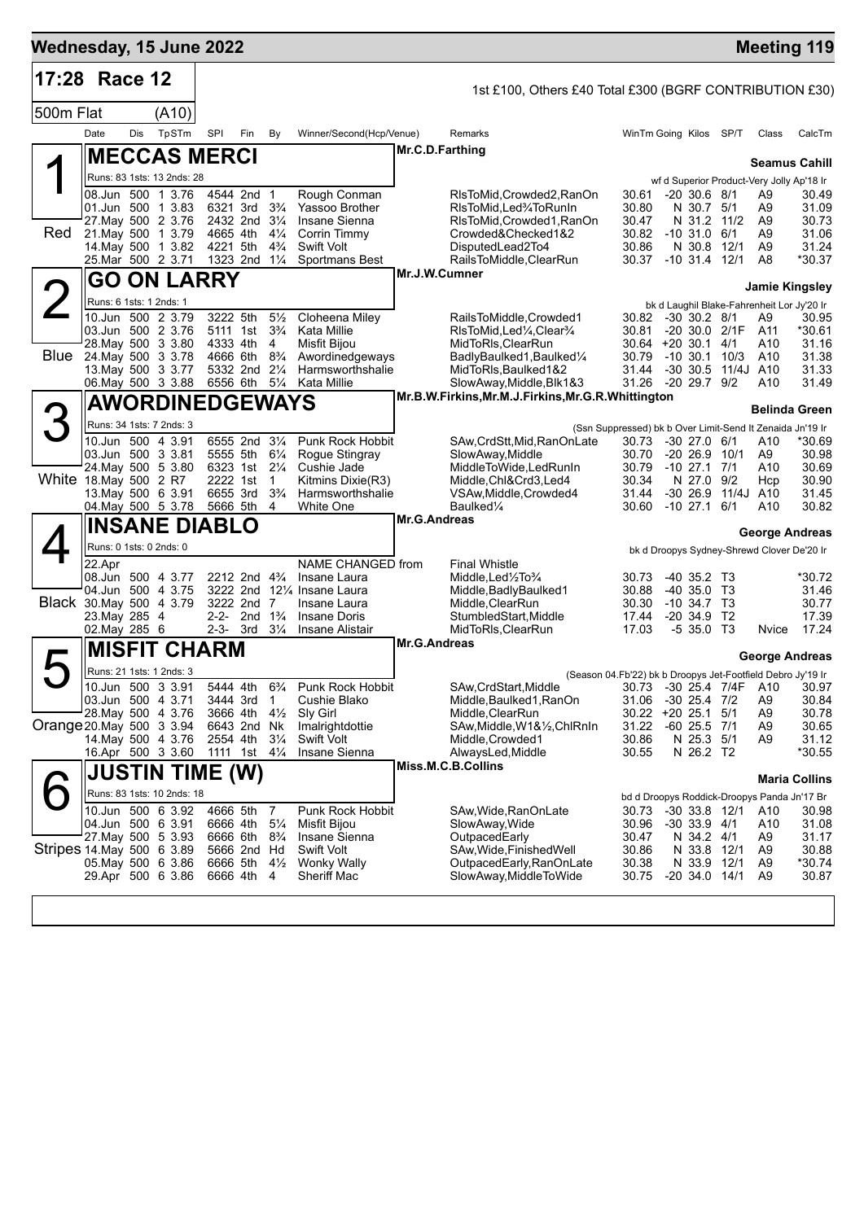## Wednesday, 15 June 2022 — Meeting 119

**17:28 Race 12** — 1st £100, Others £40 Total £300 (BGRF CONTRIBUTION £30)

**500m Flat (A10)**

| Date | Dis | TpSTm | SPl | Fin | By | Winner/Second(Hcp/Venue) | Remarks | WinTm | Going | Kilos | SP/T | Class | CalcTm |
|---|---|---|---|---|---|---|---|---|---|---|---|---|---|

### 1 (Red) MECCAS MERCI — Mr.C.D.Farthing — Seamus Cahill
Runs: 83 1sts: 13 2nds: 28 — wf d Superior Product-Very Jolly Ap'18 Ir

| Date | Dis | TpSTm | SPl | Fin | By | Winner/Second(Hcp/Venue) | Remarks | WinTm | Going | Kilos | SP/T | Class | CalcTm |
|---|---|---|---|---|---|---|---|---|---|---|---|---|---|
| 08.Jun | 500 | 1 3.76 | 4544 | 2nd | 1 | Rough Conman | RlsToMid,Crowded2,RanOn | 30.61 | -20 | 30.6 | 8/1 | A9 | 30.49 |
| 01.Jun | 500 | 1 3.83 | 6321 | 3rd | 3¾ | Yassoo Brother | RlsToMid,Led¾ToRunIn | 30.80 | N | 30.7 | 5/1 | A9 | 31.09 |
| 27.May | 500 | 2 3.76 | 2432 | 2nd | 3¼ | Insane Sienna | RlsToMid,Crowded1,RanOn | 30.47 | N | 31.2 | 11/2 | A9 | 30.73 |
| 21.May | 500 | 1 3.79 | 4665 | 4th | 4¼ | Corrin Timmy | Crowded&Checked1&2 | 30.82 | -10 | 31.0 | 6/1 | A9 | 31.06 |
| 14.May | 500 | 1 3.82 | 4221 | 5th | 4¾ | Swift Volt | DisputedLead2To4 | 30.86 | N | 30.8 | 12/1 | A9 | 31.24 |
| 25.Mar | 500 | 2 3.71 | 1323 | 2nd | 1¼ | Sportsmans Best | RailsToMiddle,ClearRun | 30.37 | -10 | 31.4 | 12/1 | A8 | *30.37 |

### 2 (Blue) GO ON LARRY — Mr.J.W.Cumner — Jamie Kingsley
Runs: 6 1sts: 1 2nds: 1 — bk d Laughil Blake-Fahrenheit Lor Jy'20 Ir

| Date | Dis | TpSTm | SPl | Fin | By | Winner/Second(Hcp/Venue) | Remarks | WinTm | Going | Kilos | SP/T | Class | CalcTm |
|---|---|---|---|---|---|---|---|---|---|---|---|---|---|
| 10.Jun | 500 | 2 3.79 | 3222 | 5th | 5½ | Cloheena Miley | RailsToMiddle,Crowded1 | 30.82 | -30 | 30.2 | 8/1 | A9 | 30.95 |
| 03.Jun | 500 | 2 3.76 | 5111 | 1st | 3¾ | Kata Millie | RlsToMid,Led¼,Clear¾ | 30.81 | -20 | 30.0 | 2/1F | A11 | *30.61 |
| 28.May | 500 | 3 3.80 | 4333 | 4th | 4 | Misfit Bijou | MidToRls,ClearRun | 30.64 | +20 | 30.1 | 4/1 | A10 | 31.16 |
| 24.May | 500 | 3 3.78 | 4666 | 6th | 8¾ | Awordinedgeways | BadlyBaulked1,Baulked¼ | 30.79 | -10 | 30.1 | 10/3 | A10 | 31.38 |
| 13.May | 500 | 3 3.77 | 5332 | 2nd | 2¼ | Harmsworthshalie | MidToRls,Baulked1&2 | 31.44 | -30 | 30.5 | 11/4J | A10 | 31.33 |
| 06.May | 500 | 3 3.88 | 6556 | 6th | 5¼ | Kata Millie | SlowAway,Middle,Blk1&3 | 31.26 | -20 | 29.7 | 9/2 | A10 | 31.49 |

### 3 (White) AWORDINEDGEWAYS — Mr.B.W.Firkins,Mr.M.J.Firkins,Mr.G.R.Whittington — Belinda Green
Runs: 34 1sts: 7 2nds: 3 — (Ssn Suppressed) bk b Over Limit-Send It Zenaida Jn'19 Ir

| Date | Dis | TpSTm | SPl | Fin | By | Winner/Second(Hcp/Venue) | Remarks | WinTm | Going | Kilos | SP/T | Class | CalcTm |
|---|---|---|---|---|---|---|---|---|---|---|---|---|---|
| 10.Jun | 500 | 4 3.91 | 6555 | 2nd | 3¼ | Punk Rock Hobbit | SAw,CrdStt,Mid,RanOnLate | 30.73 | -30 | 27.0 | 6/1 | A10 | *30.69 |
| 03.Jun | 500 | 3 3.81 | 5555 | 5th | 6¼ | Rogue Stingray | SlowAway,Middle | 30.70 | -20 | 26.9 | 10/1 | A9 | 30.98 |
| 24.May | 500 | 5 3.80 | 6323 | 1st | 2¼ | Cushie Jade | MiddleToWide,LedRunIn | 30.79 | -10 | 27.1 | 7/1 | A10 | 30.69 |
| 18.May | 500 | 2 R7 | 2222 | 1st | 1 | Kitmins Dixie(R3) | Middle,Chl&Crd3,Led4 | 30.34 | N | 27.0 | 9/2 | Hcp | 30.90 |
| 13.May | 500 | 6 3.91 | 6655 | 3rd | 3¾ | Harmsworthshalie | VSAw,Middle,Crowded4 | 31.44 | -30 | 26.9 | 11/4J | A10 | 31.45 |
| 04.May | 500 | 5 3.78 | 5666 | 5th | 4 | White One | Baulked¼ | 30.60 | -10 | 27.1 | 6/1 | A10 | 30.82 |

### 4 (Black) INSANE DIABLO — Mr.G.Andreas — George Andreas
Runs: 0 1sts: 0 2nds: 0 — bk d Droopys Sydney-Shrewd Clover De'20 Ir

| Date | Dis | TpSTm | SPl | Fin | By | Winner/Second(Hcp/Venue) | Remarks | WinTm | Going | Kilos | SP/T | Class | CalcTm |
|---|---|---|---|---|---|---|---|---|---|---|---|---|---|
| 22.Apr | | | | | | NAME CHANGED from | Final Whistle | | | | | | |
| 08.Jun | 500 | 4 3.77 | 2212 | 2nd | 4¾ | Insane Laura | Middle,Led½To¾ | 30.73 | -40 | 35.2 | T3 | | *30.72 |
| 04.Jun | 500 | 4 3.75 | 3222 | 2nd | 12¼ | Insane Laura | Middle,BadlyBaulked1 | 30.88 | -40 | 35.0 | T3 | | 31.46 |
| 30.May | 500 | 4 3.79 | 3222 | 2nd | 7 | Insane Laura | Middle,ClearRun | 30.30 | -10 | 34.7 | T3 | | 30.77 |
| 23.May | 285 | 4 | 2-2- | 2nd | 1¾ | Insane Doris | StumbledStart,Middle | 17.44 | -20 | 34.9 | T2 | | 17.39 |
| 02.May | 285 | 6 | 2-3- | 3rd | 3¼ | Insane Alistair | MidToRls,ClearRun | 17.03 | -5 | 35.0 | T3 | Nvice | 17.24 |

### 5 (Orange) MISFIT CHARM — Mr.G.Andreas — George Andreas
Runs: 21 1sts: 1 2nds: 3 — (Season 04.Fb'22) bk b Droopys Jet-Footfield Debro Jy'19 Ir

| Date | Dis | TpSTm | SPl | Fin | By | Winner/Second(Hcp/Venue) | Remarks | WinTm | Going | Kilos | SP/T | Class | CalcTm |
|---|---|---|---|---|---|---|---|---|---|---|---|---|---|
| 10.Jun | 500 | 3 3.91 | 5444 | 4th | 6¾ | Punk Rock Hobbit | SAw,CrdStart,Middle | 30.73 | -30 | 25.4 | 7/4F | A10 | 30.97 |
| 03.Jun | 500 | 4 3.71 | 3444 | 3rd | 1 | Cushie Blako | Middle,Baulked1,RanOn | 31.06 | -30 | 25.4 | 7/2 | A9 | 30.84 |
| 28.May | 500 | 4 3.76 | 3666 | 4th | 4½ | Sly Girl | Middle,ClearRun | 30.22 | +20 | 25.1 | 5/1 | A9 | 30.78 |
| 20.May | 500 | 3 3.94 | 6643 | 2nd | Nk | Imalrightdottie | SAw,Middle,W1&½,ChlRnIn | 31.22 | -60 | 25.5 | 7/1 | A9 | 30.65 |
| 14.May | 500 | 4 3.76 | 2554 | 4th | 3¼ | Swift Volt | Middle,Crowded1 | 30.86 | N | 25.3 | 5/1 | A9 | 31.12 |
| 16.Apr | 500 | 3 3.60 | 1111 | 1st | 4¼ | Insane Sienna | AlwaysLed,Middle | 30.55 | N | 26.2 | T2 | | *30.55 |

### 6 (Stripes) JUSTIN TIME (W) — Miss.M.C.B.Collins — Maria Collins
Runs: 83 1sts: 10 2nds: 18 — bd d Droopys Roddick-Droopys Panda Jn'17 Br

| Date | Dis | TpSTm | SPl | Fin | By | Winner/Second(Hcp/Venue) | Remarks | WinTm | Going | Kilos | SP/T | Class | CalcTm |
|---|---|---|---|---|---|---|---|---|---|---|---|---|---|
| 10.Jun | 500 | 6 3.92 | 4666 | 5th | 7 | Punk Rock Hobbit | SAw,Wide,RanOnLate | 30.73 | -30 | 33.8 | 12/1 | A10 | 30.98 |
| 04.Jun | 500 | 6 3.91 | 6666 | 4th | 5¼ | Misfit Bijou | SlowAway,Wide | 30.96 | -30 | 33.9 | 4/1 | A10 | 31.08 |
| 27.May | 500 | 5 3.93 | 6666 | 6th | 8¾ | Insane Sienna | OutpacedEarly | 30.47 | N | 34.2 | 4/1 | A9 | 31.17 |
| 14.May | 500 | 6 3.89 | 5666 | 2nd | Hd | Swift Volt | SAw,Wide,FinishedWell | 30.86 | N | 33.8 | 12/1 | A9 | 30.88 |
| 05.May | 500 | 6 3.86 | 6666 | 5th | 4½ | Wonky Wally | OutpacedEarly,RanOnLate | 30.38 | N | 33.9 | 12/1 | A9 | *30.74 |
| 29.Apr | 500 | 6 3.86 | 6666 | 4th | 4 | Sheriff Mac | SlowAway,MiddleToWide | 30.75 | -20 | 34.0 | 14/1 | A9 | 30.87 |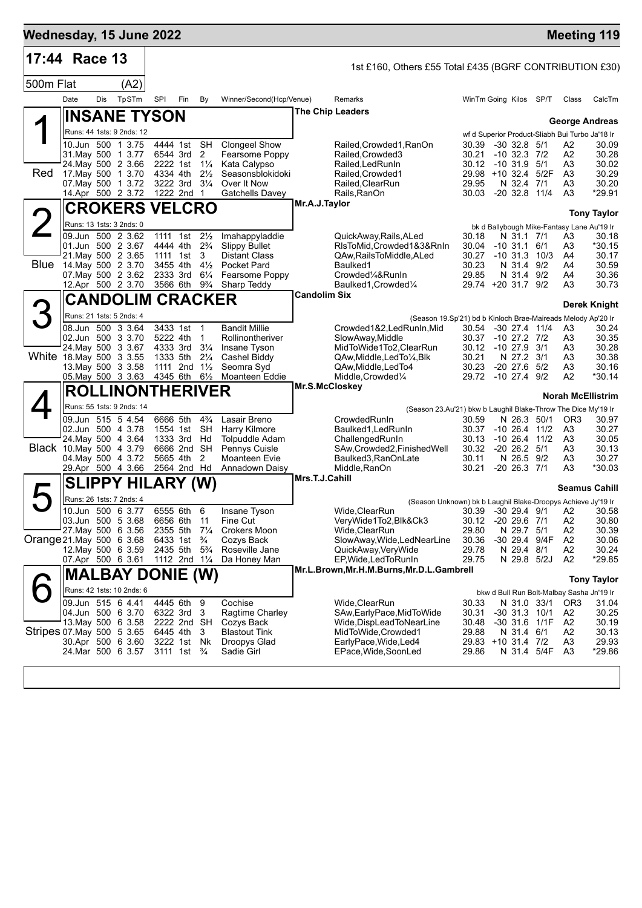**Wednesday, 15 June 2022** **Meeting 119**

## 17:44 Race 13

1st £160, Others £55 Total £435 (BGRF CONTRIBUTION £30)

500m Flat (A2)

| Date | Dis | TpSTm | SPI | Fin | By | Winner/Second(Hcp/Venue) | Remarks | WinTm | Going | Kilos | SP/T | Class | CalcTm |
|---|---|---|---|---|---|---|---|---|---|---|---|---|---|

### 1 INSANE TYSON — Red
The Chip Leaders — **George Andreas**

Runs: 44 1sts: 9 2nds: 12 — wf d Superior Product-Sliabh Bui Turbo Ja'18 Ir

| Date | Dis | TpSTm | SPI | Fin | By | Winner/Second(Hcp/Venue) | Remarks | WinTm | Going | Kilos | SP/T | Class | CalcTm |
|---|---|---|---|---|---|---|---|---|---|---|---|---|---|
| 10.Jun | 500 | 1 3.75 | 4444 | 1st | SH | Clongeel Show | Railed,Crowded1,RanOn | 30.39 | -30 | 32.8 | 5/1 | A2 | 30.09 |
| 31.May | 500 | 1 3.77 | 6544 | 3rd | 2 | Fearsome Poppy | Railed,Crowded3 | 30.21 | -10 | 32.3 | 7/2 | A2 | 30.28 |
| 24.May | 500 | 2 3.66 | 2222 | 1st | 1¼ | Kata Calypso | Railed,LedRunIn | 30.12 | -10 | 31.9 | 5/1 | A3 | 30.02 |
| 17.May | 500 | 1 3.70 | 4334 | 4th | 2½ | Seasonsblokidoki | Railed,Crowded1 | 29.98 | +10 | 32.4 | 5/2F | A3 | 30.29 |
| 07.May | 500 | 1 3.72 | 3222 | 3rd | 3¼ | Over It Now | Railed,ClearRun | 29.95 | N | 32.4 | 7/1 | A3 | 30.20 |
| 14.Apr | 500 | 2 3.72 | 1222 | 2nd | 1 | Gatchells Davey | Rails,RanOn | 30.03 | -20 | 32.8 | 11/4 | A3 | *29.91 |

### 2 CROKERS VELCRO — Blue
Mr.A.J.Taylor — **Tony Taylor**

Runs: 13 1sts: 3 2nds: 0 — bk d Ballybough Mike-Fantasy Lane Au'19 Ir

| Date | Dis | TpSTm | SPI | Fin | By | Winner/Second(Hcp/Venue) | Remarks | WinTm | Going | Kilos | SP/T | Class | CalcTm |
|---|---|---|---|---|---|---|---|---|---|---|---|---|---|
| 09.Jun | 500 | 2 3.62 | 1111 | 1st | 2½ | Imahappyladdie | QuickAway,Rails,ALed | 30.18 | N | 31.1 | 7/1 | A3 | 30.18 |
| 01.Jun | 500 | 2 3.67 | 4444 | 4th | 2¾ | Slippy Bullet | RlsToMid,Crowded1&3&RnIn | 30.04 | -10 | 31.1 | 6/1 | A3 | *30.15 |
| 21.May | 500 | 2 3.65 | 1111 | 1st | 3 | Distant Class | QAw,RailsToMiddle,ALed | 30.27 | -10 | 31.3 | 10/3 | A4 | 30.17 |
| 14.May | 500 | 2 3.70 | 3455 | 4th | 4½ | Pocket Pard | Baulked1 | 30.23 | N | 31.4 | 9/2 | A4 | 30.59 |
| 07.May | 500 | 2 3.62 | 2333 | 3rd | 6¼ | Fearsome Poppy | Crowded¼&RunIn | 29.85 | N | 31.4 | 9/2 | A4 | 30.36 |
| 12.Apr | 500 | 2 3.70 | 3566 | 6th | 9¾ | Sharp Teddy | Baulked1,Crowded¼ | 29.74 | +20 | 31.7 | 9/2 | A3 | 30.73 |

### 3 CANDOLIM CRACKER — White
Candolim Six — **Derek Knight**

Runs: 21 1sts: 5 2nds: 4 — (Season 19.Sp'21) bd b Kinloch Brae-Maireads Melody Ap'20 Ir

| Date | Dis | TpSTm | SPI | Fin | By | Winner/Second(Hcp/Venue) | Remarks | WinTm | Going | Kilos | SP/T | Class | CalcTm |
|---|---|---|---|---|---|---|---|---|---|---|---|---|---|
| 08.Jun | 500 | 3 3.64 | 3433 | 1st | 1 | Bandit Millie | Crowded1&2,LedRunIn,Mid | 30.54 | -30 | 27.4 | 11/4 | A3 | 30.24 |
| 02.Jun | 500 | 3 3.70 | 5222 | 4th | 1 | Rollinontheriver | SlowAway,Middle | 30.37 | -10 | 27.2 | 7/2 | A3 | 30.35 |
| 24.May | 500 | 3 3.67 | 4333 | 3rd | 3¼ | Insane Tyson | MidToWide1To2,ClearRun | 30.12 | -10 | 27.9 | 3/1 | A3 | 30.28 |
| 18.May | 500 | 3 3.55 | 1333 | 5th | 2¼ | Cashel Biddy | QAw,Middle,LedTo¼,Blk | 30.21 | N | 27.2 | 3/1 | A3 | 30.38 |
| 13.May | 500 | 3 3.58 | 1111 | 2nd | 1½ | Seomra Syd | QAw,Middle,LedTo4 | 30.23 | -20 | 27.6 | 5/2 | A3 | 30.16 |
| 05.May | 500 | 3 3.63 | 4345 | 6th | 6½ | Moanteen Eddie | Middle,Crowded¼ | 29.72 | -10 | 27.4 | 9/2 | A2 | *30.14 |

### 4 ROLLINONTHERIVER — Black
Mr.S.McCloskey — **Norah McEllistrim**

Runs: 55 1sts: 9 2nds: 14 — (Season 23.Au'21) bkw b Laughil Blake-Throw The Dice My'19 Ir

| Date | Dis | TpSTm | SPI | Fin | By | Winner/Second(Hcp/Venue) | Remarks | WinTm | Going | Kilos | SP/T | Class | CalcTm |
|---|---|---|---|---|---|---|---|---|---|---|---|---|---|
| 09.Jun | 515 | 5 4.54 | 6666 | 5th | 4¾ | Lasair Breno | CrowdedRunIn | 30.59 | N | 26.3 | 50/1 | OR3 | 30.97 |
| 02.Jun | 500 | 4 3.78 | 1554 | 1st | SH | Harry Kilmore | Baulked1,LedRunIn | 30.37 | -10 | 26.4 | 11/2 | A3 | 30.27 |
| 24.May | 500 | 4 3.64 | 1333 | 3rd | Hd | Tolpuddle Adam | ChallengedRunIn | 30.13 | -10 | 26.4 | 11/2 | A3 | 30.05 |
| 10.May | 500 | 4 3.79 | 6666 | 2nd | SH | Pennys Cuisle | SAw,Crowded2,FinishedWell | 30.32 | -20 | 26.2 | 5/1 | A3 | 30.13 |
| 04.May | 500 | 4 3.72 | 5665 | 4th | 2 | Moanteen Evie | Baulked3,RanOnLate | 30.11 | N | 26.5 | 9/2 | A3 | 30.27 |
| 29.Apr | 500 | 4 3.66 | 2564 | 2nd | Hd | Annadown Daisy | Middle,RanOn | 30.21 | -20 | 26.3 | 7/1 | A3 | *30.03 |

### 5 SLIPPY HILARY (W) — Orange
Mrs.T.J.Cahill — **Seamus Cahill**

Runs: 26 1sts: 7 2nds: 4 — (Season Unknown) bk b Laughil Blake-Droopys Achieve Jy'19 Ir

| Date | Dis | TpSTm | SPI | Fin | By | Winner/Second(Hcp/Venue) | Remarks | WinTm | Going | Kilos | SP/T | Class | CalcTm |
|---|---|---|---|---|---|---|---|---|---|---|---|---|---|
| 10.Jun | 500 | 6 3.77 | 6555 | 6th | 6 | Insane Tyson | Wide,ClearRun | 30.39 | -30 | 29.4 | 9/1 | A2 | 30.58 |
| 03.Jun | 500 | 5 3.68 | 6656 | 6th | 11 | Fine Cut | VeryWide1To2,Blk&Ck3 | 30.12 | -20 | 29.6 | 7/1 | A2 | 30.80 |
| 27.May | 500 | 6 3.56 | 2355 | 5th | 7¼ | Crokers Moon | Wide,ClearRun | 29.80 | N | 29.7 | 5/1 | A2 | 30.39 |
| 21.May | 500 | 6 3.68 | 6433 | 1st | ¾ | Cozys Back | SlowAway,Wide,LedNearLine | 30.36 | -30 | 29.4 | 9/4F | A2 | 30.06 |
| 12.May | 500 | 6 3.59 | 2435 | 5th | 5¾ | Roseville Jane | QuickAway,VeryWide | 29.78 | N | 29.4 | 8/1 | A2 | 30.24 |
| 07.Apr | 500 | 6 3.61 | 1112 | 2nd | 1¼ | Da Honey Man | EP,Wide,LedToRunIn | 29.75 | N | 29.8 | 5/2J | A2 | *29.85 |

### 6 MALBAY DONIE (W) — Stripes
Mr.L.Brown,Mr.H.M.Burns,Mr.D.L.Gambrell — **Tony Taylor**

Runs: 42 1sts: 10 2nds: 6 — bkw d Bull Run Bolt-Malbay Sasha Jn'19 Ir

| Date | Dis | TpSTm | SPI | Fin | By | Winner/Second(Hcp/Venue) | Remarks | WinTm | Going | Kilos | SP/T | Class | CalcTm |
|---|---|---|---|---|---|---|---|---|---|---|---|---|---|
| 09.Jun | 515 | 6 4.41 | 4445 | 6th | 9 | Cochise | Wide,ClearRun | 30.33 | N | 31.0 | 33/1 | OR3 | 31.04 |
| 04.Jun | 500 | 6 3.70 | 6322 | 3rd | 3 | Ragtime Charley | SAw,EarlyPace,MidToWide | 30.31 | -30 | 31.3 | 10/1 | A2 | 30.25 |
| 13.May | 500 | 6 3.58 | 2222 | 2nd | SH | Cozys Back | Wide,DispLeadToNearLine | 30.48 | -30 | 31.6 | 1/1F | A2 | 30.19 |
| 07.May | 500 | 5 3.65 | 6445 | 4th | 3 | Blastout Tink | MidToWide,Crowded1 | 29.88 | N | 31.4 | 6/1 | A2 | 30.13 |
| 30.Apr | 500 | 6 3.60 | 3222 | 1st | Nk | Droopys Glad | EarlyPace,Wide,Led4 | 29.83 | +10 | 31.4 | 7/2 | A3 | 29.93 |
| 24.Mar | 500 | 6 3.57 | 3111 | 1st | ¾ | Sadie Girl | EPace,Wide,SoonLed | 29.86 | N | 31.4 | 5/4F | A3 | *29.86 |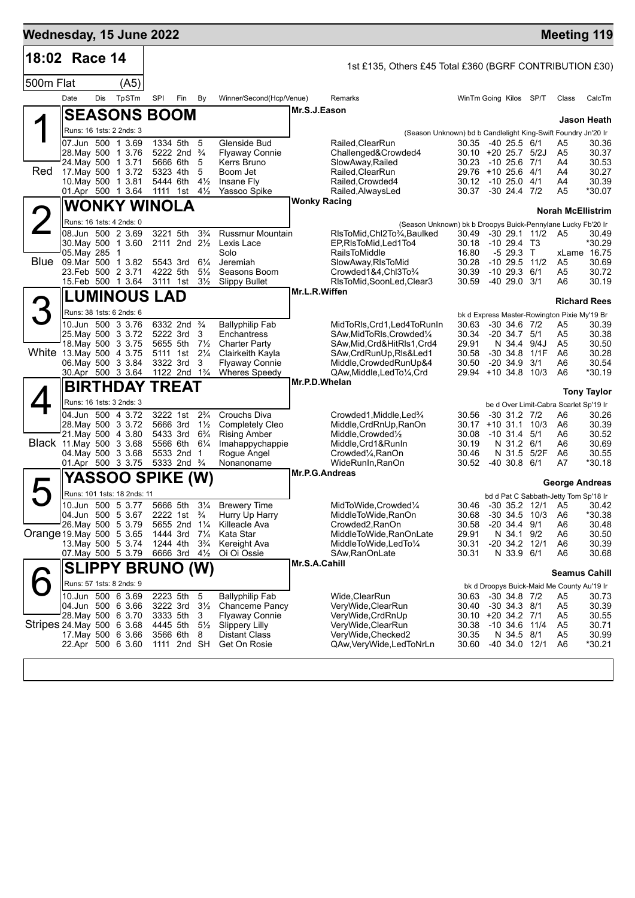# Wednesday, 15 June 2022

# Meeting 119

## 18:02 Race 14

1st £135, Others £45 Total £360 (BGRF CONTRIBUTION £30)

500m Flat (A5)

| Date | Dis | TpSTm | SPI | Fin | By | Winner/Second(Hcp/Venue) | Remarks | WinTm | Going | Kilos | SP/T | Class | CalcTm |
|---|---|---|---|---|---|---|---|---|---|---|---|---|---|

### 1 (Red) SEASONS BOOM — Mr.S.J.Eason — Jason Heath

Runs: 16 1sts: 2 2nds: 3 — (Season Unknown) bd b Candlelight King-Swift Foundry Jn'20 Ir

| Date | Dis | TpSTm | SPI | Fin | By | Winner/Second(Hcp/Venue) | Remarks | WinTm | Going | Kilos | SP/T | Class | CalcTm |
|---|---|---|---|---|---|---|---|---|---|---|---|---|---|
| 07.Jun | 500 | 1 3.69 | 1334 | 5th | 5 | Glenside Bud | Railed,ClearRun | 30.35 | -40 | 25.5 | 6/1 | A5 | 30.36 |
| 28.May | 500 | 1 3.76 | 5222 | 2nd | ¾ | Flyaway Connie | Challenged&Crowded4 | 30.10 | +20 | 25.7 | 5/2J | A5 | 30.37 |
| 24.May | 500 | 1 3.71 | 5666 | 6th | 5 | Kerrs Bruno | SlowAway,Railed | 30.23 | -10 | 25.6 | 7/1 | A4 | 30.53 |
| 17.May | 500 | 1 3.72 | 5323 | 4th | 5 | Boom Jet | Railed,ClearRun | 29.76 | +10 | 25.6 | 4/1 | A4 | 30.27 |
| 10.May | 500 | 1 3.81 | 5444 | 6th | 4½ | Insane Fly | Railed,Crowded4 | 30.12 | -10 | 25.0 | 4/1 | A4 | 30.39 |
| 01.Apr | 500 | 1 3.64 | 1111 | 1st | 4½ | Yassoo Spike | Railed,AlwaysLed | 30.37 | -30 | 24.4 | 7/2 | A5 | *30.07 |

### 2 (Blue) WONKY WINOLA — Wonky Racing — Norah McEllistrim

Runs: 16 1sts: 4 2nds: 0 — (Season Unknown) bk b Droopys Buick-Pennylane Lucky Fb'20 Ir

| Date | Dis | TpSTm | SPI | Fin | By | Winner/Second(Hcp/Venue) | Remarks | WinTm | Going | Kilos | SP/T | Class | CalcTm |
|---|---|---|---|---|---|---|---|---|---|---|---|---|---|
| 08.Jun | 500 | 2 3.69 | 3221 | 5th | 3¾ | Russmur Mountain | RlsToMid,Chl2To¾,Baulked | 30.49 | -30 | 29.1 | 11/2 | A5 | 30.49 |
| 30.May | 500 | 1 3.60 | 2111 | 2nd | 2½ | Lexis Lace | EP,RlsToMid,Led1To4 | 30.18 | -10 | 29.4 | T3 | | *30.29 |
| 05.May | 285 | 1 | | | | Solo | RailsToMiddle | 16.80 | -5 | 29.3 | T | xLame | 16.75 |
| 09.Mar | 500 | 1 3.82 | 5543 | 3rd | 6¼ | Jeremiah | SlowAway,RlsToMid | 30.28 | -10 | 29.5 | 11/2 | A5 | 30.69 |
| 23.Feb | 500 | 2 3.71 | 4222 | 5th | 5½ | Seasons Boom | Crowded1&4,Chl3To¾ | 30.39 | -10 | 29.3 | 6/1 | A5 | 30.72 |
| 15.Feb | 500 | 1 3.64 | 3111 | 1st | 3½ | Slippy Bullet | RlsToMid,SoonLed,Clear3 | 30.59 | -40 | 29.0 | 3/1 | A6 | 30.19 |

### 3 (White) LUMINOUS LAD — Mr.L.R.Wiffen — Richard Rees

Runs: 38 1sts: 6 2nds: 6 — bk d Express Master-Rowington Pixie My'19 Br

| Date | Dis | TpSTm | SPI | Fin | By | Winner/Second(Hcp/Venue) | Remarks | WinTm | Going | Kilos | SP/T | Class | CalcTm |
|---|---|---|---|---|---|---|---|---|---|---|---|---|---|
| 10.Jun | 500 | 3 3.76 | 6332 | 2nd | ¾ | Ballyphilip Fab | MidToRls,Crd1,Led4ToRunIn | 30.63 | -30 | 34.6 | 7/2 | A5 | 30.39 |
| 25.May | 500 | 3 3.72 | 5222 | 3rd | 3 | Enchantress | SAw,MidToRls,Crowded¼ | 30.34 | -20 | 34.7 | 5/1 | A5 | 30.38 |
| 18.May | 500 | 3 3.75 | 5655 | 5th | 7½ | Charter Party | SAw,Mid,Crd&HitRls1,Crd4 | 29.91 | N | 34.4 | 9/4J | A5 | 30.50 |
| 13.May | 500 | 4 3.75 | 5111 | 1st | 2¼ | Clairkeith Kayla | SAw,CrdRunUp,Rls&Led1 | 30.58 | -30 | 34.8 | 1/1F | A6 | 30.28 |
| 06.May | 500 | 3 3.84 | 3322 | 3rd | 3 | Flyaway Connie | Middle,CrowdedRunUp&4 | 30.50 | -20 | 34.9 | 3/1 | A6 | 30.54 |
| 30.Apr | 500 | 3 3.64 | 1122 | 2nd | 1¾ | Wheres Speedy | QAw,Middle,LedTo¼,Crd | 29.94 | +10 | 34.8 | 10/3 | A6 | *30.19 |

### 4 (Black) BIRTHDAY TREAT — Mr.P.D.Whelan — Tony Taylor

Runs: 16 1sts: 3 2nds: 3 — be d Over Limit-Cabra Scarlet Sp'19 Ir

| Date | Dis | TpSTm | SPI | Fin | By | Winner/Second(Hcp/Venue) | Remarks | WinTm | Going | Kilos | SP/T | Class | CalcTm |
|---|---|---|---|---|---|---|---|---|---|---|---|---|---|
| 04.Jun | 500 | 4 3.72 | 3222 | 1st | 2¾ | Crouchs Diva | Crowded1,Middle,Led¾ | 30.56 | -30 | 31.2 | 7/2 | A6 | 30.26 |
| 28.May | 500 | 3 3.72 | 5666 | 3rd | 1½ | Completely Cleo | Middle,CrdRnUp,RanOn | 30.17 | +10 | 31.1 | 10/3 | A6 | 30.39 |
| 21.May | 500 | 4 3.80 | 5433 | 3rd | 6¾ | Rising Amber | Middle,Crowded½ | 30.08 | -10 | 31.4 | 5/1 | A6 | 30.52 |
| 11.May | 500 | 3 3.68 | 5566 | 6th | 6¼ | Imahappychappie | Middle,Crd1&RunIn | 30.19 | N | 31.2 | 6/1 | A6 | 30.69 |
| 04.May | 500 | 3 3.68 | 5533 | 2nd | 1 | Rogue Angel | Crowded¼,RanOn | 30.46 | N | 31.5 | 5/2F | A6 | 30.55 |
| 01.Apr | 500 | 3 3.75 | 5333 | 2nd | ¾ | Nonanoname | WideRunIn,RanOn | 30.52 | -40 | 30.8 | 6/1 | A7 | *30.18 |

### 5 (Orange) YASSOO SPIKE (W) — Mr.P.G.Andreas — George Andreas

Runs: 101 1sts: 18 2nds: 11 — bd d Pat C Sabbath-Jetty Tom Sp'18 Ir

| Date | Dis | TpSTm | SPI | Fin | By | Winner/Second(Hcp/Venue) | Remarks | WinTm | Going | Kilos | SP/T | Class | CalcTm |
|---|---|---|---|---|---|---|---|---|---|---|---|---|---|
| 10.Jun | 500 | 5 3.77 | 5666 | 5th | 3¼ | Brewery Time | MidToWide,Crowded¼ | 30.46 | -30 | 35.2 | 12/1 | A5 | 30.42 |
| 04.Jun | 500 | 5 3.67 | 2222 | 1st | ¾ | Hurry Up Harry | MiddleToWide,RanOn | 30.68 | -30 | 34.5 | 10/3 | A6 | *30.38 |
| 26.May | 500 | 5 3.79 | 5655 | 2nd | 1¼ | Killeacle Ava | Crowded2,RanOn | 30.58 | -20 | 34.4 | 9/1 | A6 | 30.48 |
| 19.May | 500 | 5 3.65 | 1444 | 3rd | 7¼ | Kata Star | MiddleToWide,RanOnLate | 29.91 | N | 34.1 | 9/2 | A6 | 30.50 |
| 13.May | 500 | 5 3.74 | 1244 | 4th | 3¾ | Kereight Ava | MiddleToWide,LedTo¼ | 30.31 | -20 | 34.2 | 12/1 | A6 | 30.39 |
| 07.May | 500 | 5 3.79 | 6666 | 3rd | 4½ | Oi Oi Ossie | SAw,RanOnLate | 30.31 | N | 33.9 | 6/1 | A6 | 30.68 |

### 6 (Stripes) SLIPPY BRUNO (W) — Mr.S.A.Cahill — Seamus Cahill

Runs: 57 1sts: 8 2nds: 9 — bk d Droopys Buick-Maid Me County Au'19 Ir

| Date | Dis | TpSTm | SPI | Fin | By | Winner/Second(Hcp/Venue) | Remarks | WinTm | Going | Kilos | SP/T | Class | CalcTm |
|---|---|---|---|---|---|---|---|---|---|---|---|---|---|
| 10.Jun | 500 | 6 3.69 | 2223 | 5th | 5 | Ballyphilip Fab | Wide,ClearRun | 30.63 | -30 | 34.8 | 7/2 | A5 | 30.73 |
| 04.Jun | 500 | 6 3.66 | 3222 | 3rd | 3½ | Chanceme Pancy | VeryWide,ClearRun | 30.40 | -30 | 34.3 | 8/1 | A5 | 30.39 |
| 28.May | 500 | 6 3.70 | 3333 | 5th | 3 | Flyaway Connie | VeryWide,CrdRnUp | 30.10 | +20 | 34.2 | 7/1 | A5 | 30.55 |
| 24.May | 500 | 6 3.68 | 4445 | 5th | 5½ | Slippery Lilly | VeryWide,ClearRun | 30.38 | -10 | 34.6 | 11/4 | A5 | 30.71 |
| 17.May | 500 | 6 3.66 | 3566 | 6th | 8 | Distant Class | VeryWide,Checked2 | 30.35 | N | 34.5 | 8/1 | A5 | 30.99 |
| 22.Apr | 500 | 6 3.60 | 1111 | 2nd | SH | Get On Rosie | QAw,VeryWide,LedToNrLn | 30.60 | -40 | 34.0 | 12/1 | A6 | *30.21 |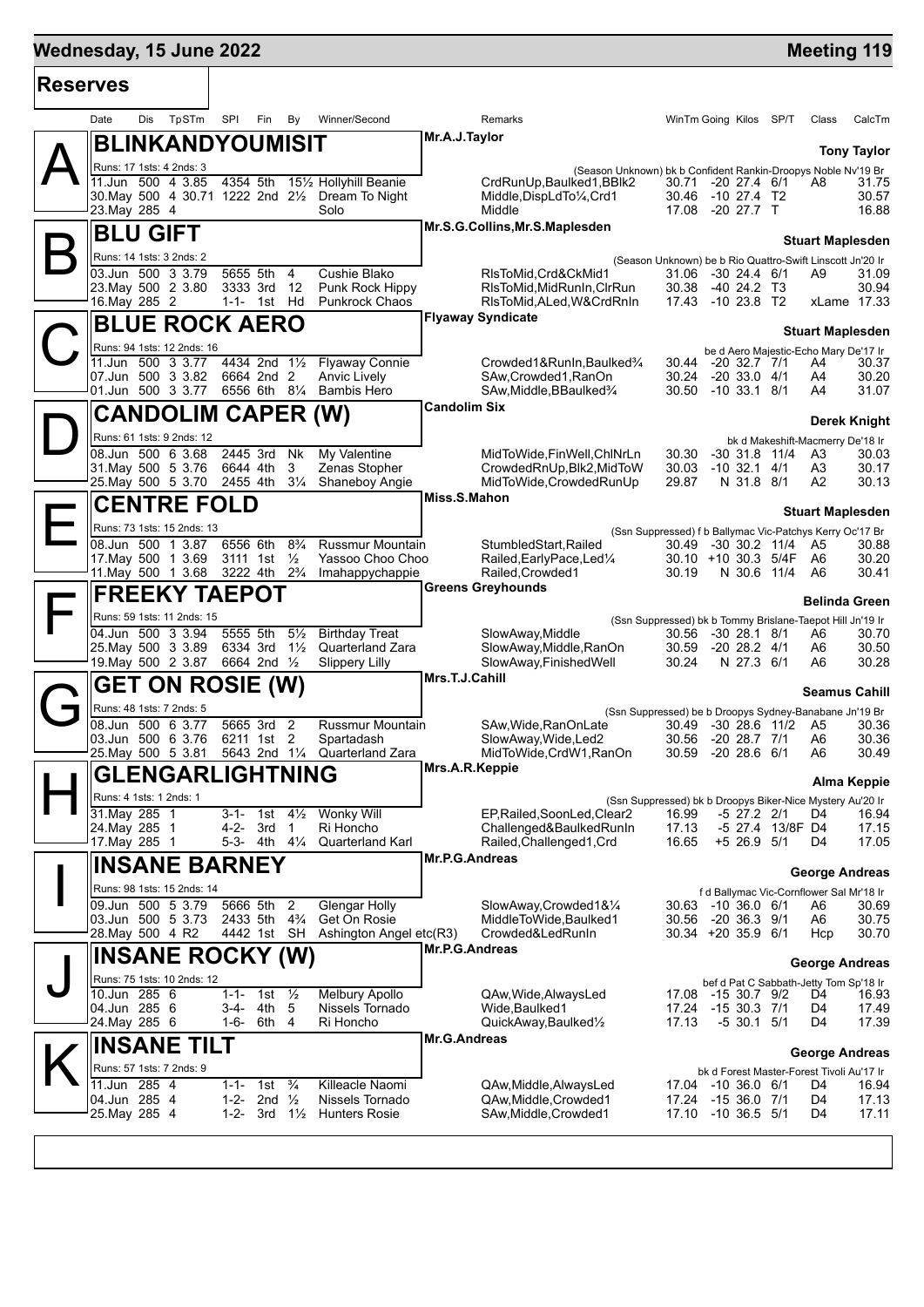**Wednesday, 15 June 2022** — **Meeting 119**

## Reserves

| Date | Dis | TpSTm | SPI | Fin | By | Winner/Second | Remarks | WinTm | Going | Kilos | SP/T | Class | CalcTm |
|---|---|---|---|---|---|---|---|---|---|---|---|---|---|

### A — BLINKANDYOUMISIT
Mr.A.J.Taylor — **Tony Taylor**

Runs: 17 1sts: 4 2nds: 3 — (Season Unknown) bk b Confident Rankin-Droopys Noble Nv'19 Br

| Date | Dis | TpSTm | SPI | Fin | By | Winner/Second | Remarks | WinTm | Going | Kilos | SP/T | Class | CalcTm |
|---|---|---|---|---|---|---|---|---|---|---|---|---|---|
| 11.Jun | 500 | 4 3.85 | 4354 | 5th | 15½ | Hollyhill Beanie | CrdRunUp,Baulked1,BBlk2 | 30.71 | -20 | 27.4 | 6/1 | A8 | 31.75 |
| 30.May | 500 | 4 30.71 | 1222 | 2nd | 2½ | Dream To Night | Middle,DispLdTo¼,Crd1 | 30.46 | -10 | 27.4 | T2 | | 30.57 |
| 23.May | 285 | 4 | | | | Solo | Middle | 17.08 | -20 | 27.7 | T | | 16.88 |

### B — BLU GIFT
Mr.S.G.Collins,Mr.S.Maplesden — **Stuart Maplesden**

Runs: 14 1sts: 3 2nds: 2 — (Season Unknown) be b Rio Quattro-Swift Linscott Jn'20 Ir

| Date | Dis | TpSTm | SPI | Fin | By | Winner/Second | Remarks | WinTm | Going | Kilos | SP/T | Class | CalcTm |
|---|---|---|---|---|---|---|---|---|---|---|---|---|---|
| 03.Jun | 500 | 3 3.79 | 5655 | 5th | 4 | Cushie Blako | RlsToMid,Crd&CkMid1 | 31.06 | -30 | 24.4 | 6/1 | A9 | 31.09 |
| 23.May | 500 | 2 3.80 | 3333 | 3rd | 12 | Punk Rock Hippy | RlsToMid,MidRunIn,ClrRun | 30.38 | -40 | 24.2 | T3 | | 30.94 |
| 16.May | 285 | 2 | 1-1- | 1st | Hd | Punkrock Chaos | RlsToMid,ALed,W&CrdRnIn | 17.43 | -10 | 23.8 | T2 | xLame | 17.33 |

### C — BLUE ROCK AERO
Flyaway Syndicate — **Stuart Maplesden**

Runs: 94 1sts: 12 2nds: 16 — be d Aero Majestic-Echo Mary De'17 Ir

| Date | Dis | TpSTm | SPI | Fin | By | Winner/Second | Remarks | WinTm | Going | Kilos | SP/T | Class | CalcTm |
|---|---|---|---|---|---|---|---|---|---|---|---|---|---|
| 11.Jun | 500 | 3 3.77 | 4434 | 2nd | 1½ | Flyaway Connie | Crowded1&RunIn,Baulked¾ | 30.44 | -20 | 32.7 | 7/1 | A4 | 30.37 |
| 07.Jun | 500 | 3 3.82 | 6664 | 2nd | 2 | Anvic Lively | SAw,Crowded1,RanOn | 30.24 | -20 | 33.0 | 4/1 | A4 | 30.20 |
| 01.Jun | 500 | 3 3.77 | 6556 | 6th | 8¼ | Bambis Hero | SAw,Middle,BBaulked¾ | 30.50 | -10 | 33.1 | 8/1 | A4 | 31.07 |

### D — CANDOLIM CAPER (W)
Candolim Six — **Derek Knight**

Runs: 61 1sts: 9 2nds: 12 — bk d Makeshift-Macmerry De'18 Ir

| Date | Dis | TpSTm | SPI | Fin | By | Winner/Second | Remarks | WinTm | Going | Kilos | SP/T | Class | CalcTm |
|---|---|---|---|---|---|---|---|---|---|---|---|---|---|
| 08.Jun | 500 | 6 3.68 | 2445 | 3rd | Nk | My Valentine | MidToWide,FinWell,ChlNrLn | 30.30 | -30 | 31.8 | 11/4 | A3 | 30.03 |
| 31.May | 500 | 5 3.76 | 6644 | 4th | 3 | Zenas Stopher | CrowdedRnUp,Blk2,MidToW | 30.03 | -10 | 32.1 | 4/1 | A3 | 30.17 |
| 25.May | 500 | 5 3.70 | 2455 | 4th | 3¼ | Shaneboy Angie | MidToWide,CrowdedRunUp | 29.87 | N | 31.8 | 8/1 | A2 | 30.13 |

### E — CENTRE FOLD
Miss.S.Mahon — **Stuart Maplesden**

Runs: 73 1sts: 15 2nds: 13 — (Ssn Suppressed) f b Ballymac Vic-Patchys Kerry Oc'17 Br

| Date | Dis | TpSTm | SPI | Fin | By | Winner/Second | Remarks | WinTm | Going | Kilos | SP/T | Class | CalcTm |
|---|---|---|---|---|---|---|---|---|---|---|---|---|---|
| 08.Jun | 500 | 1 3.87 | 6556 | 6th | 8¾ | Russmur Mountain | StumbledStart,Railed | 30.49 | -30 | 30.2 | 11/4 | A5 | 30.88 |
| 17.May | 500 | 1 3.69 | 3111 | 1st | ½ | Yassoo Choo Choo | Railed,EarlyPace,Led¼ | 30.10 | +10 | 30.3 | 5/4F | A6 | 30.20 |
| 11.May | 500 | 1 3.68 | 3222 | 4th | 2¾ | Imahappychappie | Railed,Crowded1 | 30.19 | N | 30.6 | 11/4 | A6 | 30.41 |

### F — FREEKY TAEPOT
Greens Greyhounds — **Belinda Green**

Runs: 59 1sts: 11 2nds: 15 — (Ssn Suppressed) bk b Tommy Brislane-Taepot Hill Jn'19 Ir

| Date | Dis | TpSTm | SPI | Fin | By | Winner/Second | Remarks | WinTm | Going | Kilos | SP/T | Class | CalcTm |
|---|---|---|---|---|---|---|---|---|---|---|---|---|---|
| 04.Jun | 500 | 3 3.94 | 5555 | 5th | 5½ | Birthday Treat | SlowAway,Middle | 30.56 | -30 | 28.1 | 8/1 | A6 | 30.70 |
| 25.May | 500 | 3 3.89 | 6334 | 3rd | 1½ | Quarterland Zara | SlowAway,Middle,RanOn | 30.59 | -20 | 28.2 | 4/1 | A6 | 30.50 |
| 19.May | 500 | 2 3.87 | 6664 | 2nd | ½ | Slippery Lilly | SlowAway,FinishedWell | 30.24 | N | 27.3 | 6/1 | A6 | 30.28 |

### G — GET ON ROSIE (W)
Mrs.T.J.Cahill — **Seamus Cahill**

Runs: 48 1sts: 7 2nds: 5 — (Ssn Suppressed) be b Droopys Sydney-Banabane Jn'19 Br

| Date | Dis | TpSTm | SPI | Fin | By | Winner/Second | Remarks | WinTm | Going | Kilos | SP/T | Class | CalcTm |
|---|---|---|---|---|---|---|---|---|---|---|---|---|---|
| 08.Jun | 500 | 6 3.77 | 5665 | 3rd | 2 | Russmur Mountain | SAw,Wide,RanOnLate | 30.49 | -30 | 28.6 | 11/2 | A5 | 30.36 |
| 03.Jun | 500 | 6 3.76 | 6211 | 1st | 2 | Spartadash | SlowAway,Wide,Led2 | 30.56 | -20 | 28.7 | 7/1 | A6 | 30.36 |
| 25.May | 500 | 5 3.81 | 5643 | 2nd | 1¼ | Quarterland Zara | MidToWide,CrdW1,RanOn | 30.59 | -20 | 28.6 | 6/1 | A6 | 30.49 |

### H — GLENGARLIGHTNING
Mrs.A.R.Keppie — **Alma Keppie**

Runs: 4 1sts: 1 2nds: 1 — (Ssn Suppressed) bk b Droopys Biker-Nice Mystery Au'20 Ir

| Date | Dis | TpSTm | SPI | Fin | By | Winner/Second | Remarks | WinTm | Going | Kilos | SP/T | Class | CalcTm |
|---|---|---|---|---|---|---|---|---|---|---|---|---|---|
| 31.May | 285 | 1 | 3-1- | 1st | 4½ | Wonky Will | EP,Railed,SoonLed,Clear2 | 16.99 | -5 | 27.2 | 2/1 | D4 | 16.94 |
| 24.May | 285 | 1 | 4-2- | 3rd | 1 | Ri Honcho | Challenged&BaulkedRunIn | 17.13 | -5 | 27.4 | 13/8F | D4 | 17.15 |
| 17.May | 285 | 1 | 5-3- | 4th | 4¼ | Quarterland Karl | Railed,Challenged1,Crd | 16.65 | +5 | 26.9 | 5/1 | D4 | 17.05 |

### I — INSANE BARNEY
Mr.P.G.Andreas — **George Andreas**

Runs: 98 1sts: 15 2nds: 14 — f d Ballymac Vic-Cornflower Sal Mr'18 Ir

| Date | Dis | TpSTm | SPI | Fin | By | Winner/Second | Remarks | WinTm | Going | Kilos | SP/T | Class | CalcTm |
|---|---|---|---|---|---|---|---|---|---|---|---|---|---|
| 09.Jun | 500 | 5 3.79 | 5666 | 5th | 2 | Glengar Holly | SlowAway,Crowded1&¼ | 30.63 | -10 | 36.0 | 6/1 | A6 | 30.69 |
| 03.Jun | 500 | 5 3.73 | 2433 | 5th | 4¾ | Get On Rosie | MiddleToWide,Baulked1 | 30.56 | -20 | 36.3 | 9/1 | A6 | 30.75 |
| 28.May | 500 | 4 R2 | 4442 | 1st | SH | Ashington Angel etc(R3) | Crowded&LedRunIn | 30.34 | +20 | 35.9 | 6/1 | Hcp | 30.70 |

### J — INSANE ROCKY (W)
Mr.P.G.Andreas — **George Andreas**

Runs: 75 1sts: 10 2nds: 12 — bef d Pat C Sabbath-Jetty Tom Sp'18 Ir

| Date | Dis | TpSTm | SPI | Fin | By | Winner/Second | Remarks | WinTm | Going | Kilos | SP/T | Class | CalcTm |
|---|---|---|---|---|---|---|---|---|---|---|---|---|---|
| 10.Jun | 285 | 6 | 1-1- | 1st | ½ | Melbury Apollo | QAw,Wide,AlwaysLed | 17.08 | -15 | 30.7 | 9/2 | D4 | 16.93 |
| 04.Jun | 285 | 6 | 3-4- | 4th | 5 | Nissels Tornado | Wide,Baulked1 | 17.24 | -15 | 30.3 | 7/1 | D4 | 17.49 |
| 24.May | 285 | 6 | 1-6- | 6th | 4 | Ri Honcho | QuickAway,Baulked½ | 17.13 | -5 | 30.1 | 5/1 | D4 | 17.39 |

### K — INSANE TILT
Mr.G.Andreas — **George Andreas**

Runs: 57 1sts: 7 2nds: 9 — bk d Forest Master-Forest Tivoli Au'17 Ir

| Date | Dis | TpSTm | SPI | Fin | By | Winner/Second | Remarks | WinTm | Going | Kilos | SP/T | Class | CalcTm |
|---|---|---|---|---|---|---|---|---|---|---|---|---|---|
| 11.Jun | 285 | 4 | 1-1- | 1st | ¾ | Killeacle Naomi | QAw,Middle,AlwaysLed | 17.04 | -10 | 36.0 | 6/1 | D4 | 16.94 |
| 04.Jun | 285 | 4 | 1-2- | 2nd | ½ | Nissels Tornado | QAw,Middle,Crowded1 | 17.24 | -15 | 36.0 | 7/1 | D4 | 17.13 |
| 25.May | 285 | 4 | 1-2- | 3rd | 1½ | Hunters Rosie | SAw,Middle,Crowded1 | 17.10 | -10 | 36.5 | 5/1 | D4 | 17.11 |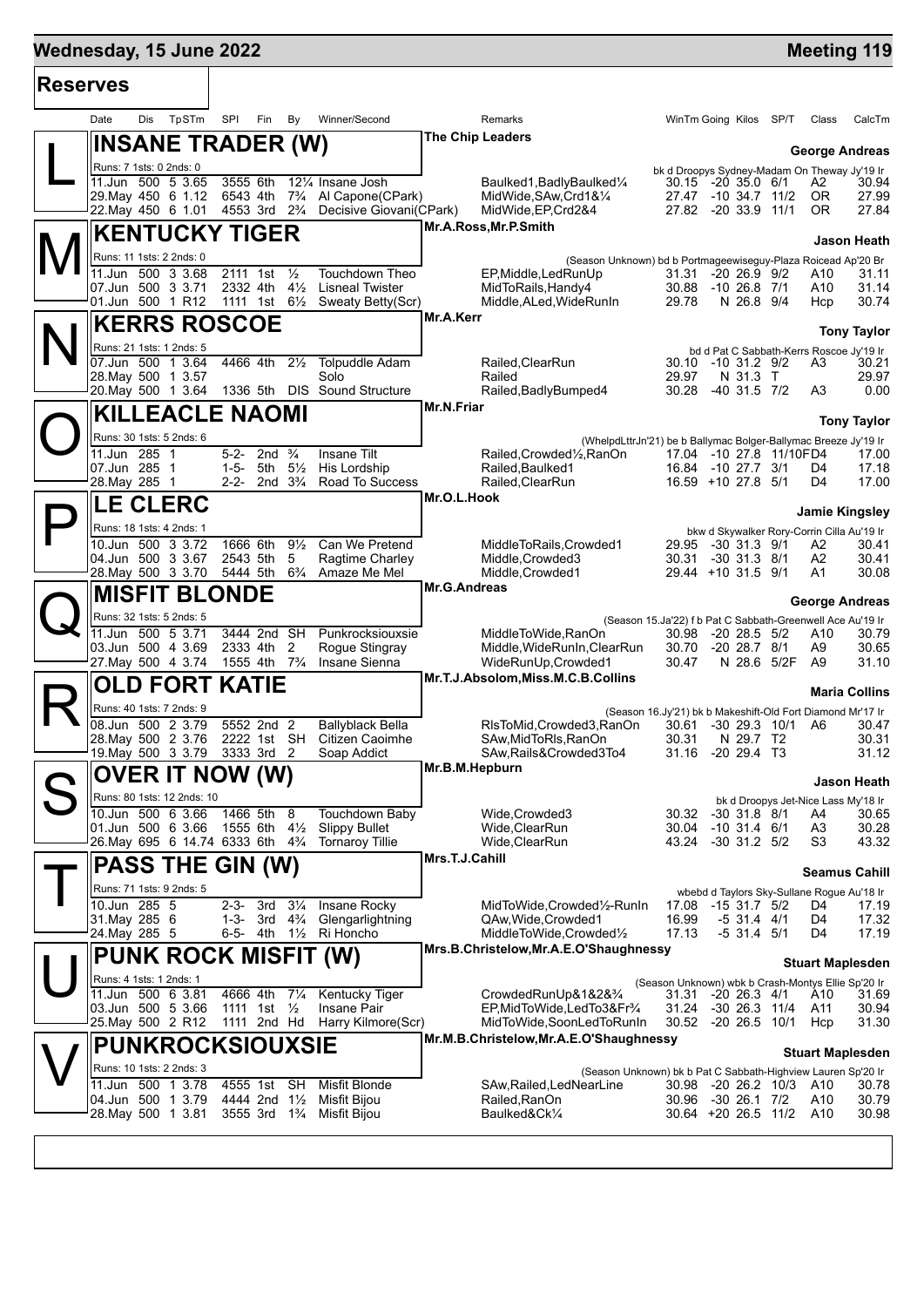**Wednesday, 15 June 2022** — **Meeting 119**

## Reserves

| Date | Dis | TpSTm | SPI | Fin | By | Winner/Second | Remarks | WinTm | Going | Kilos | SP/T | Class | CalcTm |
|---|---|---|---|---|---|---|---|---|---|---|---|---|---|

### L — INSANE TRADER (W)

The Chip Leaders — **George Andreas**

Runs: 7 1sts: 0 2nds: 0 — bk d Droopys Sydney-Madam On Theway Jy'19 Ir

| Date | Dis | TpSTm | SPI | Fin | By | Winner/Second | Remarks | WinTm | Going | Kilos | SP/T | Class | CalcTm |
|---|---|---|---|---|---|---|---|---|---|---|---|---|---|
| 11.Jun | 500 | 5 3.65 | 3555 | 6th | 12¼ | Insane Josh | Baulked1,BadlyBaulked¼ | 30.15 | -20 | 35.0 | 6/1 | A2 | 30.94 |
| 29.May | 450 | 6 1.12 | 6543 | 4th | 7¾ | Al Capone(CPark) | MidWide,SAw,Crd1&¼ | 27.47 | -10 | 34.7 | 11/2 | OR | 27.99 |
| 22.May | 450 | 6 1.01 | 4553 | 3rd | 2¾ | Decisive Giovani(CPark) | MidWide,EP,Crd2&4 | 27.82 | -20 | 33.9 | 11/1 | OR | 27.84 |

### M — KENTUCKY TIGER

Mr.A.Ross,Mr.P.Smith — **Jason Heath**

Runs: 11 1sts: 2 2nds: 0 — (Season Unknown) bd b Portmageewiseguy-Plaza Roicead Ap'20 Br

| Date | Dis | TpSTm | SPI | Fin | By | Winner/Second | Remarks | WinTm | Going | Kilos | SP/T | Class | CalcTm |
|---|---|---|---|---|---|---|---|---|---|---|---|---|---|
| 11.Jun | 500 | 3 3.68 | 2111 | 1st | ½ | Touchdown Theo | EP,Middle,LedRunUp | 31.31 | -20 | 26.9 | 9/2 | A10 | 31.11 |
| 07.Jun | 500 | 3 3.71 | 2332 | 4th | 4½ | Lisneal Twister | MidToRails,Handy4 | 30.88 | -10 | 26.8 | 7/1 | A10 | 31.14 |
| 01.Jun | 500 | 1 R12 | 1111 | 1st | 6½ | Sweaty Betty(Scr) | Middle,ALed,WideRunIn | 29.78 | N | 26.8 | 9/4 | Hcp | 30.74 |

### N — KERRS ROSCOE

Mr.A.Kerr — **Tony Taylor**

Runs: 21 1sts: 1 2nds: 5 — bd d Pat C Sabbath-Kerrs Roscoe Jy'19 Ir

| Date | Dis | TpSTm | SPI | Fin | By | Winner/Second | Remarks | WinTm | Going | Kilos | SP/T | Class | CalcTm |
|---|---|---|---|---|---|---|---|---|---|---|---|---|---|
| 07.Jun | 500 | 1 3.64 | 4466 | 4th | 2½ | Tolpuddle Adam | Railed,ClearRun | 30.10 | -10 | 31.2 | 9/2 | A3 | 30.21 |
| 28.May | 500 | 1 3.57 | | | | Solo | Railed | 29.97 | N | 31.3 | T | | 29.97 |
| 20.May | 500 | 1 3.64 | 1336 | 5th | DIS | Sound Structure | Railed,BadlyBumped4 | 30.28 | -40 | 31.5 | 7/2 | A3 | 0.00 |

### O — KILLEACLE NAOMI

Mr.N.Friar — **Tony Taylor**

Runs: 30 1sts: 5 2nds: 6 — (WhelpdLttrJn'21) be b Ballymac Bolger-Ballymac Breeze Jy'19 Ir

| Date | Dis | TpSTm | SPI | Fin | By | Winner/Second | Remarks | WinTm | Going | Kilos | SP/T | Class | CalcTm |
|---|---|---|---|---|---|---|---|---|---|---|---|---|---|
| 11.Jun | 285 | 1 | 5-2- | 2nd | ¾ | Insane Tilt | Railed,Crowded½,RanOn | 17.04 | -10 | 27.8 | 11/10F | D4 | 17.00 |
| 07.Jun | 285 | 1 | 1-5- | 5th | 5½ | His Lordship | Railed,Baulked1 | 16.84 | -10 | 27.7 | 3/1 | D4 | 17.18 |
| 28.May | 285 | 1 | 2-2- | 2nd | 3¾ | Road To Success | Railed,ClearRun | 16.59 | +10 | 27.8 | 5/1 | D4 | 17.00 |

### P — LE CLERC

Mr.O.L.Hook — **Jamie Kingsley**

Runs: 18 1sts: 4 2nds: 1 — bkw d Skywalker Rory-Corrin Cilla Au'19 Ir

| Date | Dis | TpSTm | SPI | Fin | By | Winner/Second | Remarks | WinTm | Going | Kilos | SP/T | Class | CalcTm |
|---|---|---|---|---|---|---|---|---|---|---|---|---|---|
| 10.Jun | 500 | 3 3.72 | 1666 | 6th | 9½ | Can We Pretend | MiddleToRails,Crowded1 | 29.95 | -30 | 31.3 | 9/1 | A2 | 30.41 |
| 04.Jun | 500 | 3 3.67 | 2543 | 5th | 5 | Ragtime Charley | Middle,Crowded3 | 30.31 | -30 | 31.3 | 8/1 | A2 | 30.41 |
| 28.May | 500 | 3 3.70 | 5444 | 5th | 6¾ | Amaze Me Mel | Middle,Crowded1 | 29.44 | +10 | 31.5 | 9/1 | A1 | 30.08 |

### Q — MISFIT BLONDE

Mr.G.Andreas — **George Andreas**

Runs: 32 1sts: 5 2nds: 5 — (Season 15.Ja'22) f b Pat C Sabbath-Greenwell Ace Au'19 Ir

| Date | Dis | TpSTm | SPI | Fin | By | Winner/Second | Remarks | WinTm | Going | Kilos | SP/T | Class | CalcTm |
|---|---|---|---|---|---|---|---|---|---|---|---|---|---|
| 11.Jun | 500 | 5 3.71 | 3444 | 2nd | SH | Punkrocksiouxsie | MiddleToWide,RanOn | 30.98 | -20 | 28.5 | 5/2 | A10 | 30.79 |
| 03.Jun | 500 | 4 3.69 | 2333 | 4th | 2 | Rogue Stingray | Middle,WideRunIn,ClearRun | 30.70 | -20 | 28.7 | 8/1 | A9 | 30.65 |
| 27.May | 500 | 4 3.74 | 1555 | 4th | 7¾ | Insane Sienna | WideRunUp,Crowded1 | 30.47 | N | 28.6 | 5/2F | A9 | 31.10 |

### R — OLD FORT KATIE

Mr.T.J.Absolom,Miss.M.C.B.Collins — **Maria Collins**

Runs: 40 1sts: 7 2nds: 9 — (Season 16.Jy'21) bk b Makeshift-Old Fort Diamond Mr'17 Ir

| Date | Dis | TpSTm | SPI | Fin | By | Winner/Second | Remarks | WinTm | Going | Kilos | SP/T | Class | CalcTm |
|---|---|---|---|---|---|---|---|---|---|---|---|---|---|
| 08.Jun | 500 | 2 3.79 | 5552 | 2nd | 2 | Ballyblack Bella | RlsToMid,Crowded3,RanOn | 30.61 | -30 | 29.3 | 10/1 | A6 | 30.47 |
| 28.May | 500 | 2 3.76 | 2222 | 1st | SH | Citizen Caoimhe | SAw,MidToRls,RanOn | 30.31 | N | 29.7 | T2 | | 30.31 |
| 19.May | 500 | 3 3.79 | 3333 | 3rd | 2 | Soap Addict | SAw,Rails&Crowded3To4 | 31.16 | -20 | 29.4 | T3 | | 31.12 |

### S — OVER IT NOW (W)

Mr.B.M.Hepburn — **Jason Heath**

Runs: 80 1sts: 12 2nds: 10 — bk d Droopys Jet-Nice Lass My'18 Ir

| Date | Dis | TpSTm | SPI | Fin | By | Winner/Second | Remarks | WinTm | Going | Kilos | SP/T | Class | CalcTm |
|---|---|---|---|---|---|---|---|---|---|---|---|---|---|
| 10.Jun | 500 | 6 3.66 | 1466 | 5th | 8 | Touchdown Baby | Wide,Crowded3 | 30.32 | -30 | 31.8 | 8/1 | A4 | 30.65 |
| 01.Jun | 500 | 6 3.66 | 1555 | 6th | 4½ | Slippy Bullet | Wide,ClearRun | 30.04 | -10 | 31.4 | 6/1 | A3 | 30.28 |
| 26.May | 695 | 6 14.74 | 6333 | 6th | 4¾ | Tornaroy Tillie | Wide,ClearRun | 43.24 | -30 | 31.2 | 5/2 | S3 | 43.32 |

### T — PASS THE GIN (W)

Mrs.T.J.Cahill — **Seamus Cahill**

Runs: 71 1sts: 9 2nds: 5 — wbebd d Taylors Sky-Sullane Rogue Au'18 Ir

| Date | Dis | TpSTm | SPI | Fin | By | Winner/Second | Remarks | WinTm | Going | Kilos | SP/T | Class | CalcTm |
|---|---|---|---|---|---|---|---|---|---|---|---|---|---|
| 10.Jun | 285 | 5 | 2-3- | 3rd | 3¼ | Insane Rocky | MidToWide,Crowded½-RunIn | 17.08 | -15 | 31.7 | 5/2 | D4 | 17.19 |
| 31.May | 285 | 6 | 1-3- | 3rd | 4¾ | Glengarlightning | QAw,Wide,Crowded1 | 16.99 | -5 | 31.4 | 4/1 | D4 | 17.32 |
| 24.May | 285 | 5 | 6-5- | 4th | 1½ | Ri Honcho | MiddleToWide,Crowded½ | 17.13 | -5 | 31.4 | 5/1 | D4 | 17.19 |

### U — PUNK ROCK MISFIT (W)

Mrs.B.Christelow,Mr.A.E.O'Shaughnessy — **Stuart Maplesden**

Runs: 4 1sts: 1 2nds: 1 — (Season Unknown) wbk b Crash-Montys Ellie Sp'20 Ir

| Date | Dis | TpSTm | SPI | Fin | By | Winner/Second | Remarks | WinTm | Going | Kilos | SP/T | Class | CalcTm |
|---|---|---|---|---|---|---|---|---|---|---|---|---|---|
| 11.Jun | 500 | 6 3.81 | 4666 | 4th | 7¼ | Kentucky Tiger | CrowdedRunUp&1&2&¾ | 31.31 | -20 | 26.3 | 4/1 | A10 | 31.69 |
| 03.Jun | 500 | 5 3.66 | 1111 | 1st | ½ | Insane Pair | EP,MidToWide,LedTo3&Fr¾ | 31.24 | -30 | 26.3 | 11/4 | A11 | 30.94 |
| 25.May | 500 | 2 R12 | 1111 | 2nd | Hd | Harry Kilmore(Scr) | MidToWide,SoonLedToRunIn | 30.52 | -20 | 26.5 | 10/1 | Hcp | 31.30 |

### V — PUNKROCKSIOUXSIE

Mr.M.B.Christelow,Mr.A.E.O'Shaughnessy — **Stuart Maplesden**

Runs: 10 1sts: 2 2nds: 3 — (Season Unknown) bk b Pat C Sabbath-Highview Lauren Sp'20 Ir

| Date | Dis | TpSTm | SPI | Fin | By | Winner/Second | Remarks | WinTm | Going | Kilos | SP/T | Class | CalcTm |
|---|---|---|---|---|---|---|---|---|---|---|---|---|---|
| 11.Jun | 500 | 1 3.78 | 4555 | 1st | SH | Misfit Blonde | SAw,Railed,LedNearLine | 30.98 | -20 | 26.2 | 10/3 | A10 | 30.78 |
| 04.Jun | 500 | 1 3.79 | 4444 | 2nd | 1½ | Misfit Bijou | Railed,RanOn | 30.96 | -30 | 26.1 | 7/2 | A10 | 30.79 |
| 28.May | 500 | 1 3.81 | 3555 | 3rd | 1¾ | Misfit Bijou | Baulked&Ck¼ | 30.64 | +20 | 26.5 | 11/2 | A10 | 30.98 |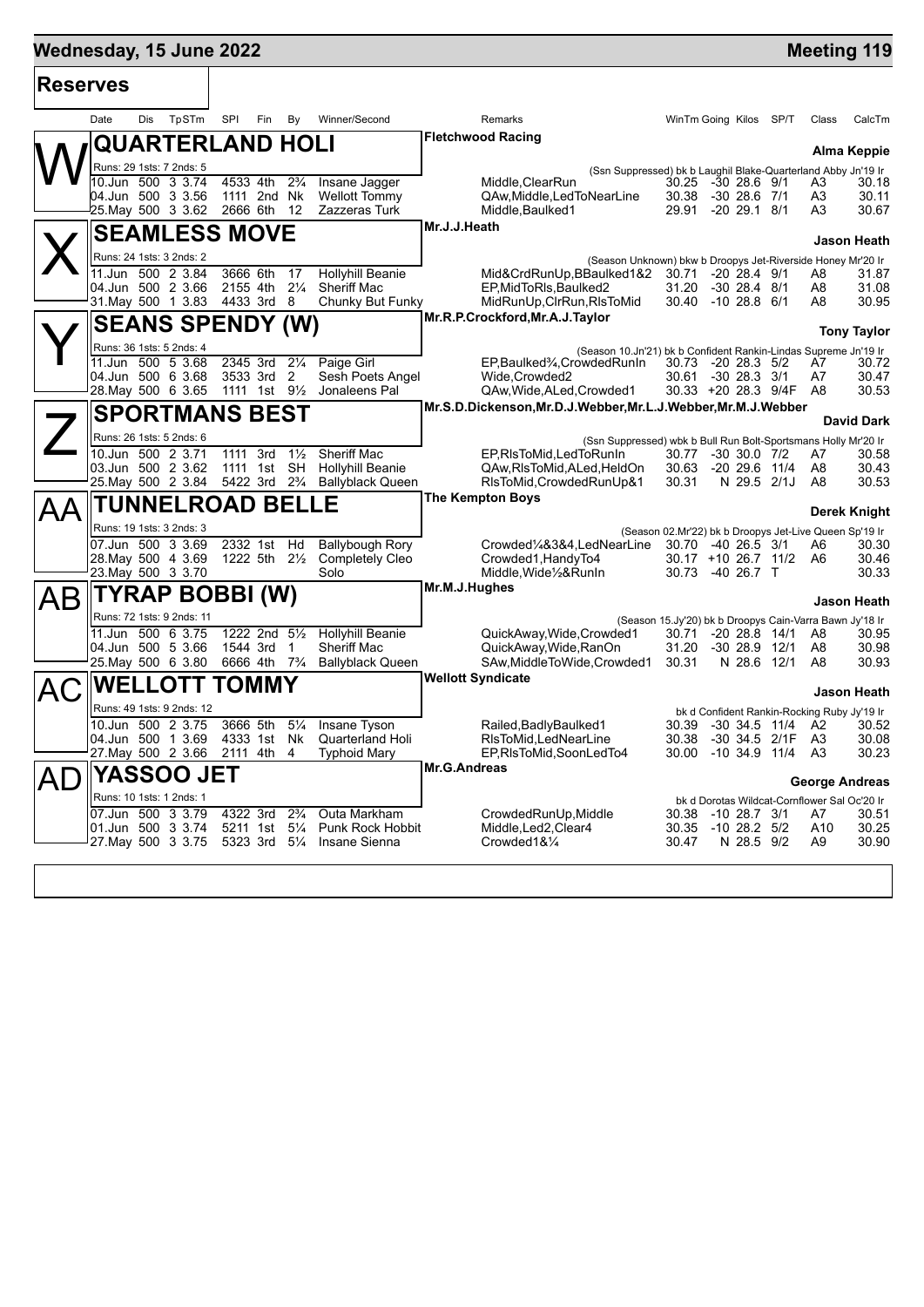# Wednesday, 15 June 2022 — Meeting 119

## Reserves

| Date | Dis | TpSTm | SPI | Fin | By | Winner/Second | Remarks | WinTm | Going | Kilos | SP/T | Class | CalcTm |
|---|---|---|---|---|---|---|---|---|---|---|---|---|---|

### W — QUARTERLAND HOLI
**Fletchwood Racing** — Trainer: **Alma Keppie**
Runs: 29 1sts: 7 2nds: 5 — (Ssn Suppressed) bk b Laughil Blake-Quarterland Abby Jn'19 Ir

| Date | Dis | TpSTm | SPI | Fin | By | Winner/Second | Remarks | WinTm | Going | Kilos | SP/T | Class | CalcTm |
|---|---|---|---|---|---|---|---|---|---|---|---|---|---|
| 10.Jun | 500 | 3 3.74 | 4533 | 4th | 2¾ | Insane Jagger | Middle,ClearRun | 30.25 | -30 | 28.6 | 9/1 | A3 | 30.18 |
| 04.Jun | 500 | 3 3.56 | 1111 | 2nd | Nk | Wellott Tommy | QAw,Middle,LedToNearLine | 30.38 | -30 | 28.6 | 7/1 | A3 | 30.11 |
| 25.May | 500 | 3 3.62 | 2666 | 6th | 12 | Zazzeras Turk | Middle,Baulked1 | 29.91 | -20 | 29.1 | 8/1 | A3 | 30.67 |

### X — SEAMLESS MOVE
**Mr.J.J.Heath** — Trainer: **Jason Heath**
Runs: 24 1sts: 3 2nds: 2 — (Season Unknown) bkw b Droopys Jet-Riverside Honey Mr'20 Ir

| Date | Dis | TpSTm | SPI | Fin | By | Winner/Second | Remarks | WinTm | Going | Kilos | SP/T | Class | CalcTm |
|---|---|---|---|---|---|---|---|---|---|---|---|---|---|
| 11.Jun | 500 | 2 3.84 | 3666 | 6th | 17 | Hollyhill Beanie | Mid&CrdRunUp,BBaulked1&2 | 30.71 | -20 | 28.4 | 9/1 | A8 | 31.87 |
| 04.Jun | 500 | 2 3.66 | 2155 | 4th | 2¼ | Sheriff Mac | EP,MidToRls,Baulked2 | 31.20 | -30 | 28.4 | 8/1 | A8 | 31.08 |
| 31.May | 500 | 1 3.83 | 4433 | 3rd | 8 | Chunky But Funky | MidRunUp,ClrRun,RlsToMid | 30.40 | -10 | 28.8 | 6/1 | A8 | 30.95 |

### Y — SEANS SPENDY (W)
**Mr.R.P.Crockford,Mr.A.J.Taylor** — Trainer: **Tony Taylor**
Runs: 36 1sts: 5 2nds: 4 — (Season 10.Jn'21) bk b Confident Rankin-Lindas Supreme Jn'19 Ir

| Date | Dis | TpSTm | SPI | Fin | By | Winner/Second | Remarks | WinTm | Going | Kilos | SP/T | Class | CalcTm |
|---|---|---|---|---|---|---|---|---|---|---|---|---|---|
| 11.Jun | 500 | 5 3.68 | 2345 | 3rd | 2¼ | Paige Girl | EP,Baulked¾,CrowdedRunIn | 30.73 | -20 | 28.3 | 5/2 | A7 | 30.72 |
| 04.Jun | 500 | 6 3.68 | 3533 | 3rd | 2 | Sesh Poets Angel | Wide,Crowded2 | 30.61 | -30 | 28.3 | 3/1 | A7 | 30.47 |
| 28.May | 500 | 6 3.65 | 1111 | 1st | 9½ | Jonaleens Pal | QAw,Wide,ALed,Crowded1 | 30.33 | +20 | 28.3 | 9/4F | A8 | 30.53 |

### Z — SPORTMANS BEST
**Mr.S.D.Dickenson,Mr.D.J.Webber,Mr.L.J.Webber,Mr.M.J.Webber** — Trainer: **David Dark**
Runs: 26 1sts: 5 2nds: 6 — (Ssn Suppressed) wbk b Bull Run Bolt-Sportsmans Holly Mr'20 Ir

| Date | Dis | TpSTm | SPI | Fin | By | Winner/Second | Remarks | WinTm | Going | Kilos | SP/T | Class | CalcTm |
|---|---|---|---|---|---|---|---|---|---|---|---|---|---|
| 10.Jun | 500 | 2 3.71 | 1111 | 3rd | 1½ | Sheriff Mac | EP,RlsToMid,LedToRunIn | 30.77 | -30 | 30.0 | 7/2 | A7 | 30.58 |
| 03.Jun | 500 | 2 3.62 | 1111 | 1st | SH | Hollyhill Beanie | QAw,RlsToMid,ALed,HeldOn | 30.63 | -20 | 29.6 | 11/4 | A8 | 30.43 |
| 25.May | 500 | 2 3.84 | 5422 | 3rd | 2¾ | Ballyblack Queen | RlsToMid,CrowdedRunUp&1 | 30.31 | N | 29.5 | 2/1J | A8 | 30.53 |

### AA — TUNNELROAD BELLE
**The Kempton Boys** — Trainer: **Derek Knight**
Runs: 19 1sts: 3 2nds: 3 — (Season 02.Mr'22) bk b Droopys Jet-Live Queen Sp'19 Ir

| Date | Dis | TpSTm | SPI | Fin | By | Winner/Second | Remarks | WinTm | Going | Kilos | SP/T | Class | CalcTm |
|---|---|---|---|---|---|---|---|---|---|---|---|---|---|
| 07.Jun | 500 | 3 3.69 | 2332 | 1st | Hd | Ballybough Rory | Crowded¼&3&4,LedNearLine | 30.70 | -40 | 26.5 | 3/1 | A6 | 30.30 |
| 28.May | 500 | 4 3.69 | 1222 | 5th | 2½ | Completely Cleo | Crowded1,HandyTo4 | 30.17 | +10 | 26.7 | 11/2 | A6 | 30.46 |
| 23.May | 500 | 3 3.70 | | | | Solo | Middle,Wide½&RunIn | 30.73 | -40 | 26.7 | T | | 30.33 |

### AB — TYRAP BOBBI (W)
**Mr.M.J.Hughes** — Trainer: **Jason Heath**
Runs: 72 1sts: 9 2nds: 11 — (Season 15.Jy'20) bk b Droopys Cain-Varra Bawn Jy'18 Ir

| Date | Dis | TpSTm | SPI | Fin | By | Winner/Second | Remarks | WinTm | Going | Kilos | SP/T | Class | CalcTm |
|---|---|---|---|---|---|---|---|---|---|---|---|---|---|
| 11.Jun | 500 | 6 3.75 | 1222 | 2nd | 5½ | Hollyhill Beanie | QuickAway,Wide,Crowded1 | 30.71 | -20 | 28.8 | 14/1 | A8 | 30.95 |
| 04.Jun | 500 | 5 3.66 | 1544 | 3rd | 1 | Sheriff Mac | QuickAway,Wide,RanOn | 31.20 | -30 | 28.9 | 12/1 | A8 | 30.98 |
| 25.May | 500 | 6 3.80 | 6666 | 4th | 7¾ | Ballyblack Queen | SAw,MiddleToWide,Crowded1 | 30.31 | N | 28.6 | 12/1 | A8 | 30.93 |

### AC — WELLOTT TOMMY
**Wellott Syndicate** — Trainer: **Jason Heath**
Runs: 49 1sts: 9 2nds: 12 — bk d Confident Rankin-Rocking Ruby Jy'19 Ir

| Date | Dis | TpSTm | SPI | Fin | By | Winner/Second | Remarks | WinTm | Going | Kilos | SP/T | Class | CalcTm |
|---|---|---|---|---|---|---|---|---|---|---|---|---|---|
| 10.Jun | 500 | 2 3.75 | 3666 | 5th | 5¼ | Insane Tyson | Railed,BadlyBaulked1 | 30.39 | -30 | 34.5 | 11/4 | A2 | 30.52 |
| 04.Jun | 500 | 1 3.69 | 4333 | 1st | Nk | Quarterland Holi | RlsToMid,LedNearLine | 30.38 | -30 | 34.5 | 2/1F | A3 | 30.08 |
| 27.May | 500 | 2 3.66 | 2111 | 4th | 4 | Typhoid Mary | EP,RlsToMid,SoonLedTo4 | 30.00 | -10 | 34.9 | 11/4 | A3 | 30.23 |

### AD — YASSOO JET
**Mr.G.Andreas** — Trainer: **George Andreas**
Runs: 10 1sts: 1 2nds: 1 — bk d Dorotas Wildcat-Cornflower Sal Oc'20 Ir

| Date | Dis | TpSTm | SPI | Fin | By | Winner/Second | Remarks | WinTm | Going | Kilos | SP/T | Class | CalcTm |
|---|---|---|---|---|---|---|---|---|---|---|---|---|---|
| 07.Jun | 500 | 3 3.79 | 4322 | 3rd | 2¾ | Outa Markham | CrowdedRunUp,Middle | 30.38 | -10 | 28.7 | 3/1 | A7 | 30.51 |
| 01.Jun | 500 | 3 3.74 | 5211 | 1st | 5¼ | Punk Rock Hobbit | Middle,Led2,Clear4 | 30.35 | -10 | 28.2 | 5/2 | A10 | 30.25 |
| 27.May | 500 | 3 3.75 | 5323 | 3rd | 5¼ | Insane Sienna | Crowded1&¼ | 30.47 | N | 28.5 | 9/2 | A9 | 30.90 |